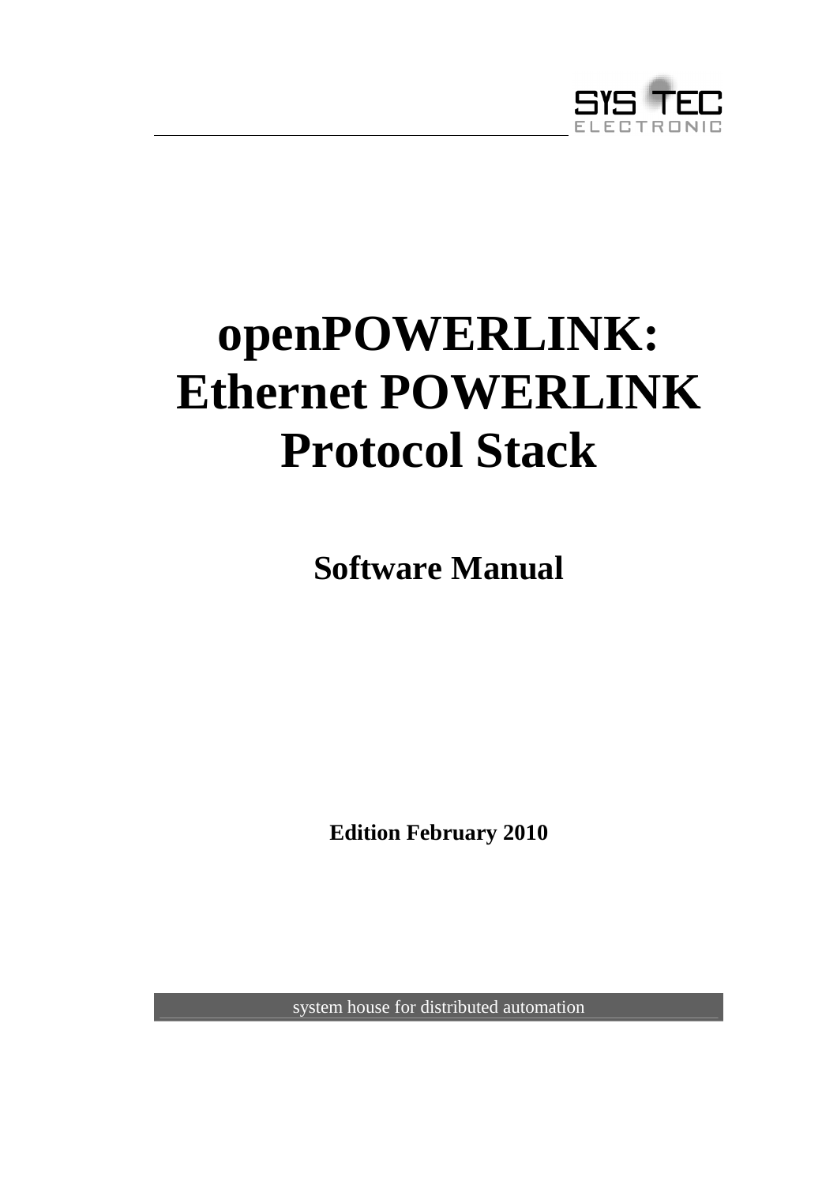SYS TEC ELECTRONIC

# openPOWERLINK: Ethernet POWERLINK Protocol Stack

## Software Manual

**Edition February 2010**

system house for distributed automation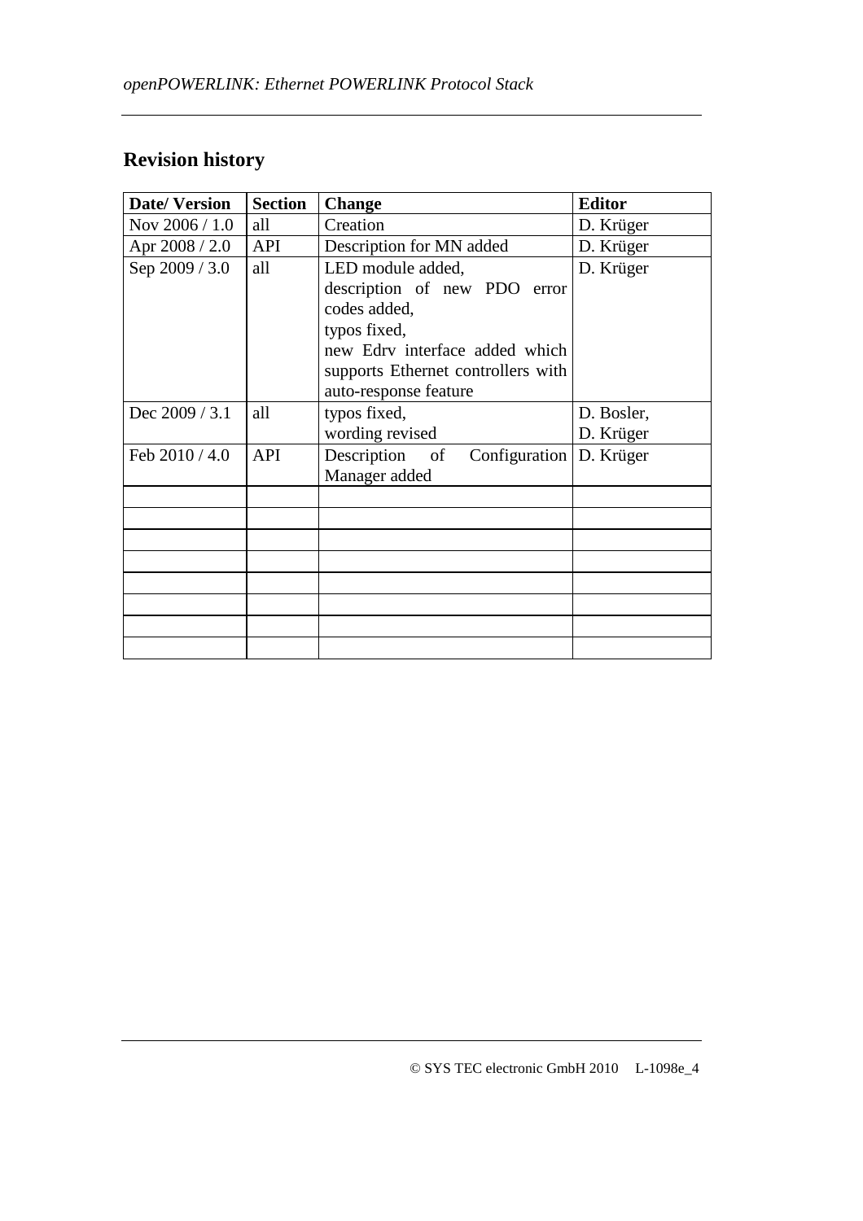## Revision history

| Date/ Version | Section | Change | Editor |
|---|---|---|---|
| Nov 2006 / 1.0 | all | Creation | D. Krüger |
| Apr 2008 / 2.0 | API | Description for MN added | D. Krüger |
| Sep 2009 / 3.0 | all | LED module added, description of new PDO error codes added, typos fixed, new Edrv interface added which supports Ethernet controllers with auto-response feature | D. Krüger |
| Dec 2009 / 3.1 | all | typos fixed, wording revised | D. Bosler, D. Krüger |
| Feb 2010 / 4.0 | API | Description of Configuration Manager added | D. Krüger |
| | | | |
| | | | |
| | | | |
| | | | |
| | | | |
| | | | |
| | | | |
| | | | |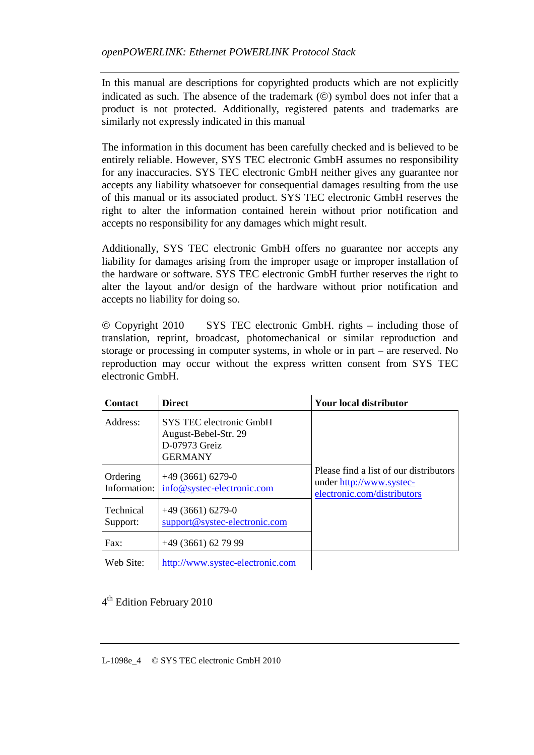In this manual are descriptions for copyrighted products which are not explicitly indicated as such. The absence of the trademark (©) symbol does not infer that a product is not protected. Additionally, registered patents and trademarks are similarly not expressly indicated in this manual

The information in this document has been carefully checked and is believed to be entirely reliable. However, SYS TEC electronic GmbH assumes no responsibility for any inaccuracies. SYS TEC electronic GmbH neither gives any guarantee nor accepts any liability whatsoever for consequential damages resulting from the use of this manual or its associated product. SYS TEC electronic GmbH reserves the right to alter the information contained herein without prior notification and accepts no responsibility for any damages which might result.

Additionally, SYS TEC electronic GmbH offers no guarantee nor accepts any liability for damages arising from the improper usage or improper installation of the hardware or software. SYS TEC electronic GmbH further reserves the right to alter the layout and/or design of the hardware without prior notification and accepts no liability for doing so.

© Copyright 2010 SYS TEC electronic GmbH. rights – including those of translation, reprint, broadcast, photomechanical or similar reproduction and storage or processing in computer systems, in whole or in part – are reserved. No reproduction may occur without the express written consent from SYS TEC electronic GmbH.

| **Contact** | **Direct** | **Your local distributor** |
|---|---|---|
| Address: | SYS TEC electronic GmbH<br>August-Bebel-Str. 29<br>D-07973 Greiz<br>GERMANY | Please find a list of our distributors under http://www.systec-electronic.com/distributors |
| Ordering Information: | +49 (3661) 6279-0<br>info@systec-electronic.com | |
| Technical Support: | +49 (3661) 6279-0<br>support@systec-electronic.com | |
| Fax: | +49 (3661) 62 79 99 | |
| Web Site: | http://www.systec-electronic.com | |

4th Edition February 2010

L-1098e_4 © SYS TEC electronic GmbH 2010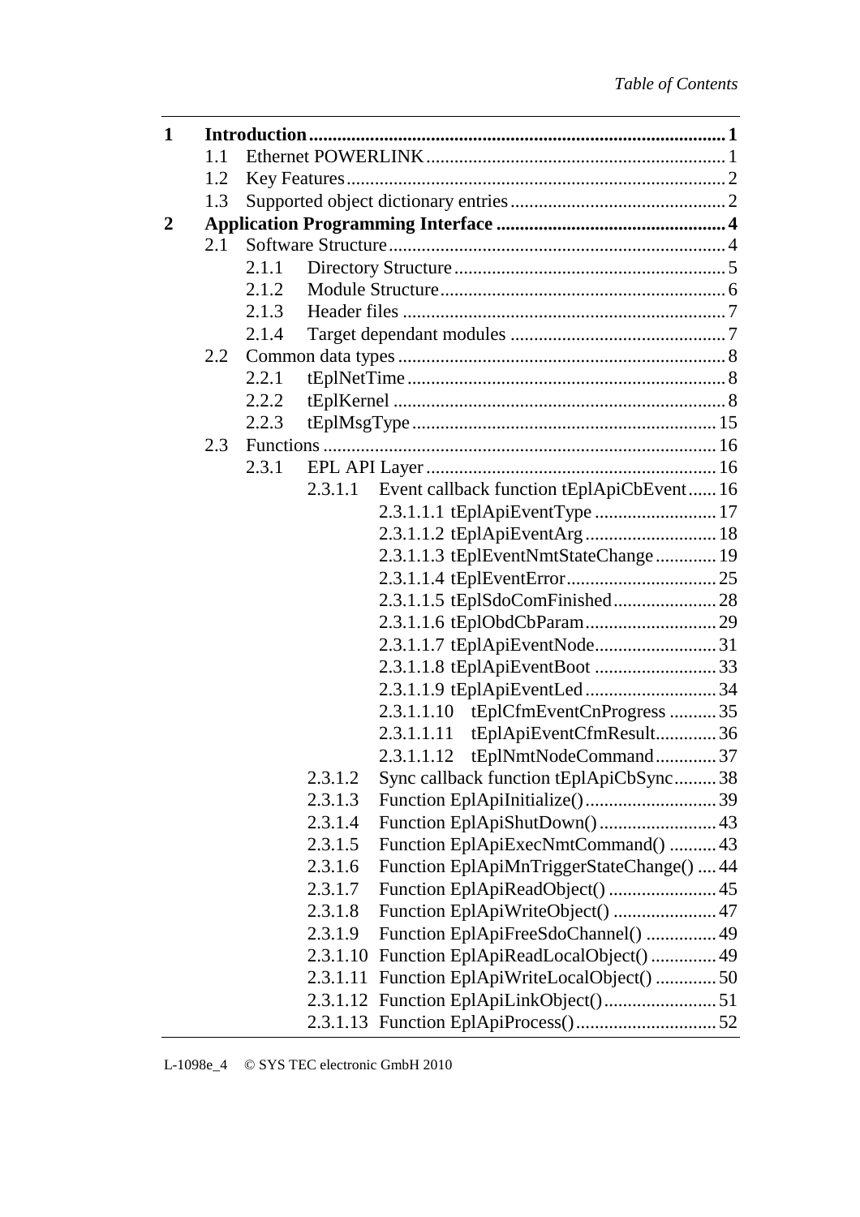| | | | |
|---|---|---|---|
| **1** | **Introduction** | | **1** |
| | 1.1 | Ethernet POWERLINK | 1 |
| | 1.2 | Key Features | 2 |
| | 1.3 | Supported object dictionary entries | 2 |
| **2** | **Application Programming Interface** | | **4** |
| | 2.1 | Software Structure | 4 |
| | 2.1.1 | Directory Structure | 5 |
| | 2.1.2 | Module Structure | 6 |
| | 2.1.3 | Header files | 7 |
| | 2.1.4 | Target dependant modules | 7 |
| | 2.2 | Common data types | 8 |
| | 2.2.1 | tEplNetTime | 8 |
| | 2.2.2 | tEplKernel | 8 |
| | 2.2.3 | tEplMsgType | 15 |
| | 2.3 | Functions | 16 |
| | 2.3.1 | EPL API Layer | 16 |
| | 2.3.1.1 | Event callback function tEplApiCbEvent | 16 |
| | 2.3.1.1.1 | tEplApiEventType | 17 |
| | 2.3.1.1.2 | tEplApiEventArg | 18 |
| | 2.3.1.1.3 | tEplEventNmtStateChange | 19 |
| | 2.3.1.1.4 | tEplEventError | 25 |
| | 2.3.1.1.5 | tEplSdoComFinished | 28 |
| | 2.3.1.1.6 | tEplObdCbParam | 29 |
| | 2.3.1.1.7 | tEplApiEventNode | 31 |
| | 2.3.1.1.8 | tEplApiEventBoot | 33 |
| | 2.3.1.1.9 | tEplApiEventLed | 34 |
| | 2.3.1.1.10 | tEplCfmEventCnProgress | 35 |
| | 2.3.1.1.11 | tEplApiEventCfmResult | 36 |
| | 2.3.1.1.12 | tEplNmtNodeCommand | 37 |
| | 2.3.1.2 | Sync callback function tEplApiCbSync | 38 |
| | 2.3.1.3 | Function EplApiInitialize() | 39 |
| | 2.3.1.4 | Function EplApiShutDown() | 43 |
| | 2.3.1.5 | Function EplApiExecNmtCommand() | 43 |
| | 2.3.1.6 | Function EplApiMnTriggerStateChange() | 44 |
| | 2.3.1.7 | Function EplApiReadObject() | 45 |
| | 2.3.1.8 | Function EplApiWriteObject() | 47 |
| | 2.3.1.9 | Function EplApiFreeSdoChannel() | 49 |
| | 2.3.1.10 | Function EplApiReadLocalObject() | 49 |
| | 2.3.1.11 | Function EplApiWriteLocalObject() | 50 |
| | 2.3.1.12 | Function EplApiLinkObject() | 51 |
| | 2.3.1.13 | Function EplApiProcess() | 52 |

L-1098e_4 © SYS TEC electronic GmbH 2010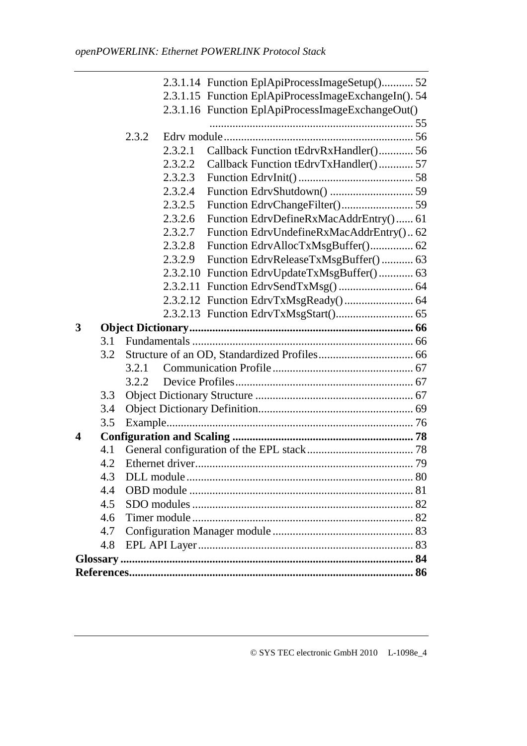2.3.1.14 Function EplApiProcessImageSetup() ........... 52
2.3.1.15 Function EplApiProcessImageExchangeIn() . 54
2.3.1.16 Function EplApiProcessImageExchangeOut() ...................................................................... 55

2.3.2 Edrv module ................................................................. 56
2.3.2.1 Callback Function tEdrvRxHandler() ............ 56
2.3.2.2 Callback Function tEdrvTxHandler() ............ 57
2.3.2.3 Function EdrvInit() ........................................ 58
2.3.2.4 Function EdrvShutdown() ............................. 59
2.3.2.5 Function EdrvChangeFilter() ......................... 59
2.3.2.6 Function EdrvDefineRxMacAddrEntry() ...... 61
2.3.2.7 Function EdrvUndefineRxMacAddrEntry() .. 62
2.3.2.8 Function EdrvAllocTxMsgBuffer() ............... 62
2.3.2.9 Function EdrvReleaseTxMsgBuffer() ........... 63
2.3.2.10 Function EdrvUpdateTxMsgBuffer() ............ 63
2.3.2.11 Function EdrvSendTxMsg() .......................... 64
2.3.2.12 Function EdrvTxMsgReady() ........................ 64
2.3.2.13 Function EdrvTxMsgStart() ........................... 65

**3 Object Dictionary ............................................................................ 66**

3.1 Fundamentals ............................................................................ 66
3.2 Structure of an OD, Standardized Profiles ................................. 66
3.2.1 Communication Profile ................................................. 67
3.2.2 Device Profiles .............................................................. 67
3.3 Object Dictionary Structure ...................................................... 67
3.4 Object Dictionary Definition ..................................................... 69
3.5 Example ..................................................................................... 76

**4 Configuration and Scaling .............................................................. 78**

4.1 General configuration of the EPL stack ..................................... 78
4.2 Ethernet driver ........................................................................... 79
4.3 DLL module ............................................................................... 80
4.4 OBD module .............................................................................. 81
4.5 SDO modules ............................................................................. 82
4.6 Timer module ............................................................................. 82
4.7 Configuration Manager module ................................................. 83
4.8 EPL API Layer ........................................................................... 83

**Glossary ..................................................................................................... 84**

**References .................................................................................................. 86**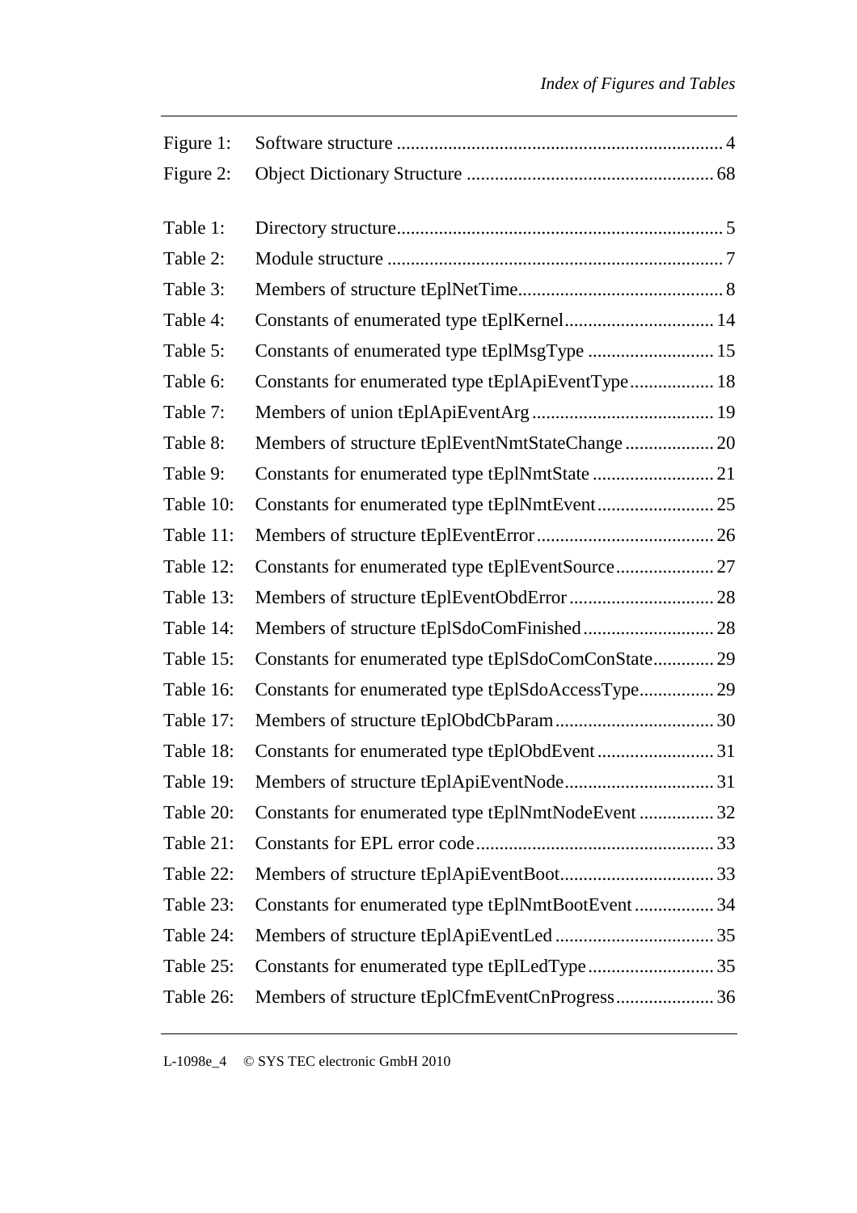Figure 1: Software structure ...................................................................... 4

Figure 2: Object Dictionary Structure ..................................................... 68

Table 1: Directory structure...................................................................... 5

Table 2: Module structure ........................................................................ 7

Table 3: Members of structure tEplNetTime............................................ 8

Table 4: Constants of enumerated type tEplKernel................................ 14

Table 5: Constants of enumerated type tEplMsgType ........................... 15

Table 6: Constants for enumerated type tEplApiEventType.................. 18

Table 7: Members of union tEplApiEventArg....................................... 19

Table 8: Members of structure tEplEventNmtStateChange................... 20

Table 9: Constants for enumerated type tEplNmtState .......................... 21

Table 10: Constants for enumerated type tEplNmtEvent......................... 25

Table 11: Members of structure tEplEventError...................................... 26

Table 12: Constants for enumerated type tEplEventSource..................... 27

Table 13: Members of structure tEplEventObdError............................... 28

Table 14: Members of structure tEplSdoComFinished............................ 28

Table 15: Constants for enumerated type tEplSdoComConState............. 29

Table 16: Constants for enumerated type tEplSdoAccessType................ 29

Table 17: Members of structure tEplObdCbParam.................................. 30

Table 18: Constants for enumerated type tEplObdEvent......................... 31

Table 19: Members of structure tEplApiEventNode................................ 31

Table 20: Constants for enumerated type tEplNmtNodeEvent ................ 32

Table 21: Constants for EPL error code................................................... 33

Table 22: Members of structure tEplApiEventBoot................................. 33

Table 23: Constants for enumerated type tEplNmtBootEvent................. 34

Table 24: Members of structure tEplApiEventLed .................................. 35

Table 25: Constants for enumerated type tEplLedType........................... 35

Table 26: Members of structure tEplCfmEventCnProgress..................... 36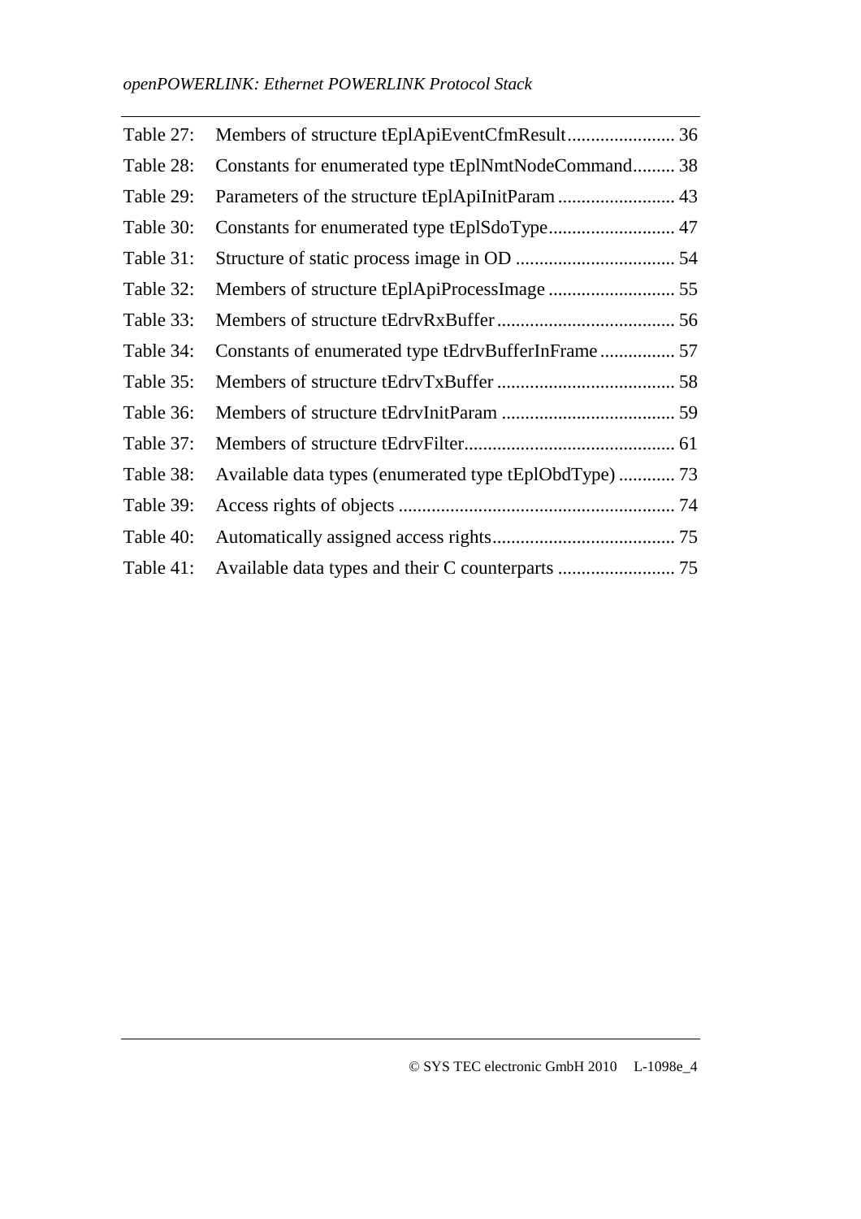| | | |
|---|---|---|
| Table 27: | Members of structure tEplApiEventCfmResult | 36 |
| Table 28: | Constants for enumerated type tEplNmtNodeCommand | 38 |
| Table 29: | Parameters of the structure tEplApiInitParam | 43 |
| Table 30: | Constants for enumerated type tEplSdoType | 47 |
| Table 31: | Structure of static process image in OD | 54 |
| Table 32: | Members of structure tEplApiProcessImage | 55 |
| Table 33: | Members of structure tEdrvRxBuffer | 56 |
| Table 34: | Constants of enumerated type tEdrvBufferInFrame | 57 |
| Table 35: | Members of structure tEdrvTxBuffer | 58 |
| Table 36: | Members of structure tEdrvInitParam | 59 |
| Table 37: | Members of structure tEdrvFilter | 61 |
| Table 38: | Available data types (enumerated type tEplObdType) | 73 |
| Table 39: | Access rights of objects | 74 |
| Table 40: | Automatically assigned access rights | 75 |
| Table 41: | Available data types and their C counterparts | 75 |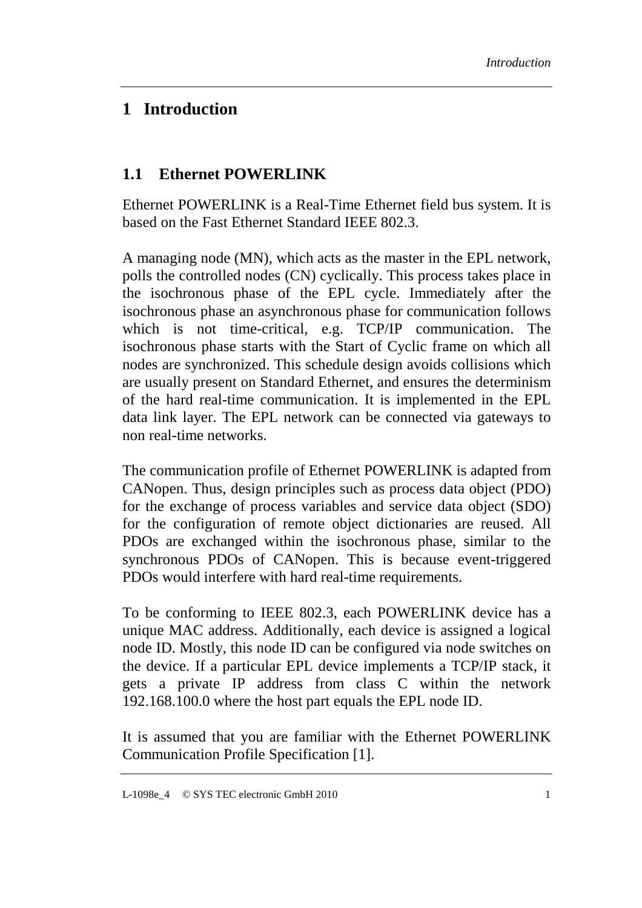# 1 Introduction

## 1.1 Ethernet POWERLINK

Ethernet POWERLINK is a Real-Time Ethernet field bus system. It is based on the Fast Ethernet Standard IEEE 802.3.

A managing node (MN), which acts as the master in the EPL network, polls the controlled nodes (CN) cyclically. This process takes place in the isochronous phase of the EPL cycle. Immediately after the isochronous phase an asynchronous phase for communication follows which is not time-critical, e.g. TCP/IP communication. The isochronous phase starts with the Start of Cyclic frame on which all nodes are synchronized. This schedule design avoids collisions which are usually present on Standard Ethernet, and ensures the determinism of the hard real-time communication. It is implemented in the EPL data link layer. The EPL network can be connected via gateways to non real-time networks.

The communication profile of Ethernet POWERLINK is adapted from CANopen. Thus, design principles such as process data object (PDO) for the exchange of process variables and service data object (SDO) for the configuration of remote object dictionaries are reused. All PDOs are exchanged within the isochronous phase, similar to the synchronous PDOs of CANopen. This is because event-triggered PDOs would interfere with hard real-time requirements.

To be conforming to IEEE 802.3, each POWERLINK device has a unique MAC address. Additionally, each device is assigned a logical node ID. Mostly, this node ID can be configured via node switches on the device. If a particular EPL device implements a TCP/IP stack, it gets a private IP address from class C within the network 192.168.100.0 where the host part equals the EPL node ID.

It is assumed that you are familiar with the Ethernet POWERLINK Communication Profile Specification [1].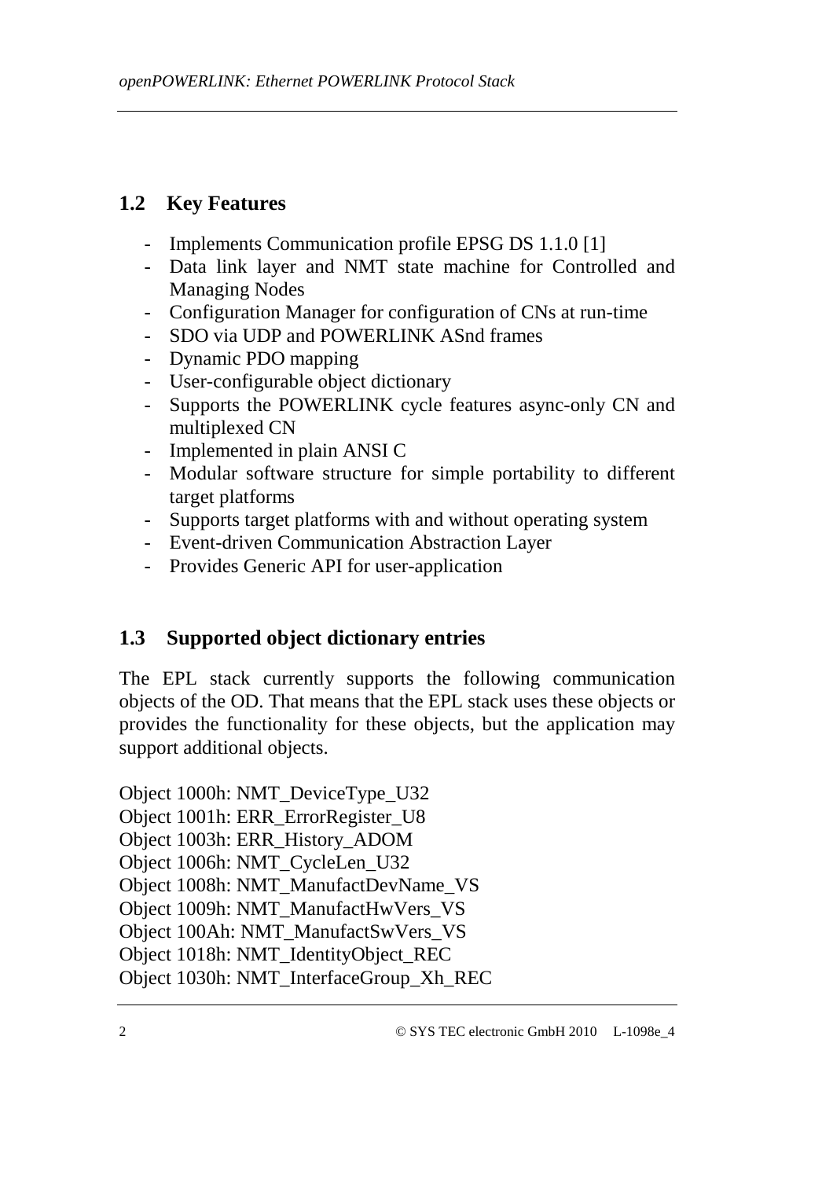## 1.2 Key Features

- Implements Communication profile EPSG DS 1.1.0 [1]
- Data link layer and NMT state machine for Controlled and Managing Nodes
- Configuration Manager for configuration of CNs at run-time
- SDO via UDP and POWERLINK ASnd frames
- Dynamic PDO mapping
- User-configurable object dictionary
- Supports the POWERLINK cycle features async-only CN and multiplexed CN
- Implemented in plain ANSI C
- Modular software structure for simple portability to different target platforms
- Supports target platforms with and without operating system
- Event-driven Communication Abstraction Layer
- Provides Generic API for user-application

## 1.3 Supported object dictionary entries

The EPL stack currently supports the following communication objects of the OD. That means that the EPL stack uses these objects or provides the functionality for these objects, but the application may support additional objects.

Object 1000h: NMT_DeviceType_U32
Object 1001h: ERR_ErrorRegister_U8
Object 1003h: ERR_History_ADOM
Object 1006h: NMT_CycleLen_U32
Object 1008h: NMT_ManufactDevName_VS
Object 1009h: NMT_ManufactHwVers_VS
Object 100Ah: NMT_ManufactSwVers_VS
Object 1018h: NMT_IdentityObject_REC
Object 1030h: NMT_InterfaceGroup_Xh_REC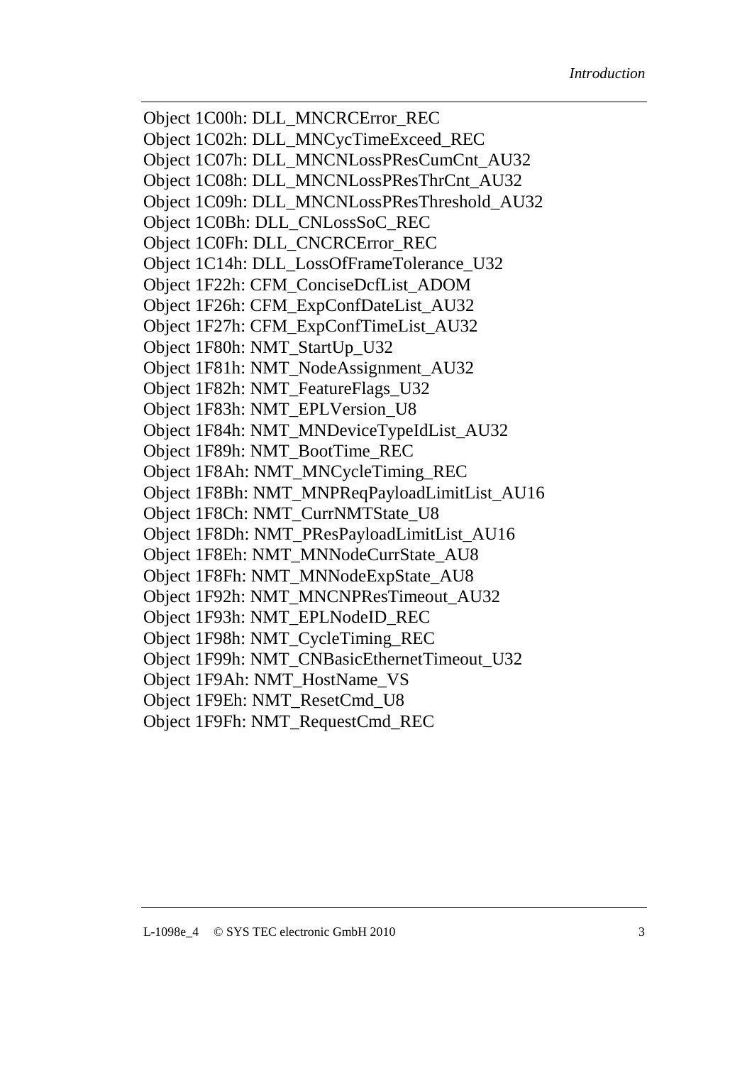Object 1C00h: DLL_MNCRCError_REC
Object 1C02h: DLL_MNCycTimeExceed_REC
Object 1C07h: DLL_MNCNLossPResCumCnt_AU32
Object 1C08h: DLL_MNCNLossPResThrCnt_AU32
Object 1C09h: DLL_MNCNLossPResThreshold_AU32
Object 1C0Bh: DLL_CNLossSoC_REC
Object 1C0Fh: DLL_CNCRCError_REC
Object 1C14h: DLL_LossOfFrameTolerance_U32
Object 1F22h: CFM_ConciseDcfList_ADOM
Object 1F26h: CFM_ExpConfDateList_AU32
Object 1F27h: CFM_ExpConfTimeList_AU32
Object 1F80h: NMT_StartUp_U32
Object 1F81h: NMT_NodeAssignment_AU32
Object 1F82h: NMT_FeatureFlags_U32
Object 1F83h: NMT_EPLVersion_U8
Object 1F84h: NMT_MNDeviceTypeIdList_AU32
Object 1F89h: NMT_BootTime_REC
Object 1F8Ah: NMT_MNCycleTiming_REC
Object 1F8Bh: NMT_MNPReqPayloadLimitList_AU16
Object 1F8Ch: NMT_CurrNMTState_U8
Object 1F8Dh: NMT_PResPayloadLimitList_AU16
Object 1F8Eh: NMT_MNNodeCurrState_AU8
Object 1F8Fh: NMT_MNNodeExpState_AU8
Object 1F92h: NMT_MNCNPResTimeout_AU32
Object 1F93h: NMT_EPLNodeID_REC
Object 1F98h: NMT_CycleTiming_REC
Object 1F99h: NMT_CNBasicEthernetTimeout_U32
Object 1F9Ah: NMT_HostName_VS
Object 1F9Eh: NMT_ResetCmd_U8
Object 1F9Fh: NMT_RequestCmd_REC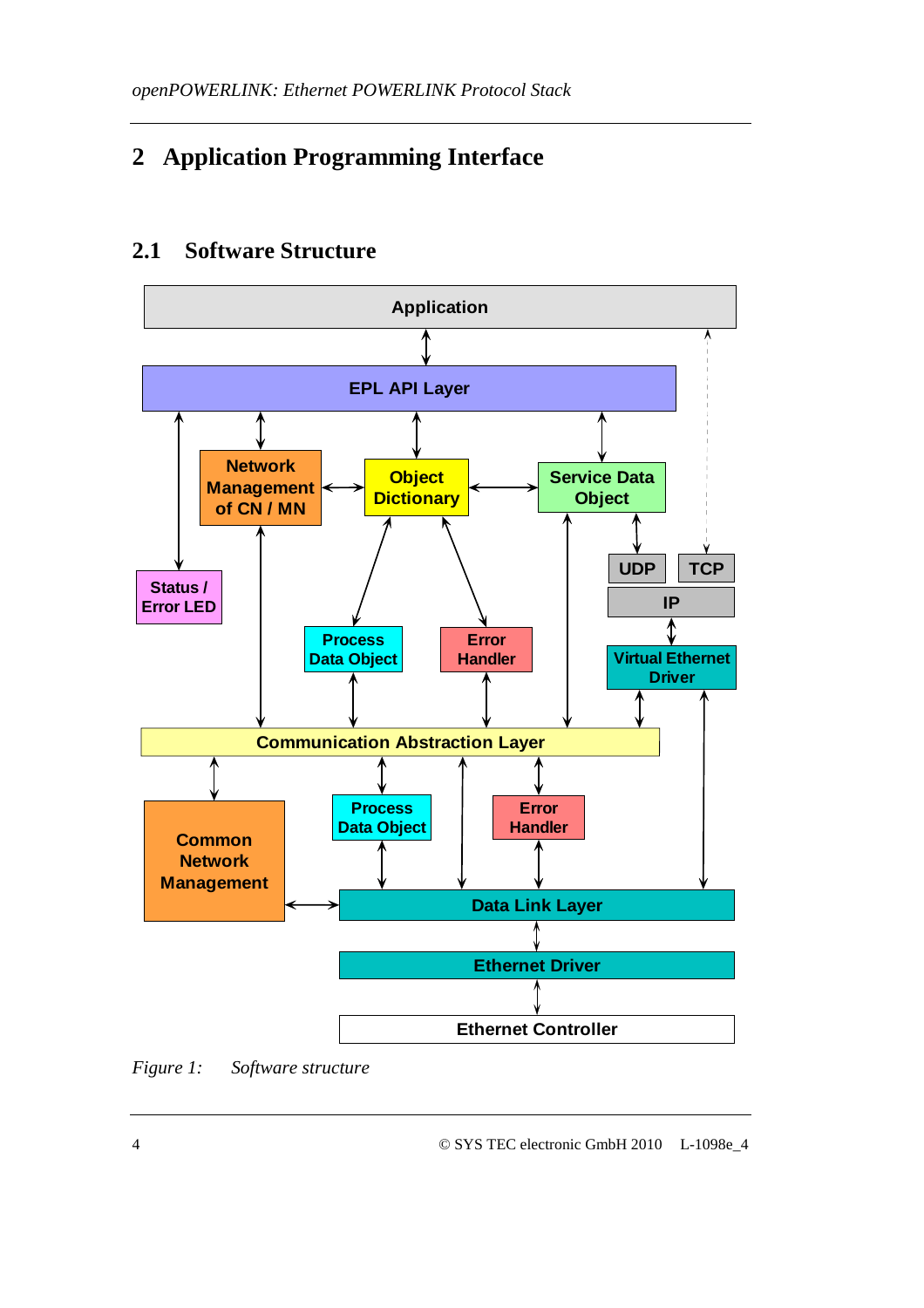# 2 Application Programming Interface

## 2.1 Software Structure

Application

EPL API Layer

Network Management of CN / MN

Object Dictionary

Service Data Object

Status / Error LED

UDP

TCP

IP

Process Data Object

Error Handler

Virtual Ethernet Driver

Communication Abstraction Layer

Common Network Management

Process Data Object

Error Handler

Data Link Layer

Ethernet Driver

Ethernet Controller

*Figure 1: Software structure*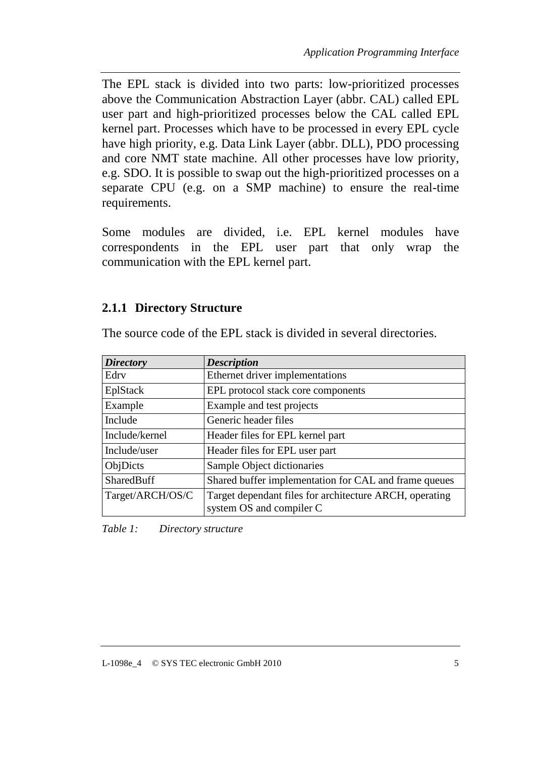The EPL stack is divided into two parts: low-prioritized processes above the Communication Abstraction Layer (abbr. CAL) called EPL user part and high-prioritized processes below the CAL called EPL kernel part. Processes which have to be processed in every EPL cycle have high priority, e.g. Data Link Layer (abbr. DLL), PDO processing and core NMT state machine. All other processes have low priority, e.g. SDO. It is possible to swap out the high-prioritized processes on a separate CPU (e.g. on a SMP machine) to ensure the real-time requirements.

Some modules are divided, i.e. EPL kernel modules have correspondents in the EPL user part that only wrap the communication with the EPL kernel part.

### 2.1.1 Directory Structure

The source code of the EPL stack is divided in several directories.

| ***Directory*** | ***Description*** |
|---|---|
| Edrv | Ethernet driver implementations |
| EplStack | EPL protocol stack core components |
| Example | Example and test projects |
| Include | Generic header files |
| Include/kernel | Header files for EPL kernel part |
| Include/user | Header files for EPL user part |
| ObjDicts | Sample Object dictionaries |
| SharedBuff | Shared buffer implementation for CAL and frame queues |
| Target/ARCH/OS/C | Target dependant files for architecture ARCH, operating system OS and compiler C |

*Table 1: Directory structure*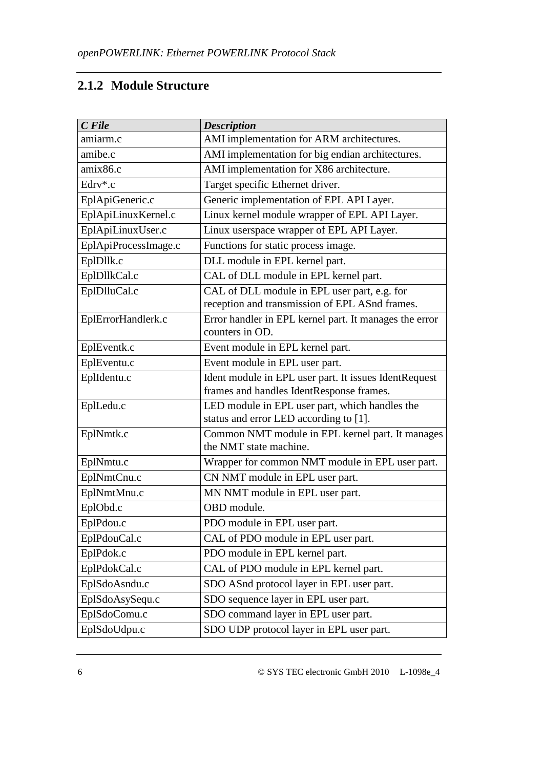### 2.1.2 Module Structure

| *C File* | *Description* |
|---|---|
| amiarm.c | AMI implementation for ARM architectures. |
| amibe.c | AMI implementation for big endian architectures. |
| amix86.c | AMI implementation for X86 architecture. |
| Edrv*.c | Target specific Ethernet driver. |
| EplApiGeneric.c | Generic implementation of EPL API Layer. |
| EplApiLinuxKernel.c | Linux kernel module wrapper of EPL API Layer. |
| EplApiLinuxUser.c | Linux userspace wrapper of EPL API Layer. |
| EplApiProcessImage.c | Functions for static process image. |
| EplDllk.c | DLL module in EPL kernel part. |
| EplDllkCal.c | CAL of DLL module in EPL kernel part. |
| EplDlluCal.c | CAL of DLL module in EPL user part, e.g. for reception and transmission of EPL ASnd frames. |
| EplErrorHandlerk.c | Error handler in EPL kernel part. It manages the error counters in OD. |
| EplEventk.c | Event module in EPL kernel part. |
| EplEventu.c | Event module in EPL user part. |
| EplIdentu.c | Ident module in EPL user part. It issues IdentRequest frames and handles IdentResponse frames. |
| EplLedu.c | LED module in EPL user part, which handles the status and error LED according to [1]. |
| EplNmtk.c | Common NMT module in EPL kernel part. It manages the NMT state machine. |
| EplNmtu.c | Wrapper for common NMT module in EPL user part. |
| EplNmtCnu.c | CN NMT module in EPL user part. |
| EplNmtMnu.c | MN NMT module in EPL user part. |
| EplObd.c | OBD module. |
| EplPdou.c | PDO module in EPL user part. |
| EplPdouCal.c | CAL of PDO module in EPL user part. |
| EplPdok.c | PDO module in EPL kernel part. |
| EplPdokCal.c | CAL of PDO module in EPL kernel part. |
| EplSdoAsndu.c | SDO ASnd protocol layer in EPL user part. |
| EplSdoAsySequ.c | SDO sequence layer in EPL user part. |
| EplSdoComu.c | SDO command layer in EPL user part. |
| EplSdoUdpu.c | SDO UDP protocol layer in EPL user part. |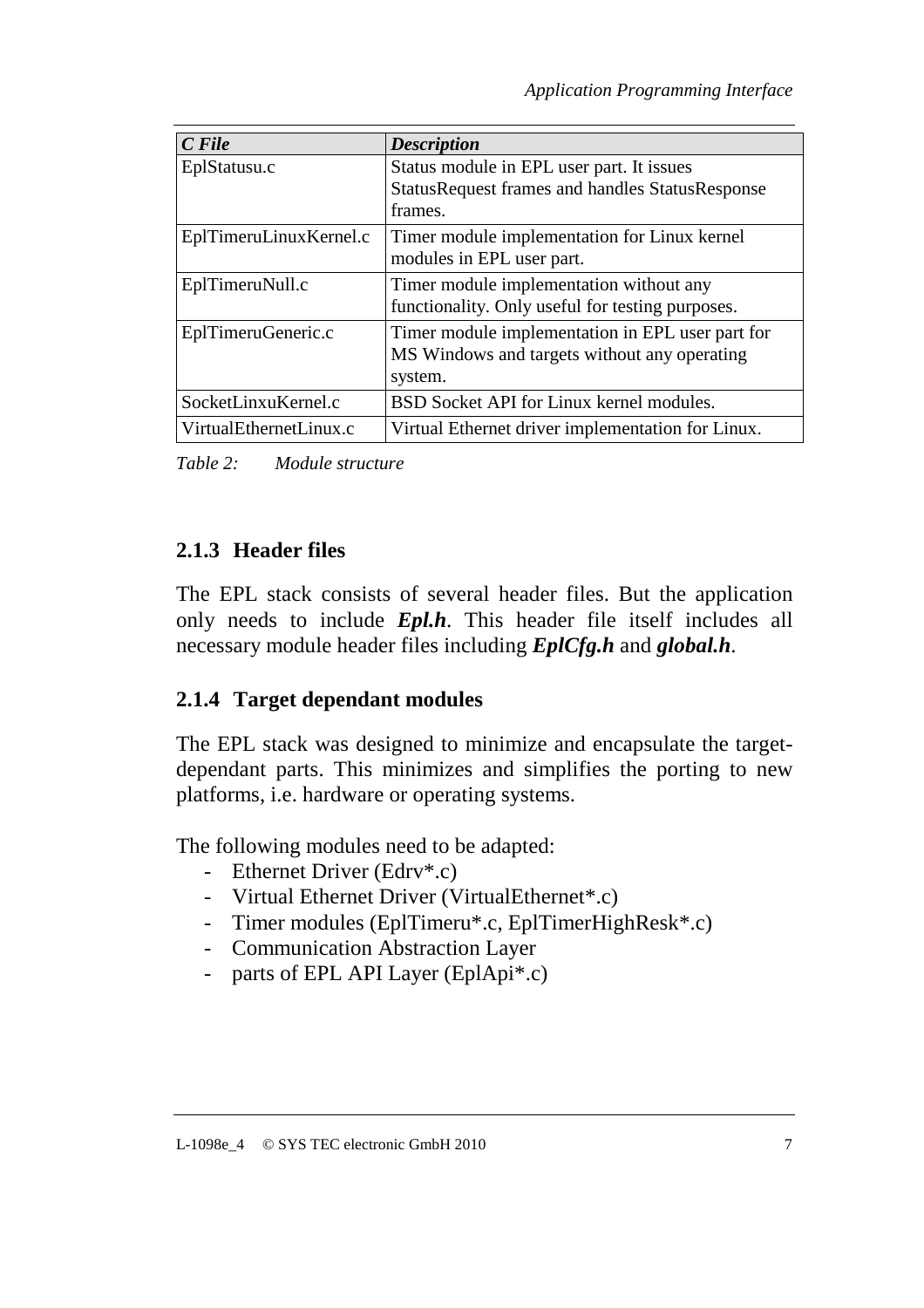| *C File* | *Description* |
|---|---|
| EplStatusu.c | Status module in EPL user part. It issues StatusRequest frames and handles StatusResponse frames. |
| EplTimeruLinuxKernel.c | Timer module implementation for Linux kernel modules in EPL user part. |
| EplTimeruNull.c | Timer module implementation without any functionality. Only useful for testing purposes. |
| EplTimeruGeneric.c | Timer module implementation in EPL user part for MS Windows and targets without any operating system. |
| SocketLinxuKernel.c | BSD Socket API for Linux kernel modules. |
| VirtualEthernetLinux.c | Virtual Ethernet driver implementation for Linux. |

*Table 2: Module structure*

### 2.1.3 Header files

The EPL stack consists of several header files. But the application only needs to include ***Epl.h***. This header file itself includes all necessary module header files including ***EplCfg.h*** and ***global.h***.

### 2.1.4 Target dependant modules

The EPL stack was designed to minimize and encapsulate the target-dependant parts. This minimizes and simplifies the porting to new platforms, i.e. hardware or operating systems.

The following modules need to be adapted:

- Ethernet Driver (Edrv*.c)
- Virtual Ethernet Driver (VirtualEthernet*.c)
- Timer modules (EplTimeru*.c, EplTimerHighResk*.c)
- Communication Abstraction Layer
- parts of EPL API Layer (EplApi*.c)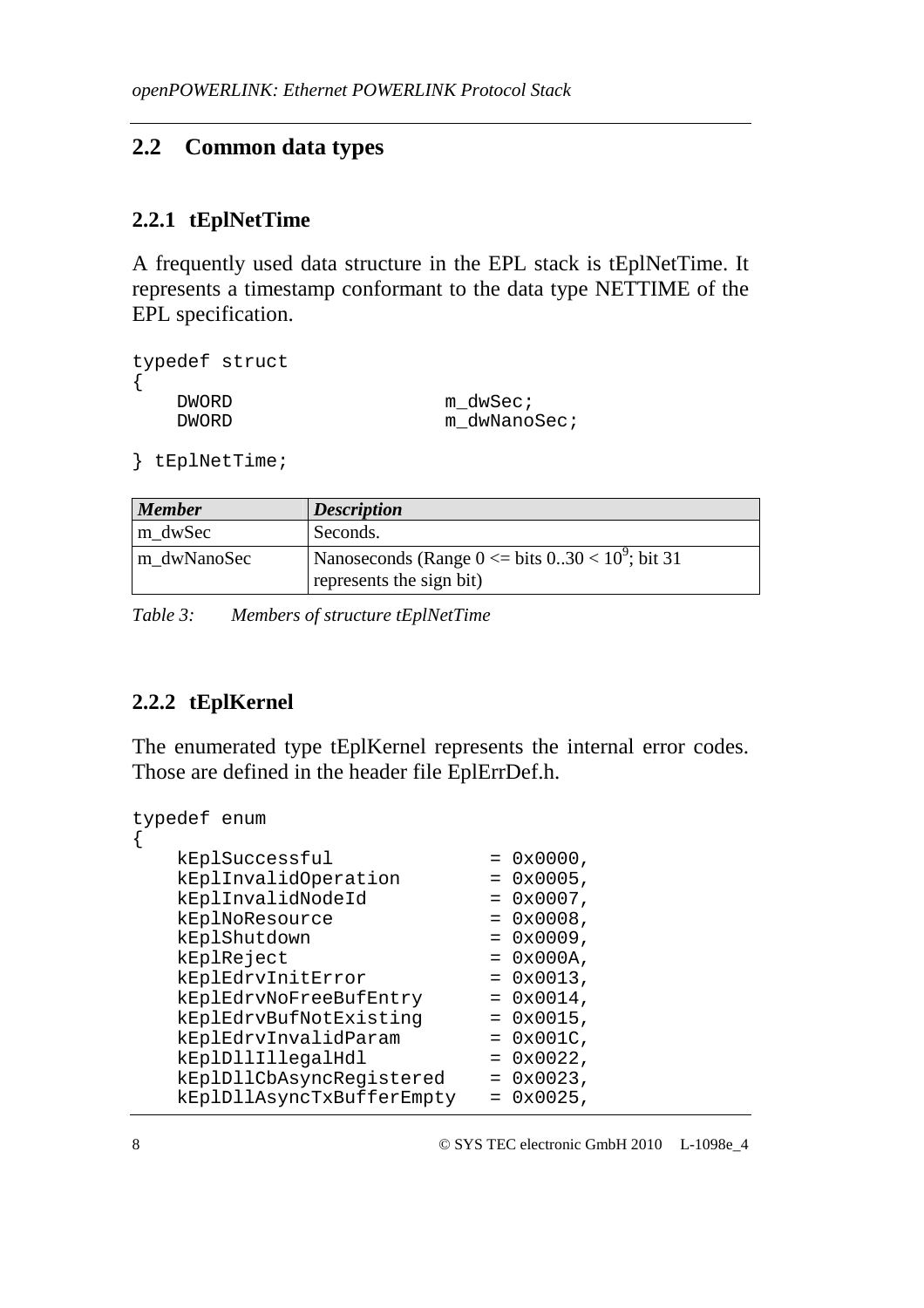## 2.2 Common data types

### 2.2.1 tEplNetTime

A frequently used data structure in the EPL stack is tEplNetTime. It represents a timestamp conformant to the data type NETTIME of the EPL specification.

```
typedef struct
{
    DWORD                   m_dwSec;
    DWORD                   m_dwNanoSec;

} tEplNetTime;
```

| *Member* | *Description* |
|---|---|
| m_dwSec | Seconds. |
| m_dwNanoSec | Nanoseconds (Range 0 <= bits 0..30 < $10^9$; bit 31 represents the sign bit) |

*Table 3: Members of structure tEplNetTime*

### 2.2.2 tEplKernel

The enumerated type tEplKernel represents the internal error codes. Those are defined in the header file EplErrDef.h.

```
typedef enum
{
    kEplSuccessful              = 0x0000,
    kEplInvalidOperation        = 0x0005,
    kEplInvalidNodeId           = 0x0007,
    kEplNoResource              = 0x0008,
    kEplShutdown                = 0x0009,
    kEplReject                  = 0x000A,
    kEplEdrvInitError           = 0x0013,
    kEplEdrvNoFreeBufEntry      = 0x0014,
    kEplEdrvBufNotExisting      = 0x0015,
    kEplEdrvInvalidParam        = 0x001C,
    kEplDllIllegalHdl           = 0x0022,
    kEplDllCbAsyncRegistered    = 0x0023,
    kEplDllAsyncTxBufferEmpty   = 0x0025,
```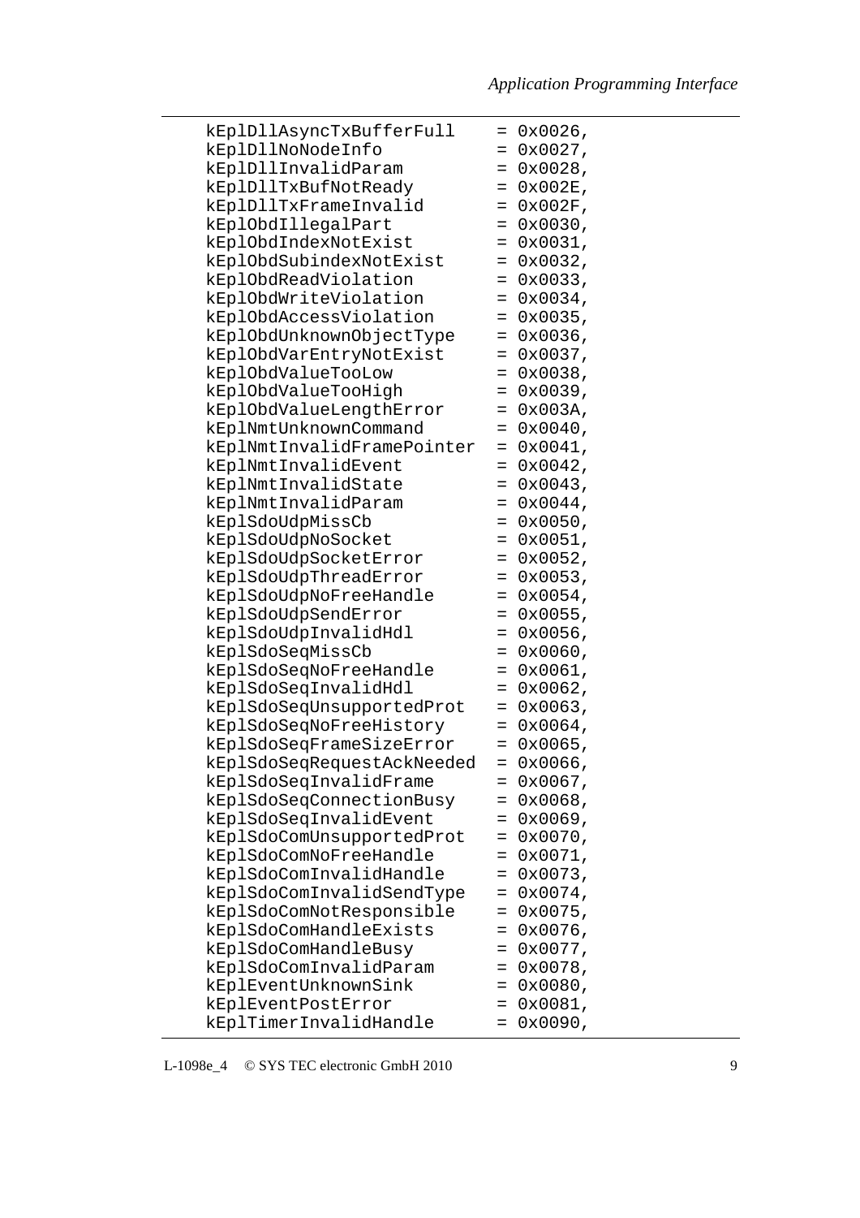```
    kEplDllAsyncTxBufferFull    = 0x0026,
    kEplDllNoNodeInfo           = 0x0027,
    kEplDllInvalidParam         = 0x0028,
    kEplDllTxBufNotReady        = 0x002E,
    kEplDllTxFrameInvalid       = 0x002F,
    kEplObdIllegalPart          = 0x0030,
    kEplObdIndexNotExist        = 0x0031,
    kEplObdSubindexNotExist     = 0x0032,
    kEplObdReadViolation        = 0x0033,
    kEplObdWriteViolation       = 0x0034,
    kEplObdAccessViolation      = 0x0035,
    kEplObdUnknownObjectType    = 0x0036,
    kEplObdVarEntryNotExist     = 0x0037,
    kEplObdValueTooLow          = 0x0038,
    kEplObdValueTooHigh         = 0x0039,
    kEplObdValueLengthError     = 0x003A,
    kEplNmtUnknownCommand       = 0x0040,
    kEplNmtInvalidFramePointer  = 0x0041,
    kEplNmtInvalidEvent         = 0x0042,
    kEplNmtInvalidState         = 0x0043,
    kEplNmtInvalidParam         = 0x0044,
    kEplSdoUdpMissCb            = 0x0050,
    kEplSdoUdpNoSocket          = 0x0051,
    kEplSdoUdpSocketError       = 0x0052,
    kEplSdoUdpThreadError       = 0x0053,
    kEplSdoUdpNoFreeHandle      = 0x0054,
    kEplSdoUdpSendError         = 0x0055,
    kEplSdoUdpInvalidHdl        = 0x0056,
    kEplSdoSeqMissCb            = 0x0060,
    kEplSdoSeqNoFreeHandle      = 0x0061,
    kEplSdoSeqInvalidHdl        = 0x0062,
    kEplSdoSeqUnsupportedProt   = 0x0063,
    kEplSdoSeqNoFreeHistory     = 0x0064,
    kEplSdoSeqFrameSizeError    = 0x0065,
    kEplSdoSeqRequestAckNeeded  = 0x0066,
    kEplSdoSeqInvalidFrame      = 0x0067,
    kEplSdoSeqConnectionBusy    = 0x0068,
    kEplSdoSeqInvalidEvent      = 0x0069,
    kEplSdoComUnsupportedProt   = 0x0070,
    kEplSdoComNoFreeHandle      = 0x0071,
    kEplSdoComInvalidHandle     = 0x0073,
    kEplSdoComInvalidSendType   = 0x0074,
    kEplSdoComNotResponsible    = 0x0075,
    kEplSdoComHandleExists      = 0x0076,
    kEplSdoComHandleBusy        = 0x0077,
    kEplSdoComInvalidParam      = 0x0078,
    kEplEventUnknownSink        = 0x0080,
    kEplEventPostError          = 0x0081,
    kEplTimerInvalidHandle      = 0x0090,
```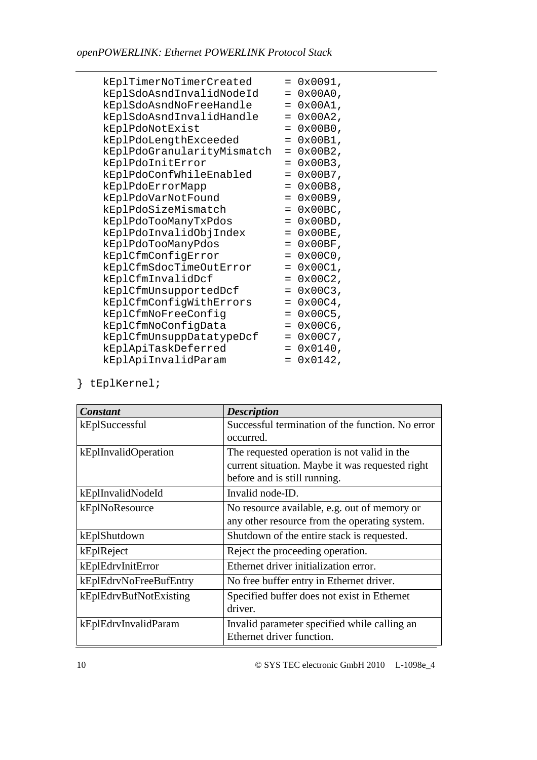```
    kEplTimerNoTimerCreated     = 0x0091,
    kEplSdoAsndInvalidNodeId    = 0x00A0,
    kEplSdoAsndNoFreeHandle     = 0x00A1,
    kEplSdoAsndInvalidHandle    = 0x00A2,
    kEplPdoNotExist             = 0x00B0,
    kEplPdoLengthExceeded       = 0x00B1,
    kEplPdoGranularityMismatch  = 0x00B2,
    kEplPdoInitError            = 0x00B3,
    kEplPdoConfWhileEnabled     = 0x00B7,
    kEplPdoErrorMapp            = 0x00B8,
    kEplPdoVarNotFound          = 0x00B9,
    kEplPdoSizeMismatch         = 0x00BC,
    kEplPdoTooManyTxPdos        = 0x00BD,
    kEplPdoInvalidObjIndex      = 0x00BE,
    kEplPdoTooManyPdos          = 0x00BF,
    kEplCfmConfigError          = 0x00C0,
    kEplCfmSdocTimeOutError     = 0x00C1,
    kEplCfmInvalidDcf           = 0x00C2,
    kEplCfmUnsupportedDcf       = 0x00C3,
    kEplCfmConfigWithErrors     = 0x00C4,
    kEplCfmNoFreeConfig         = 0x00C5,
    kEplCfmNoConfigData         = 0x00C6,
    kEplCfmUnsuppDatatypeDcf    = 0x00C7,
    kEplApiTaskDeferred         = 0x0140,
    kEplApiInvalidParam         = 0x0142,

} tEplKernel;
```

| ***Constant*** | ***Description*** |
|---|---|
| kEplSuccessful | Successful termination of the function. No error occurred. |
| kEplInvalidOperation | The requested operation is not valid in the current situation. Maybe it was requested right before and is still running. |
| kEplInvalidNodeId | Invalid node-ID. |
| kEplNoResource | No resource available, e.g. out of memory or any other resource from the operating system. |
| kEplShutdown | Shutdown of the entire stack is requested. |
| kEplReject | Reject the proceeding operation. |
| kEplEdrvInitError | Ethernet driver initialization error. |
| kEplEdrvNoFreeBufEntry | No free buffer entry in Ethernet driver. |
| kEplEdrvBufNotExisting | Specified buffer does not exist in Ethernet driver. |
| kEplEdrvInvalidParam | Invalid parameter specified while calling an Ethernet driver function. |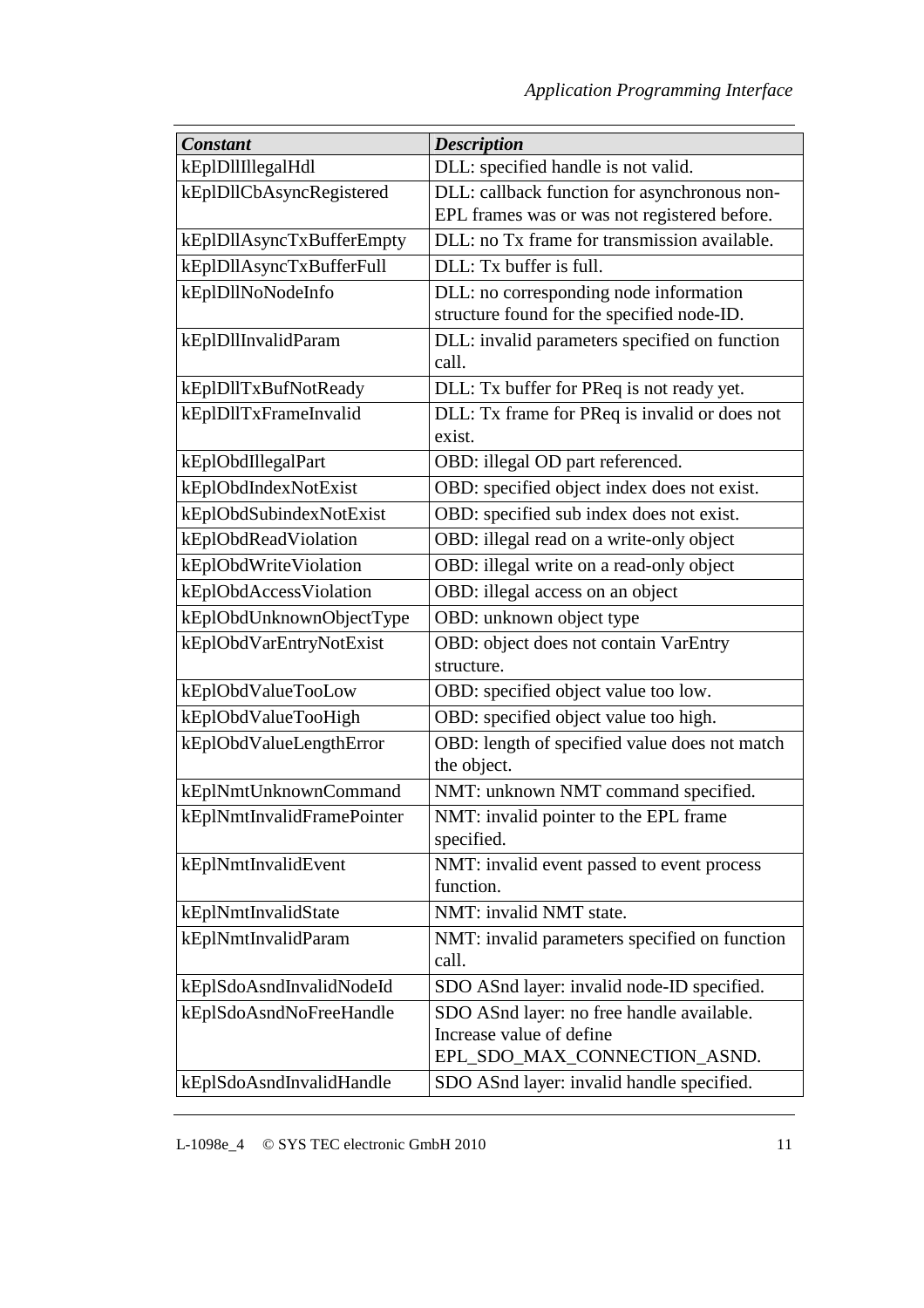| *Constant* | *Description* |
|---|---|
| kEplDllIllegalHdl | DLL: specified handle is not valid. |
| kEplDllCbAsyncRegistered | DLL: callback function for asynchronous non-EPL frames was or was not registered before. |
| kEplDllAsyncTxBufferEmpty | DLL: no Tx frame for transmission available. |
| kEplDllAsyncTxBufferFull | DLL: Tx buffer is full. |
| kEplDllNoNodeInfo | DLL: no corresponding node information structure found for the specified node-ID. |
| kEplDllInvalidParam | DLL: invalid parameters specified on function call. |
| kEplDllTxBufNotReady | DLL: Tx buffer for PReq is not ready yet. |
| kEplDllTxFrameInvalid | DLL: Tx frame for PReq is invalid or does not exist. |
| kEplObdIllegalPart | OBD: illegal OD part referenced. |
| kEplObdIndexNotExist | OBD: specified object index does not exist. |
| kEplObdSubindexNotExist | OBD: specified sub index does not exist. |
| kEplObdReadViolation | OBD: illegal read on a write-only object |
| kEplObdWriteViolation | OBD: illegal write on a read-only object |
| kEplObdAccessViolation | OBD: illegal access on an object |
| kEplObdUnknownObjectType | OBD: unknown object type |
| kEplObdVarEntryNotExist | OBD: object does not contain VarEntry structure. |
| kEplObdValueTooLow | OBD: specified object value too low. |
| kEplObdValueTooHigh | OBD: specified object value too high. |
| kEplObdValueLengthError | OBD: length of specified value does not match the object. |
| kEplNmtUnknownCommand | NMT: unknown NMT command specified. |
| kEplNmtInvalidFramePointer | NMT: invalid pointer to the EPL frame specified. |
| kEplNmtInvalidEvent | NMT: invalid event passed to event process function. |
| kEplNmtInvalidState | NMT: invalid NMT state. |
| kEplNmtInvalidParam | NMT: invalid parameters specified on function call. |
| kEplSdoAsndInvalidNodeId | SDO ASnd layer: invalid node-ID specified. |
| kEplSdoAsndNoFreeHandle | SDO ASnd layer: no free handle available. Increase value of define EPL_SDO_MAX_CONNECTION_ASND. |
| kEplSdoAsndInvalidHandle | SDO ASnd layer: invalid handle specified. |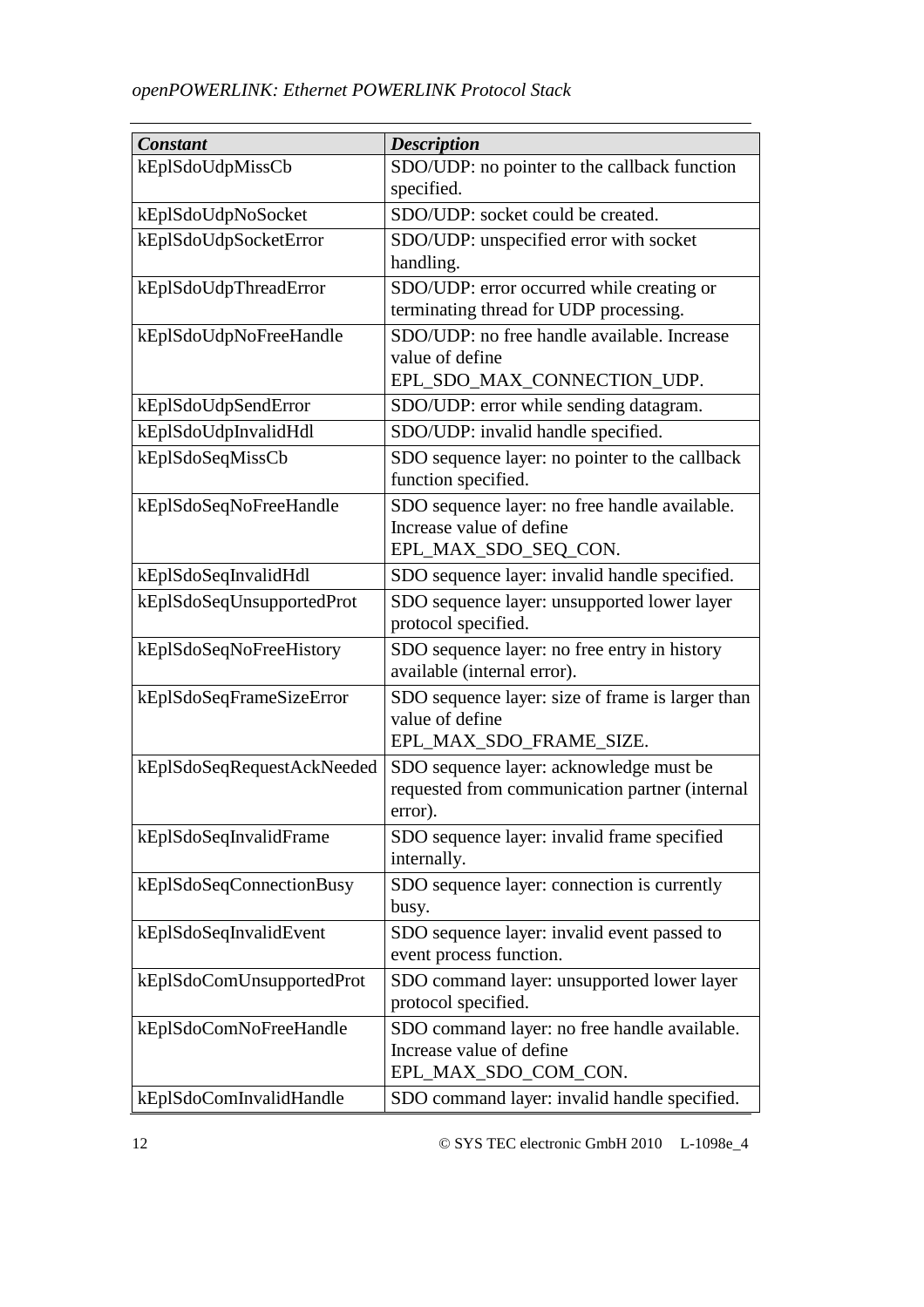| *Constant* | *Description* |
|---|---|
| kEplSdoUdpMissCb | SDO/UDP: no pointer to the callback function specified. |
| kEplSdoUdpNoSocket | SDO/UDP: socket could be created. |
| kEplSdoUdpSocketError | SDO/UDP: unspecified error with socket handling. |
| kEplSdoUdpThreadError | SDO/UDP: error occurred while creating or terminating thread for UDP processing. |
| kEplSdoUdpNoFreeHandle | SDO/UDP: no free handle available. Increase value of define EPL_SDO_MAX_CONNECTION_UDP. |
| kEplSdoUdpSendError | SDO/UDP: error while sending datagram. |
| kEplSdoUdpInvalidHdl | SDO/UDP: invalid handle specified. |
| kEplSdoSeqMissCb | SDO sequence layer: no pointer to the callback function specified. |
| kEplSdoSeqNoFreeHandle | SDO sequence layer: no free handle available. Increase value of define EPL_MAX_SDO_SEQ_CON. |
| kEplSdoSeqInvalidHdl | SDO sequence layer: invalid handle specified. |
| kEplSdoSeqUnsupportedProt | SDO sequence layer: unsupported lower layer protocol specified. |
| kEplSdoSeqNoFreeHistory | SDO sequence layer: no free entry in history available (internal error). |
| kEplSdoSeqFrameSizeError | SDO sequence layer: size of frame is larger than value of define EPL_MAX_SDO_FRAME_SIZE. |
| kEplSdoSeqRequestAckNeeded | SDO sequence layer: acknowledge must be requested from communication partner (internal error). |
| kEplSdoSeqInvalidFrame | SDO sequence layer: invalid frame specified internally. |
| kEplSdoSeqConnectionBusy | SDO sequence layer: connection is currently busy. |
| kEplSdoSeqInvalidEvent | SDO sequence layer: invalid event passed to event process function. |
| kEplSdoComUnsupportedProt | SDO command layer: unsupported lower layer protocol specified. |
| kEplSdoComNoFreeHandle | SDO command layer: no free handle available. Increase value of define EPL_MAX_SDO_COM_CON. |
| kEplSdoComInvalidHandle | SDO command layer: invalid handle specified. |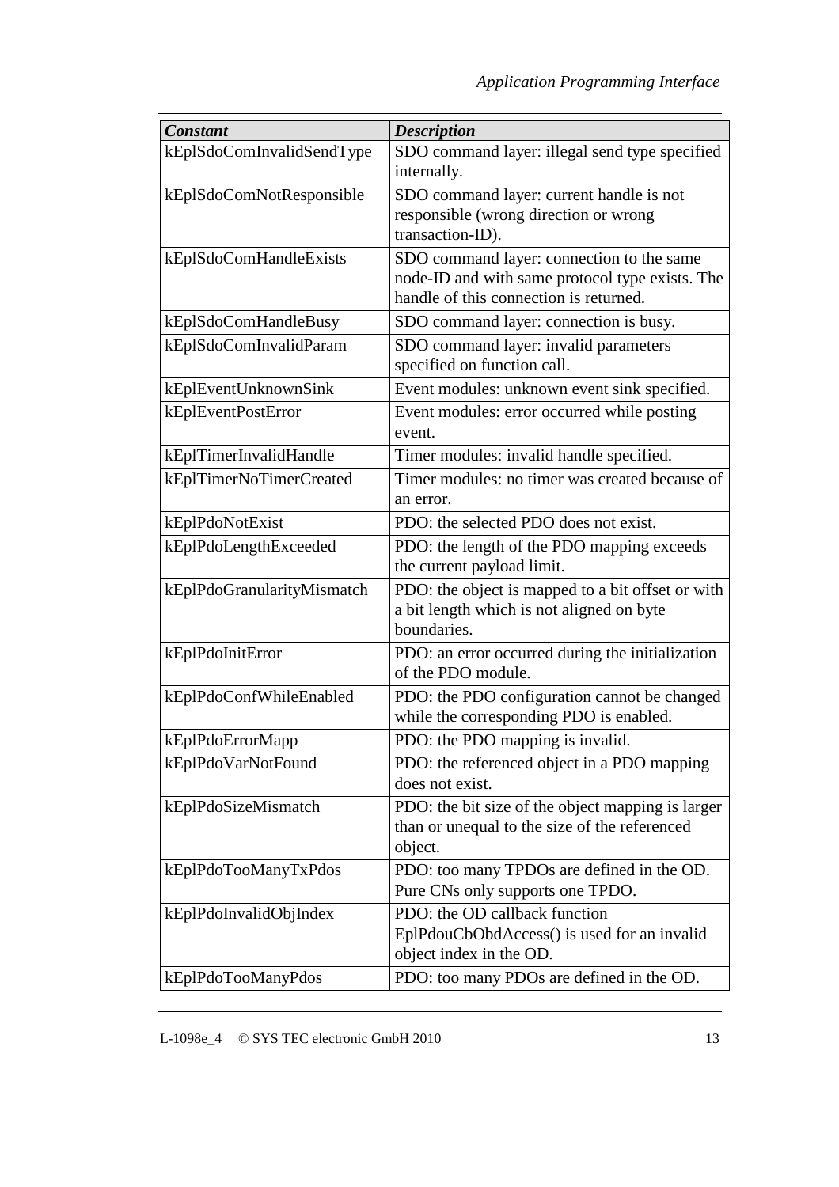| *Constant* | *Description* |
|---|---|
| kEplSdoComInvalidSendType | SDO command layer: illegal send type specified internally. |
| kEplSdoComNotResponsible | SDO command layer: current handle is not responsible (wrong direction or wrong transaction-ID). |
| kEplSdoComHandleExists | SDO command layer: connection to the same node-ID and with same protocol type exists. The handle of this connection is returned. |
| kEplSdoComHandleBusy | SDO command layer: connection is busy. |
| kEplSdoComInvalidParam | SDO command layer: invalid parameters specified on function call. |
| kEplEventUnknownSink | Event modules: unknown event sink specified. |
| kEplEventPostError | Event modules: error occurred while posting event. |
| kEplTimerInvalidHandle | Timer modules: invalid handle specified. |
| kEplTimerNoTimerCreated | Timer modules: no timer was created because of an error. |
| kEplPdoNotExist | PDO: the selected PDO does not exist. |
| kEplPdoLengthExceeded | PDO: the length of the PDO mapping exceeds the current payload limit. |
| kEplPdoGranularityMismatch | PDO: the object is mapped to a bit offset or with a bit length which is not aligned on byte boundaries. |
| kEplPdoInitError | PDO: an error occurred during the initialization of the PDO module. |
| kEplPdoConfWhileEnabled | PDO: the PDO configuration cannot be changed while the corresponding PDO is enabled. |
| kEplPdoErrorMapp | PDO: the PDO mapping is invalid. |
| kEplPdoVarNotFound | PDO: the referenced object in a PDO mapping does not exist. |
| kEplPdoSizeMismatch | PDO: the bit size of the object mapping is larger than or unequal to the size of the referenced object. |
| kEplPdoTooManyTxPdos | PDO: too many TPDOs are defined in the OD. Pure CNs only supports one TPDO. |
| kEplPdoInvalidObjIndex | PDO: the OD callback function EplPdouCbObdAccess() is used for an invalid object index in the OD. |
| kEplPdoTooManyPdos | PDO: too many PDOs are defined in the OD. |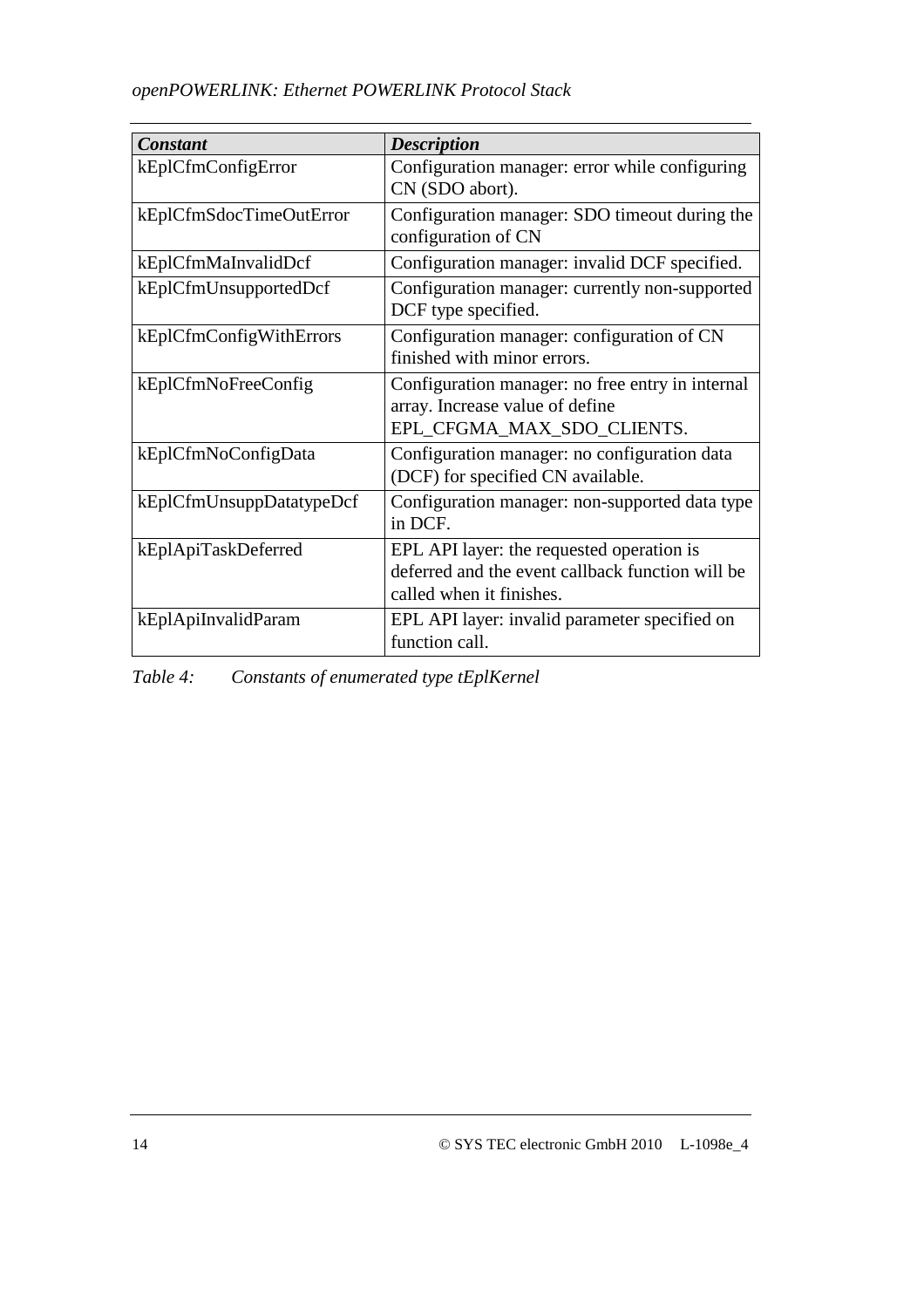| *Constant* | *Description* |
| --- | --- |
| kEplCfmConfigError | Configuration manager: error while configuring CN (SDO abort). |
| kEplCfmSdocTimeOutError | Configuration manager: SDO timeout during the configuration of CN |
| kEplCfmMaInvalidDcf | Configuration manager: invalid DCF specified. |
| kEplCfmUnsupportedDcf | Configuration manager: currently non-supported DCF type specified. |
| kEplCfmConfigWithErrors | Configuration manager: configuration of CN finished with minor errors. |
| kEplCfmNoFreeConfig | Configuration manager: no free entry in internal array. Increase value of define EPL_CFGMA_MAX_SDO_CLIENTS. |
| kEplCfmNoConfigData | Configuration manager: no configuration data (DCF) for specified CN available. |
| kEplCfmUnsuppDatatypeDcf | Configuration manager: non-supported data type in DCF. |
| kEplApiTaskDeferred | EPL API layer: the requested operation is deferred and the event callback function will be called when it finishes. |
| kEplApiInvalidParam | EPL API layer: invalid parameter specified on function call. |

*Table 4: Constants of enumerated type tEplKernel*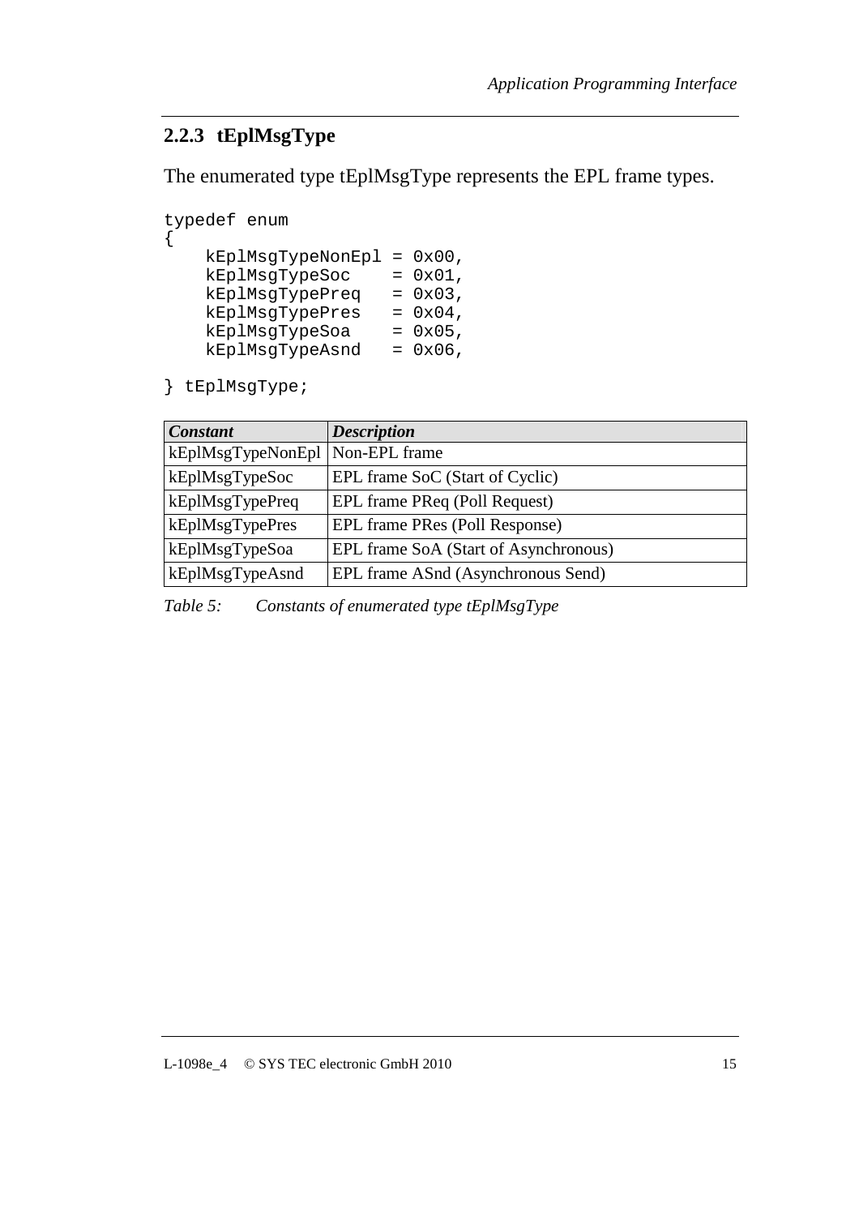### 2.2.3 tEplMsgType

The enumerated type tEplMsgType represents the EPL frame types.

```
typedef enum
{
    kEplMsgTypeNonEpl = 0x00,
    kEplMsgTypeSoc    = 0x01,
    kEplMsgTypePreq   = 0x03,
    kEplMsgTypePres   = 0x04,
    kEplMsgTypeSoa    = 0x05,
    kEplMsgTypeAsnd   = 0x06,

} tEplMsgType;
```

| ***Constant*** | ***Description*** |
| --- | --- |
| kEplMsgTypeNonEpl | Non-EPL frame |
| kEplMsgTypeSoc | EPL frame SoC (Start of Cyclic) |
| kEplMsgTypePreq | EPL frame PReq (Poll Request) |
| kEplMsgTypePres | EPL frame PRes (Poll Response) |
| kEplMsgTypeSoa | EPL frame SoA (Start of Asynchronous) |
| kEplMsgTypeAsnd | EPL frame ASnd (Asynchronous Send) |

*Table 5: Constants of enumerated type tEplMsgType*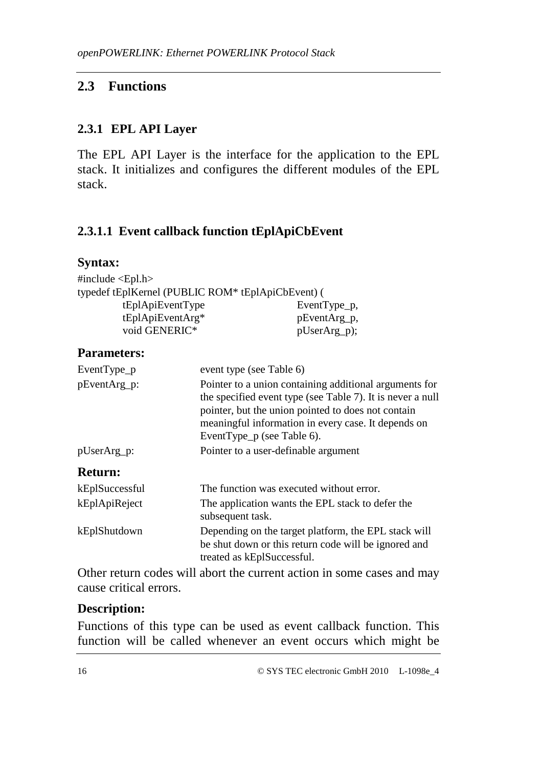## 2.3 Functions

### 2.3.1 EPL API Layer

The EPL API Layer is the interface for the application to the EPL stack. It initializes and configures the different modules of the EPL stack.

#### 2.3.1.1 Event callback function tEplApiCbEvent

**Syntax:**

```
#include <Epl.h>
typedef tEplKernel (PUBLIC ROM* tEplApiCbEvent) (
        tEplApiEventType            EventType_p,
        tEplApiEventArg*            pEventArg_p,
        void GENERIC*               pUserArg_p);
```

**Parameters:**

| | |
|---|---|
| EventType_p | event type (see Table 6) |
| pEventArg_p: | Pointer to a union containing additional arguments for the specified event type (see Table 7). It is never a null pointer, but the union pointed to does not contain meaningful information in every case. It depends on EventType_p (see Table 6). |
| pUserArg_p: | Pointer to a user-definable argument |

**Return:**

| | |
|---|---|
| kEplSuccessful | The function was executed without error. |
| kEplApiReject | The application wants the EPL stack to defer the subsequent task. |
| kEplShutdown | Depending on the target platform, the EPL stack will be shut down or this return code will be ignored and treated as kEplSuccessful. |

Other return codes will abort the current action in some cases and may cause critical errors.

**Description:**

Functions of this type can be used as event callback function. This function will be called whenever an event occurs which might be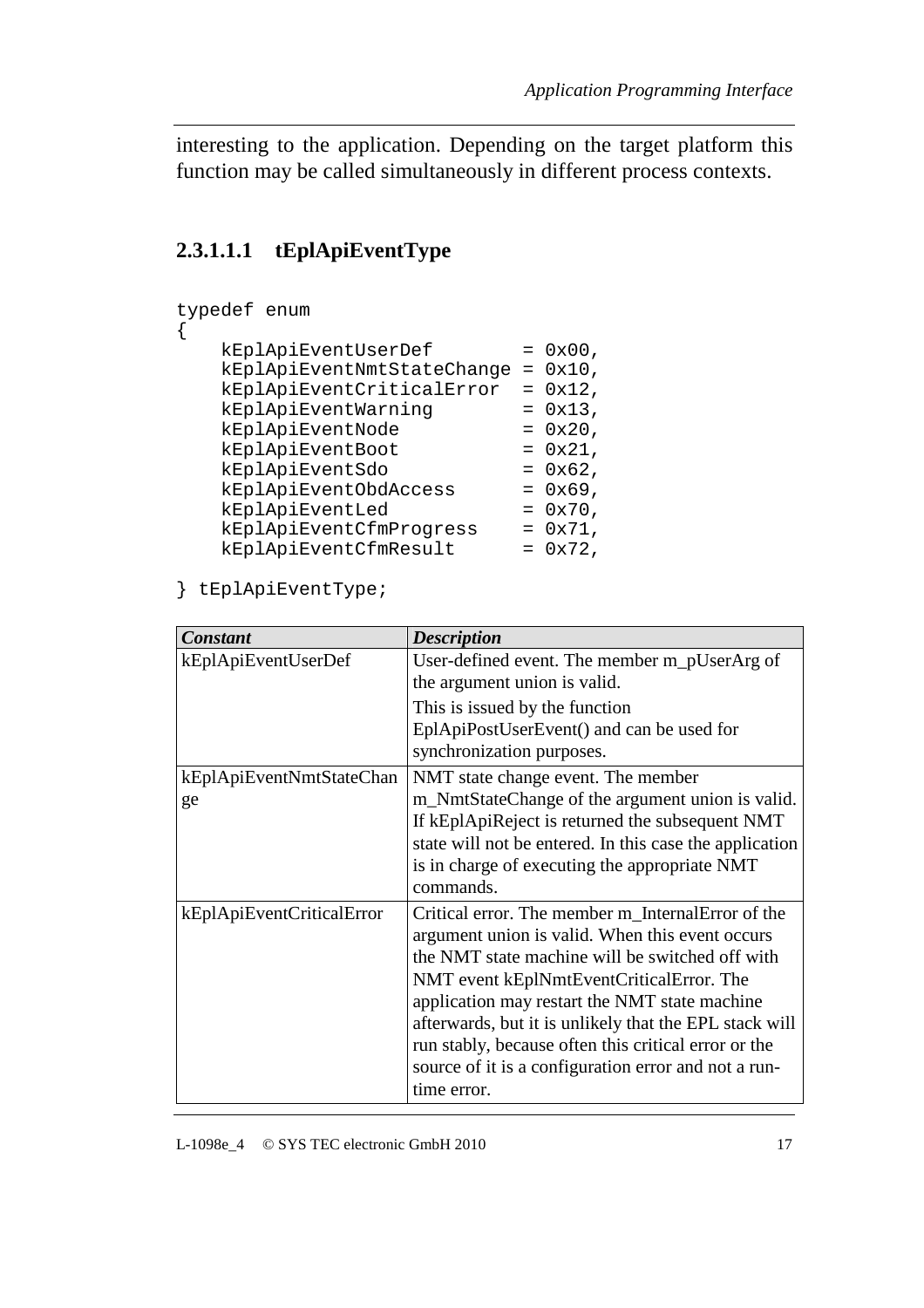interesting to the application. Depending on the target platform this function may be called simultaneously in different process contexts.

#### 2.3.1.1.1 tEplApiEventType

```
typedef enum
{
    kEplApiEventUserDef        = 0x00,
    kEplApiEventNmtStateChange = 0x10,
    kEplApiEventCriticalError  = 0x12,
    kEplApiEventWarning        = 0x13,
    kEplApiEventNode           = 0x20,
    kEplApiEventBoot           = 0x21,
    kEplApiEventSdo            = 0x62,
    kEplApiEventObdAccess      = 0x69,
    kEplApiEventLed            = 0x70,
    kEplApiEventCfmProgress    = 0x71,
    kEplApiEventCfmResult      = 0x72,

} tEplApiEventType;
```

| *Constant* | *Description* |
|---|---|
| kEplApiEventUserDef | User-defined event. The member m_pUserArg of the argument union is valid.<br>This is issued by the function EplApiPostUserEvent() and can be used for synchronization purposes. |
| kEplApiEventNmtStateChange | NMT state change event. The member m_NmtStateChange of the argument union is valid. If kEplApiReject is returned the subsequent NMT state will not be entered. In this case the application is in charge of executing the appropriate NMT commands. |
| kEplApiEventCriticalError | Critical error. The member m_InternalError of the argument union is valid. When this event occurs the NMT state machine will be switched off with NMT event kEplNmtEventCriticalError. The application may restart the NMT state machine afterwards, but it is unlikely that the EPL stack will run stably, because often this critical error or the source of it is a configuration error and not a run-time error. |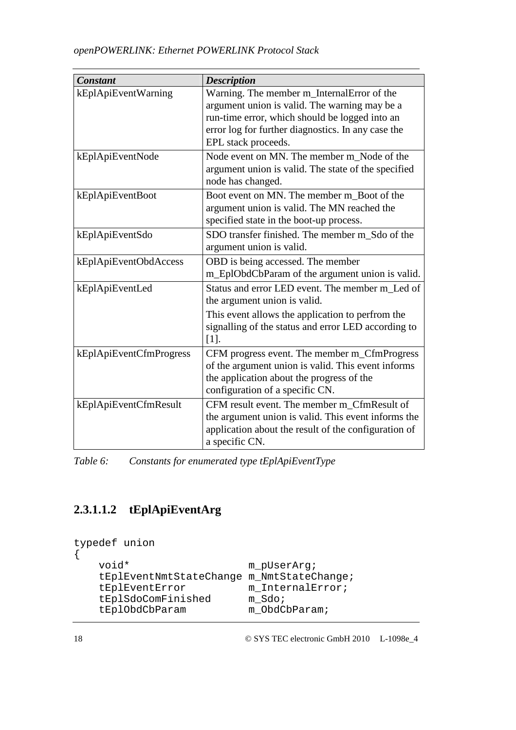| *Constant* | *Description* |
|---|---|
| kEplApiEventWarning | Warning. The member m_InternalError of the argument union is valid. The warning may be a run-time error, which should be logged into an error log for further diagnostics. In any case the EPL stack proceeds. |
| kEplApiEventNode | Node event on MN. The member m_Node of the argument union is valid. The state of the specified node has changed. |
| kEplApiEventBoot | Boot event on MN. The member m_Boot of the argument union is valid. The MN reached the specified state in the boot-up process. |
| kEplApiEventSdo | SDO transfer finished. The member m_Sdo of the argument union is valid. |
| kEplApiEventObdAccess | OBD is being accessed. The member m_EplObdCbParam of the argument union is valid. |
| kEplApiEventLed | Status and error LED event. The member m_Led of the argument union is valid. This event allows the application to perfrom the signalling of the status and error LED according to [1]. |
| kEplApiEventCfmProgress | CFM progress event. The member m_CfmProgress of the argument union is valid. This event informs the application about the progress of the configuration of a specific CN. |
| kEplApiEventCfmResult | CFM result event. The member m_CfmResult of the argument union is valid. This event informs the application about the result of the configuration of a specific CN. |

*Table 6: Constants for enumerated type tEplApiEventType*

#### 2.3.1.1.2 tEplApiEventArg

```
typedef union
{
    void*                  m_pUserArg;
    tEplEventNmtStateChange m_NmtStateChange;
    tEplEventError         m_InternalError;
    tEplSdoComFinished     m_Sdo;
    tEplObdCbParam         m_ObdCbParam;
```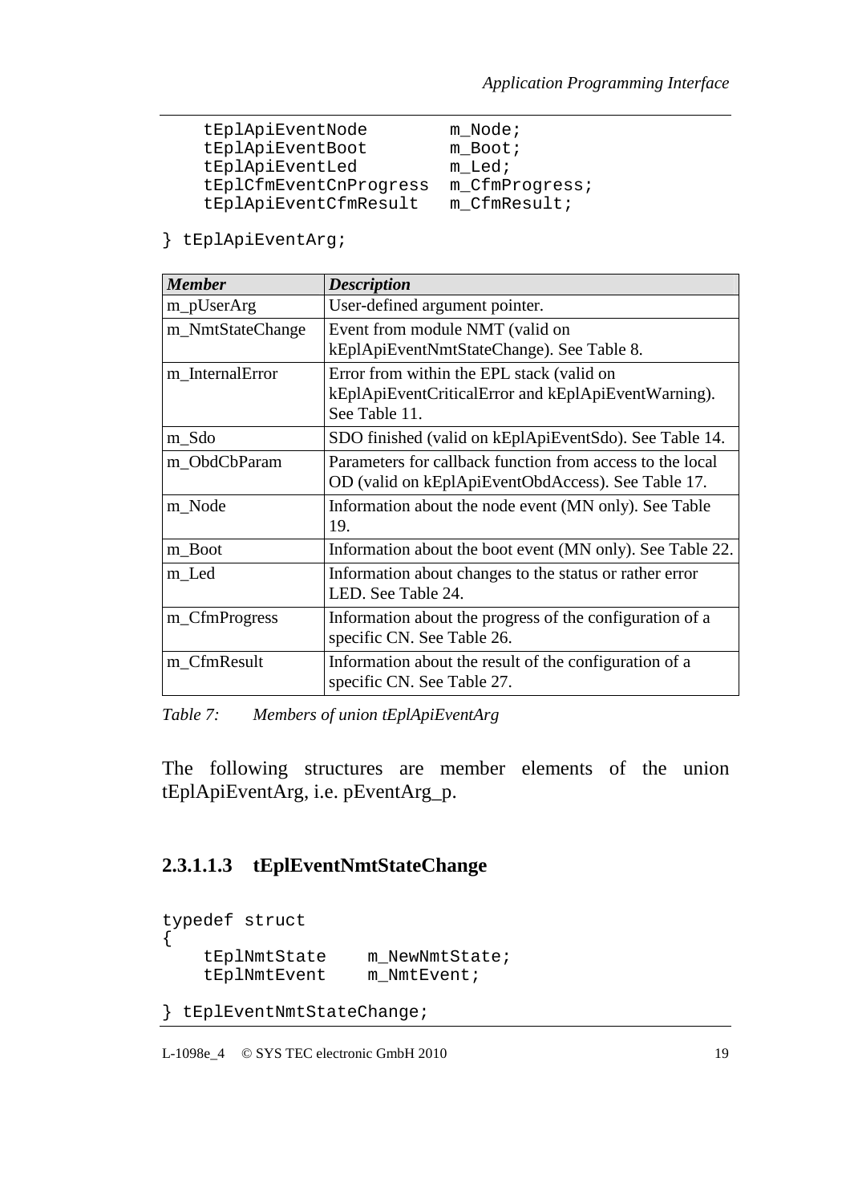```
    tEplApiEventNode        m_Node;
    tEplApiEventBoot        m_Boot;
    tEplApiEventLed         m_Led;
    tEplCfmEventCnProgress  m_CfmProgress;
    tEplApiEventCfmResult   m_CfmResult;

} tEplApiEventArg;
```

| *Member* | *Description* |
|---|---|
| m_pUserArg | User-defined argument pointer. |
| m_NmtStateChange | Event from module NMT (valid on kEplApiEventNmtStateChange). See Table 8. |
| m_InternalError | Error from within the EPL stack (valid on kEplApiEventCriticalError and kEplApiEventWarning). See Table 11. |
| m_Sdo | SDO finished (valid on kEplApiEventSdo). See Table 14. |
| m_ObdCbParam | Parameters for callback function from access to the local OD (valid on kEplApiEventObdAccess). See Table 17. |
| m_Node | Information about the node event (MN only). See Table 19. |
| m_Boot | Information about the boot event (MN only). See Table 22. |
| m_Led | Information about changes to the status or rather error LED. See Table 24. |
| m_CfmProgress | Information about the progress of the configuration of a specific CN. See Table 26. |
| m_CfmResult | Information about the result of the configuration of a specific CN. See Table 27. |

*Table 7: Members of union tEplApiEventArg*

The following structures are member elements of the union tEplApiEventArg, i.e. pEventArg_p.

#### 2.3.1.1.3 tEplEventNmtStateChange

```
typedef struct
{
    tEplNmtState    m_NewNmtState;
    tEplNmtEvent    m_NmtEvent;

} tEplEventNmtStateChange;
```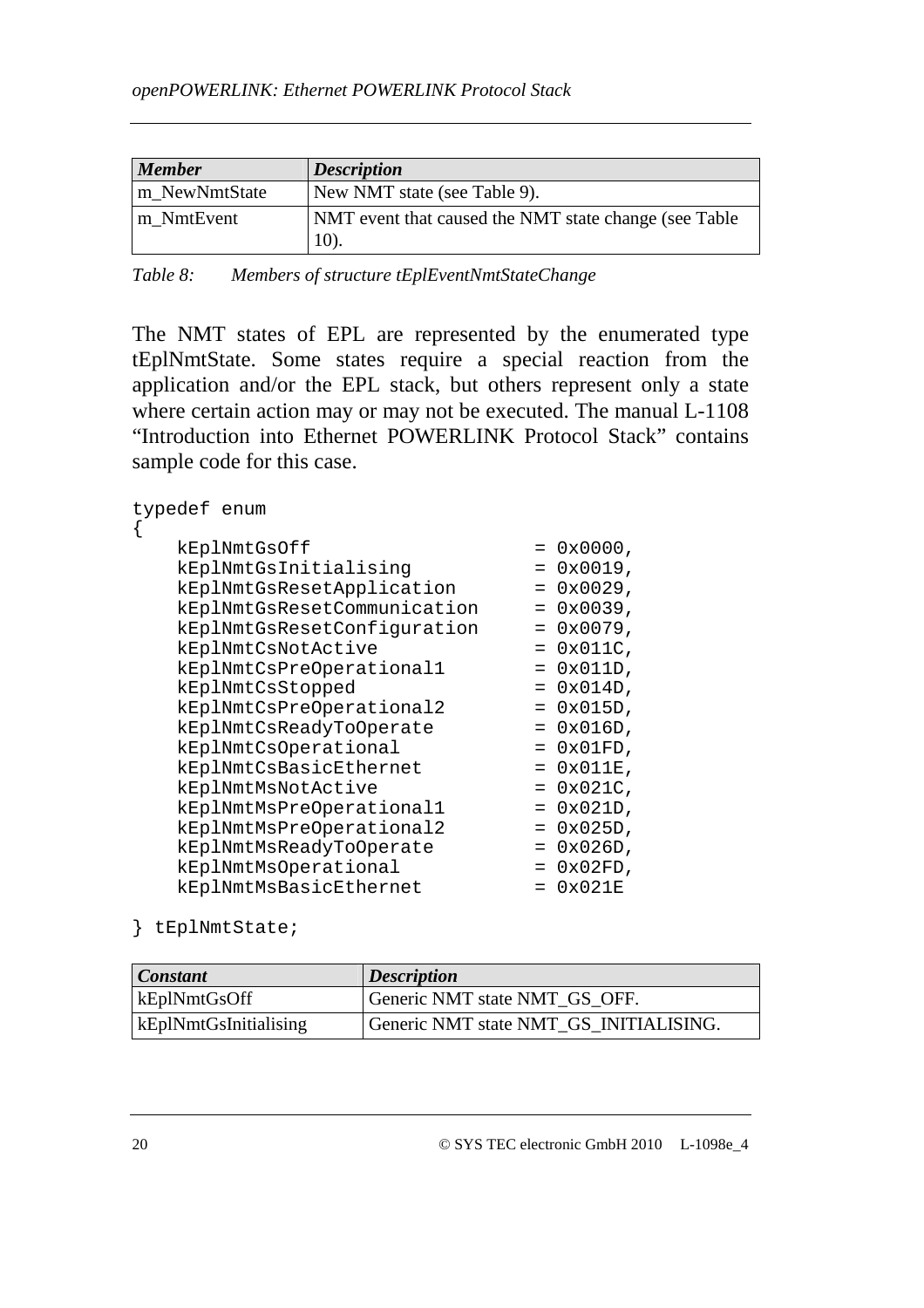| *Member* | *Description* |
|---|---|
| m_NewNmtState | New NMT state (see Table 9). |
| m_NmtEvent | NMT event that caused the NMT state change (see Table 10). |

*Table 8: Members of structure tEplEventNmtStateChange*

The NMT states of EPL are represented by the enumerated type tEplNmtState. Some states require a special reaction from the application and/or the EPL stack, but others represent only a state where certain action may or may not be executed. The manual L-1108 "Introduction into Ethernet POWERLINK Protocol Stack" contains sample code for this case.

```
typedef enum
{
    kEplNmtGsOff                    = 0x0000,
    kEplNmtGsInitialising           = 0x0019,
    kEplNmtGsResetApplication       = 0x0029,
    kEplNmtGsResetCommunication     = 0x0039,
    kEplNmtGsResetConfiguration     = 0x0079,
    kEplNmtCsNotActive              = 0x011C,
    kEplNmtCsPreOperational1        = 0x011D,
    kEplNmtCsStopped                = 0x014D,
    kEplNmtCsPreOperational2        = 0x015D,
    kEplNmtCsReadyToOperate         = 0x016D,
    kEplNmtCsOperational            = 0x01FD,
    kEplNmtCsBasicEthernet          = 0x011E,
    kEplNmtMsNotActive              = 0x021C,
    kEplNmtMsPreOperational1        = 0x021D,
    kEplNmtMsPreOperational2        = 0x025D,
    kEplNmtMsReadyToOperate         = 0x026D,
    kEplNmtMsOperational            = 0x02FD,
    kEplNmtMsBasicEthernet          = 0x021E

} tEplNmtState;
```

| *Constant* | *Description* |
|---|---|
| kEplNmtGsOff | Generic NMT state NMT_GS_OFF. |
| kEplNmtGsInitialising | Generic NMT state NMT_GS_INITIALISING. |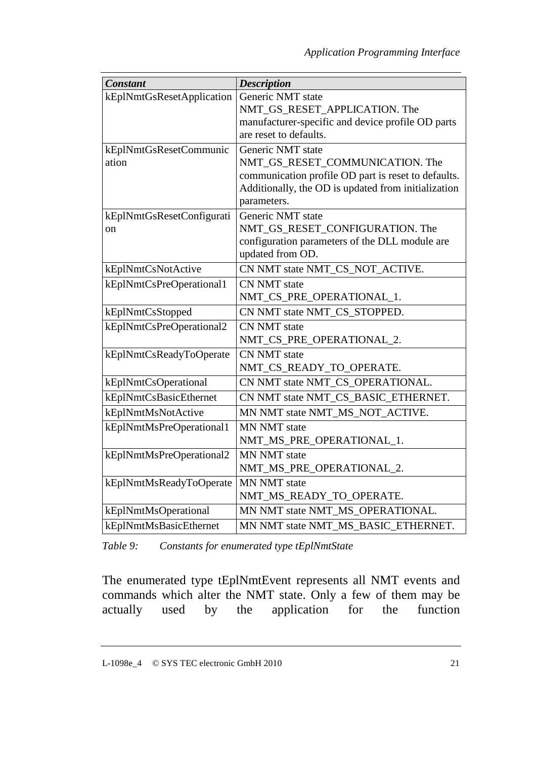| *Constant* | *Description* |
|---|---|
| kEplNmtGsResetApplication | Generic NMT state NMT_GS_RESET_APPLICATION. The manufacturer-specific and device profile OD parts are reset to defaults. |
| kEplNmtGsResetCommunication | Generic NMT state NMT_GS_RESET_COMMUNICATION. The communication profile OD part is reset to defaults. Additionally, the OD is updated from initialization parameters. |
| kEplNmtGsResetConfiguration | Generic NMT state NMT_GS_RESET_CONFIGURATION. The configuration parameters of the DLL module are updated from OD. |
| kEplNmtCsNotActive | CN NMT state NMT_CS_NOT_ACTIVE. |
| kEplNmtCsPreOperational1 | CN NMT state NMT_CS_PRE_OPERATIONAL_1. |
| kEplNmtCsStopped | CN NMT state NMT_CS_STOPPED. |
| kEplNmtCsPreOperational2 | CN NMT state NMT_CS_PRE_OPERATIONAL_2. |
| kEplNmtCsReadyToOperate | CN NMT state NMT_CS_READY_TO_OPERATE. |
| kEplNmtCsOperational | CN NMT state NMT_CS_OPERATIONAL. |
| kEplNmtCsBasicEthernet | CN NMT state NMT_CS_BASIC_ETHERNET. |
| kEplNmtMsNotActive | MN NMT state NMT_MS_NOT_ACTIVE. |
| kEplNmtMsPreOperational1 | MN NMT state NMT_MS_PRE_OPERATIONAL_1. |
| kEplNmtMsPreOperational2 | MN NMT state NMT_MS_PRE_OPERATIONAL_2. |
| kEplNmtMsReadyToOperate | MN NMT state NMT_MS_READY_TO_OPERATE. |
| kEplNmtMsOperational | MN NMT state NMT_MS_OPERATIONAL. |
| kEplNmtMsBasicEthernet | MN NMT state NMT_MS_BASIC_ETHERNET. |

*Table 9: Constants for enumerated type tEplNmtState*

The enumerated type tEplNmtEvent represents all NMT events and commands which alter the NMT state. Only a few of them may be actually used by the application for the function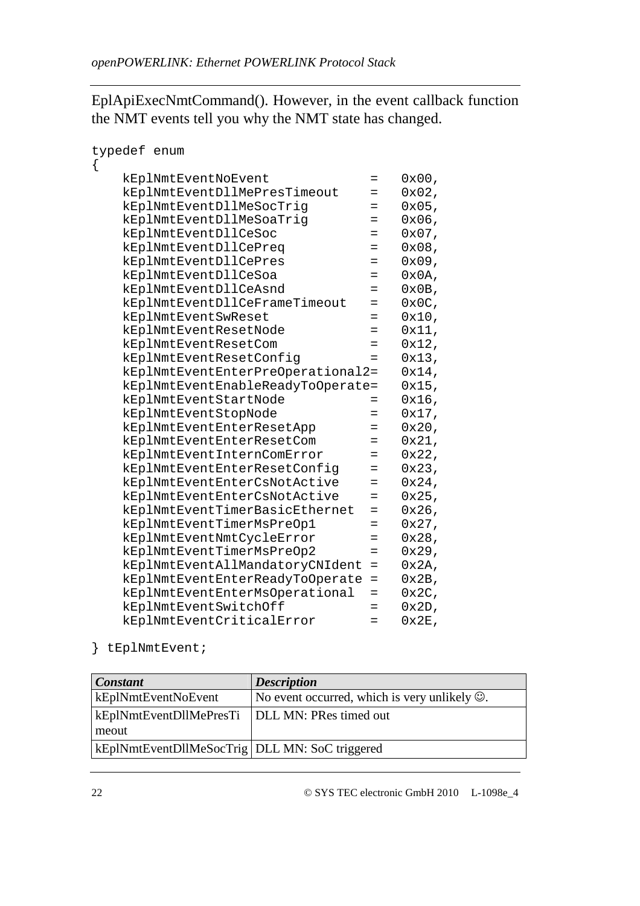EplApiExecNmtCommand(). However, in the event callback function the NMT events tell you why the NMT state has changed.

```
typedef enum
{
    kEplNmtEventNoEvent             =   0x00,
    kEplNmtEventDllMePresTimeout    =   0x02,
    kEplNmtEventDllMeSocTrig        =   0x05,
    kEplNmtEventDllMeSoaTrig        =   0x06,
    kEplNmtEventDllCeSoc            =   0x07,
    kEplNmtEventDllCePreq           =   0x08,
    kEplNmtEventDllCePres           =   0x09,
    kEplNmtEventDllCeSoa            =   0x0A,
    kEplNmtEventDllCeAsnd           =   0x0B,
    kEplNmtEventDllCeFrameTimeout   =   0x0C,
    kEplNmtEventSwReset             =   0x10,
    kEplNmtEventResetNode           =   0x11,
    kEplNmtEventResetCom            =   0x12,
    kEplNmtEventResetConfig         =   0x13,
    kEplNmtEventEnterPreOperational2=   0x14,
    kEplNmtEventEnableReadyToOperate=   0x15,
    kEplNmtEventStartNode           =   0x16,
    kEplNmtEventStopNode            =   0x17,
    kEplNmtEventEnterResetApp       =   0x20,
    kEplNmtEventEnterResetCom       =   0x21,
    kEplNmtEventInternComError      =   0x22,
    kEplNmtEventEnterResetConfig    =   0x23,
    kEplNmtEventEnterCsNotActive    =   0x24,
    kEplNmtEventEnterCsNotActive    =   0x25,
    kEplNmtEventTimerBasicEthernet  =   0x26,
    kEplNmtEventTimerMsPreOp1       =   0x27,
    kEplNmtEventNmtCycleError       =   0x28,
    kEplNmtEventTimerMsPreOp2       =   0x29,
    kEplNmtEventAllMandatoryCNIdent =   0x2A,
    kEplNmtEventEnterReadyToOperate =   0x2B,
    kEplNmtEventEnterMsOperational  =   0x2C,
    kEplNmtEventSwitchOff           =   0x2D,
    kEplNmtEventCriticalError       =   0x2E,

} tEplNmtEvent;
```

| *Constant* | *Description* |
|---|---|
| kEplNmtEventNoEvent | No event occurred, which is very unlikely ☺. |
| kEplNmtEventDllMePresTimeout | DLL MN: PRes timed out |
| kEplNmtEventDllMeSocTrig | DLL MN: SoC triggered |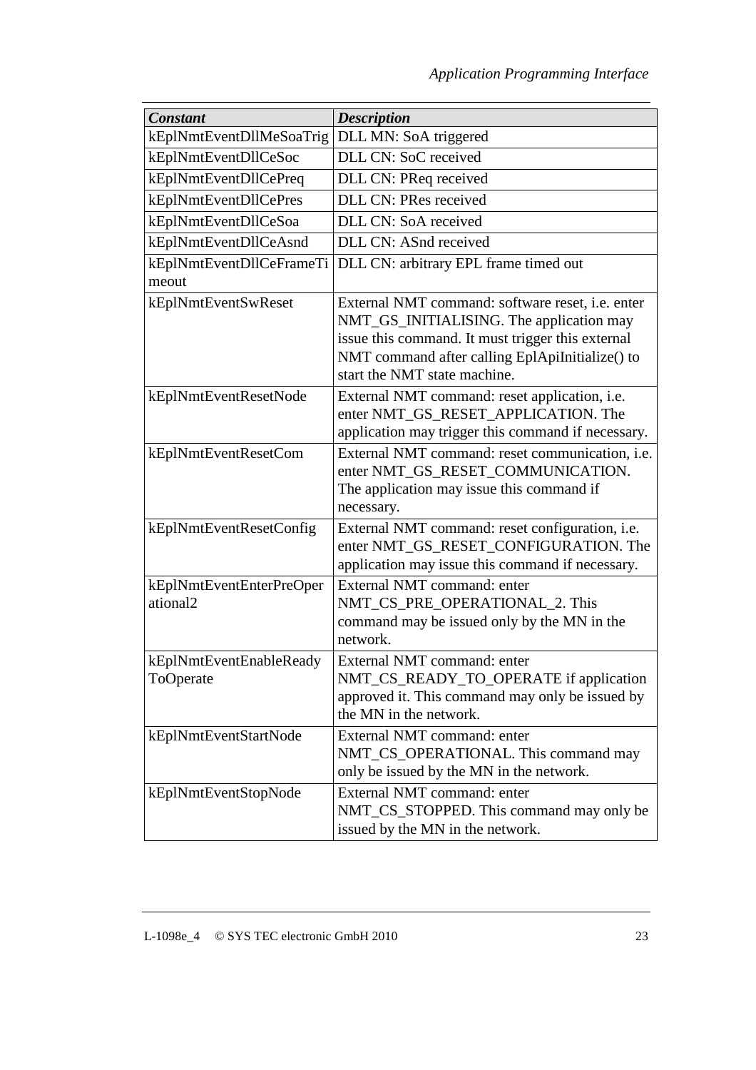| ***Constant*** | ***Description*** |
|---|---|
| kEplNmtEventDllMeSoaTrig | DLL MN: SoA triggered |
| kEplNmtEventDllCeSoc | DLL CN: SoC received |
| kEplNmtEventDllCePreq | DLL CN: PReq received |
| kEplNmtEventDllCePres | DLL CN: PRes received |
| kEplNmtEventDllCeSoa | DLL CN: SoA received |
| kEplNmtEventDllCeAsnd | DLL CN: ASnd received |
| kEplNmtEventDllCeFrameTimeout | DLL CN: arbitrary EPL frame timed out |
| kEplNmtEventSwReset | External NMT command: software reset, i.e. enter NMT_GS_INITIALISING. The application may issue this command. It must trigger this external NMT command after calling EplApiInitialize() to start the NMT state machine. |
| kEplNmtEventResetNode | External NMT command: reset application, i.e. enter NMT_GS_RESET_APPLICATION. The application may trigger this command if necessary. |
| kEplNmtEventResetCom | External NMT command: reset communication, i.e. enter NMT_GS_RESET_COMMUNICATION. The application may issue this command if necessary. |
| kEplNmtEventResetConfig | External NMT command: reset configuration, i.e. enter NMT_GS_RESET_CONFIGURATION. The application may issue this command if necessary. |
| kEplNmtEventEnterPreOperational2 | External NMT command: enter NMT_CS_PRE_OPERATIONAL_2. This command may be issued only by the MN in the network. |
| kEplNmtEventEnableReadyToOperate | External NMT command: enter NMT_CS_READY_TO_OPERATE if application approved it. This command may only be issued by the MN in the network. |
| kEplNmtEventStartNode | External NMT command: enter NMT_CS_OPERATIONAL. This command may only be issued by the MN in the network. |
| kEplNmtEventStopNode | External NMT command: enter NMT_CS_STOPPED. This command may only be issued by the MN in the network. |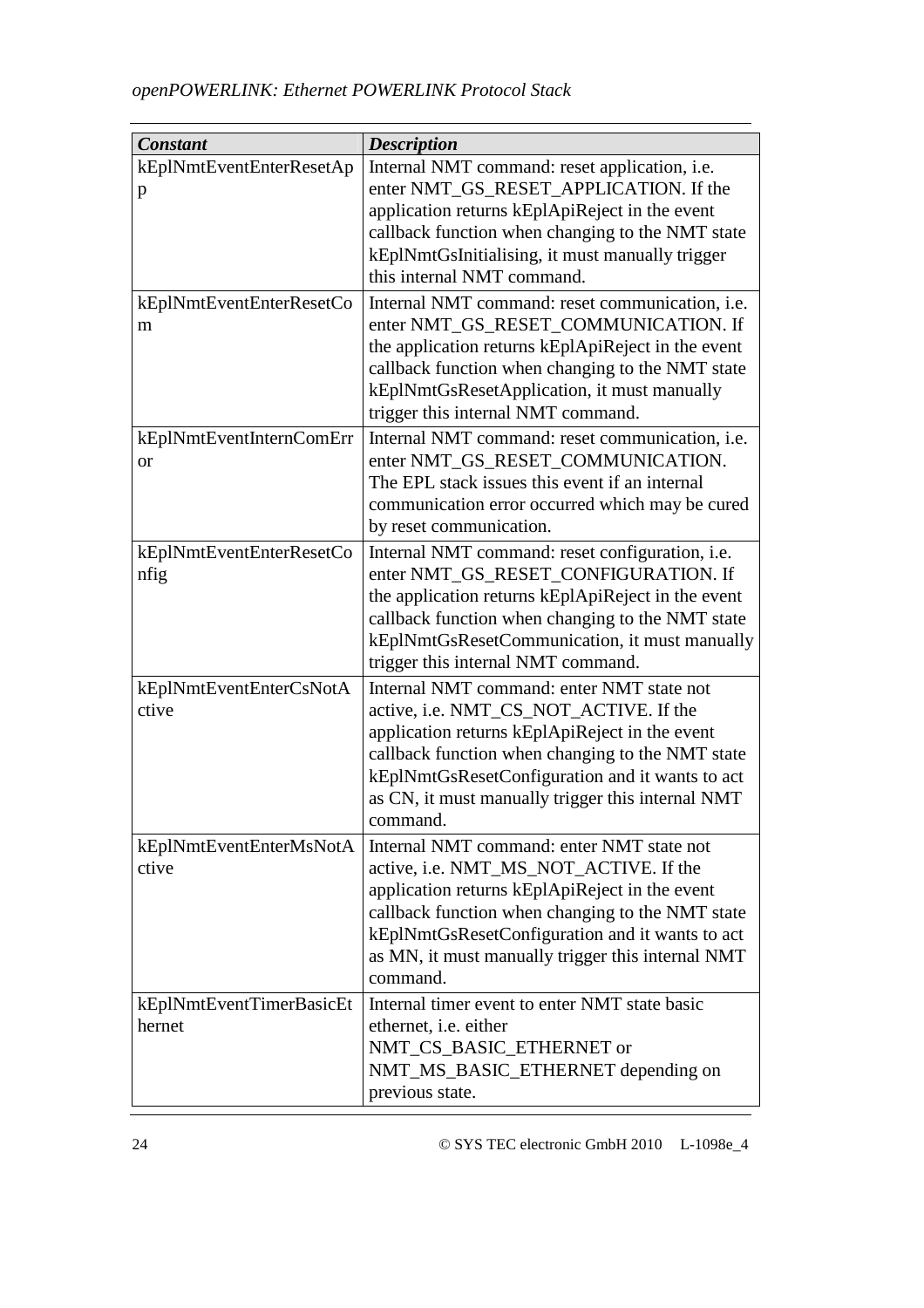| *Constant* | *Description* |
|---|---|
| kEplNmtEventEnterResetApp | Internal NMT command: reset application, i.e. enter NMT_GS_RESET_APPLICATION. If the application returns kEplApiReject in the event callback function when changing to the NMT state kEplNmtGsInitialising, it must manually trigger this internal NMT command. |
| kEplNmtEventEnterResetCom | Internal NMT command: reset communication, i.e. enter NMT_GS_RESET_COMMUNICATION. If the application returns kEplApiReject in the event callback function when changing to the NMT state kEplNmtGsResetApplication, it must manually trigger this internal NMT command. |
| kEplNmtEventInternComError | Internal NMT command: reset communication, i.e. enter NMT_GS_RESET_COMMUNICATION. The EPL stack issues this event if an internal communication error occurred which may be cured by reset communication. |
| kEplNmtEventEnterResetConfig | Internal NMT command: reset configuration, i.e. enter NMT_GS_RESET_CONFIGURATION. If the application returns kEplApiReject in the event callback function when changing to the NMT state kEplNmtGsResetCommunication, it must manually trigger this internal NMT command. |
| kEplNmtEventEnterCsNotActive | Internal NMT command: enter NMT state not active, i.e. NMT_CS_NOT_ACTIVE. If the application returns kEplApiReject in the event callback function when changing to the NMT state kEplNmtGsResetConfiguration and it wants to act as CN, it must manually trigger this internal NMT command. |
| kEplNmtEventEnterMsNotActive | Internal NMT command: enter NMT state not active, i.e. NMT_MS_NOT_ACTIVE. If the application returns kEplApiReject in the event callback function when changing to the NMT state kEplNmtGsResetConfiguration and it wants to act as MN, it must manually trigger this internal NMT command. |
| kEplNmtEventTimerBasicEthernet | Internal timer event to enter NMT state basic ethernet, i.e. either NMT_CS_BASIC_ETHERNET or NMT_MS_BASIC_ETHERNET depending on previous state. |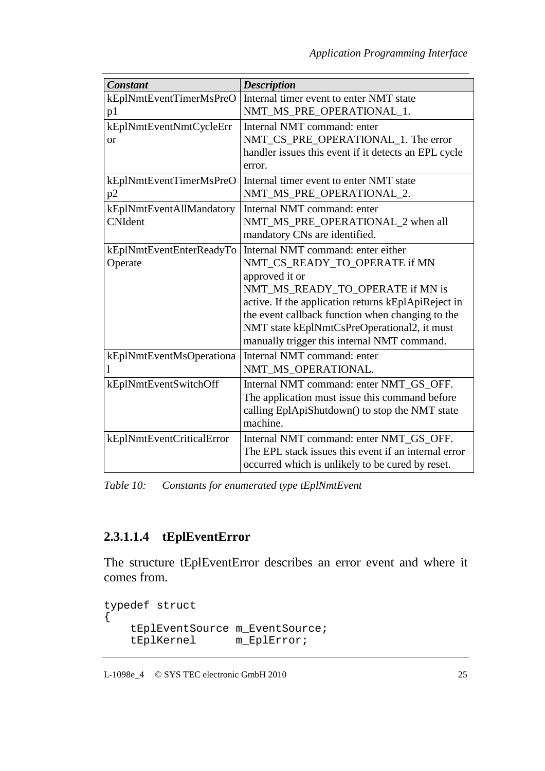| ***Constant*** | ***Description*** |
|---|---|
| kEplNmtEventTimerMsPreOp1 | Internal timer event to enter NMT state NMT_MS_PRE_OPERATIONAL_1. |
| kEplNmtEventNmtCycleError | Internal NMT command: enter NMT_CS_PRE_OPERATIONAL_1. The error handler issues this event if it detects an EPL cycle error. |
| kEplNmtEventTimerMsPreOp2 | Internal timer event to enter NMT state NMT_MS_PRE_OPERATIONAL_2. |
| kEplNmtEventAllMandatoryCNIdent | Internal NMT command: enter NMT_MS_PRE_OPERATIONAL_2 when all mandatory CNs are identified. |
| kEplNmtEventEnterReadyToOperate | Internal NMT command: enter either NMT_CS_READY_TO_OPERATE if MN approved it or NMT_MS_READY_TO_OPERATE if MN is active. If the application returns kEplApiReject in the event callback function when changing to the NMT state kEplNmtCsPreOperational2, it must manually trigger this internal NMT command. |
| kEplNmtEventMsOperational | Internal NMT command: enter NMT_MS_OPERATIONAL. |
| kEplNmtEventSwitchOff | Internal NMT command: enter NMT_GS_OFF. The application must issue this command before calling EplApiShutdown() to stop the NMT state machine. |
| kEplNmtEventCriticalError | Internal NMT command: enter NMT_GS_OFF. The EPL stack issues this event if an internal error occurred which is unlikely to be cured by reset. |

*Table 10: Constants for enumerated type tEplNmtEvent*

#### 2.3.1.1.4 tEplEventError

The structure tEplEventError describes an error event and where it comes from.

```
typedef struct
{
    tEplEventSource m_EventSource;
    tEplKernel      m_EplError;
```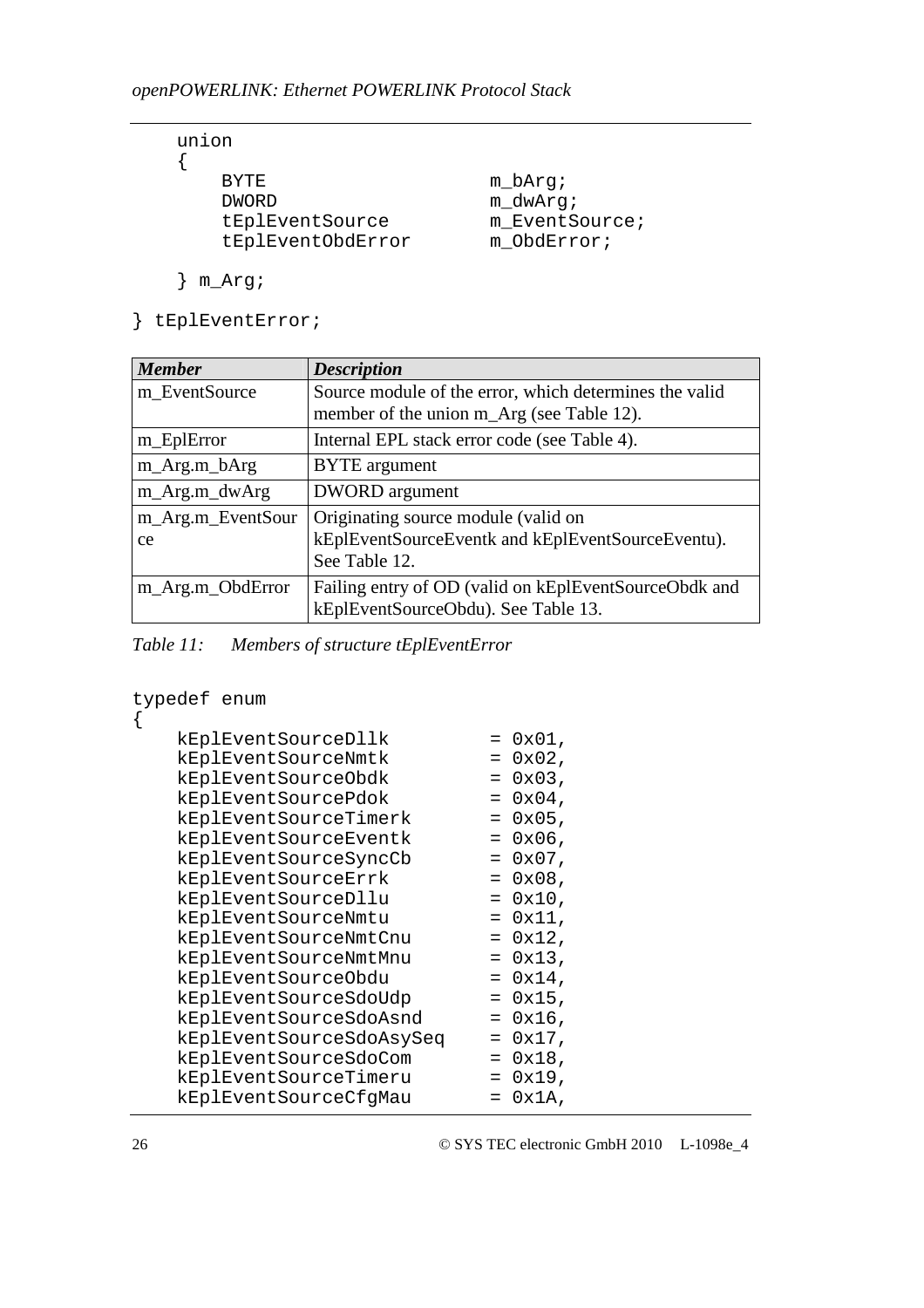```
    union
    {
        BYTE                        m_bArg;
        DWORD                       m_dwArg;
        tEplEventSource             m_EventSource;
        tEplEventObdError           m_ObdError;

    } m_Arg;

} tEplEventError;
```

| *Member* | *Description* |
|---|---|
| m_EventSource | Source module of the error, which determines the valid member of the union m_Arg (see Table 12). |
| m_EplError | Internal EPL stack error code (see Table 4). |
| m_Arg.m_bArg | BYTE argument |
| m_Arg.m_dwArg | DWORD argument |
| m_Arg.m_EventSource | Originating source module (valid on kEplEventSourceEventk and kEplEventSourceEventu). See Table 12. |
| m_Arg.m_ObdError | Failing entry of OD (valid on kEplEventSourceObdk and kEplEventSourceObdu). See Table 13. |

*Table 11: Members of structure tEplEventError*

```
typedef enum
{
    kEplEventSourceDllk         = 0x01,
    kEplEventSourceNmtk         = 0x02,
    kEplEventSourceObdk         = 0x03,
    kEplEventSourcePdok         = 0x04,
    kEplEventSourceTimerk       = 0x05,
    kEplEventSourceEventk       = 0x06,
    kEplEventSourceSyncCb       = 0x07,
    kEplEventSourceErrk         = 0x08,
    kEplEventSourceDllu         = 0x10,
    kEplEventSourceNmtu         = 0x11,
    kEplEventSourceNmtCnu       = 0x12,
    kEplEventSourceNmtMnu       = 0x13,
    kEplEventSourceObdu         = 0x14,
    kEplEventSourceSdoUdp       = 0x15,
    kEplEventSourceSdoAsnd      = 0x16,
    kEplEventSourceSdoAsySeq    = 0x17,
    kEplEventSourceSdoCom       = 0x18,
    kEplEventSourceTimeru       = 0x19,
    kEplEventSourceCfgMau       = 0x1A,
```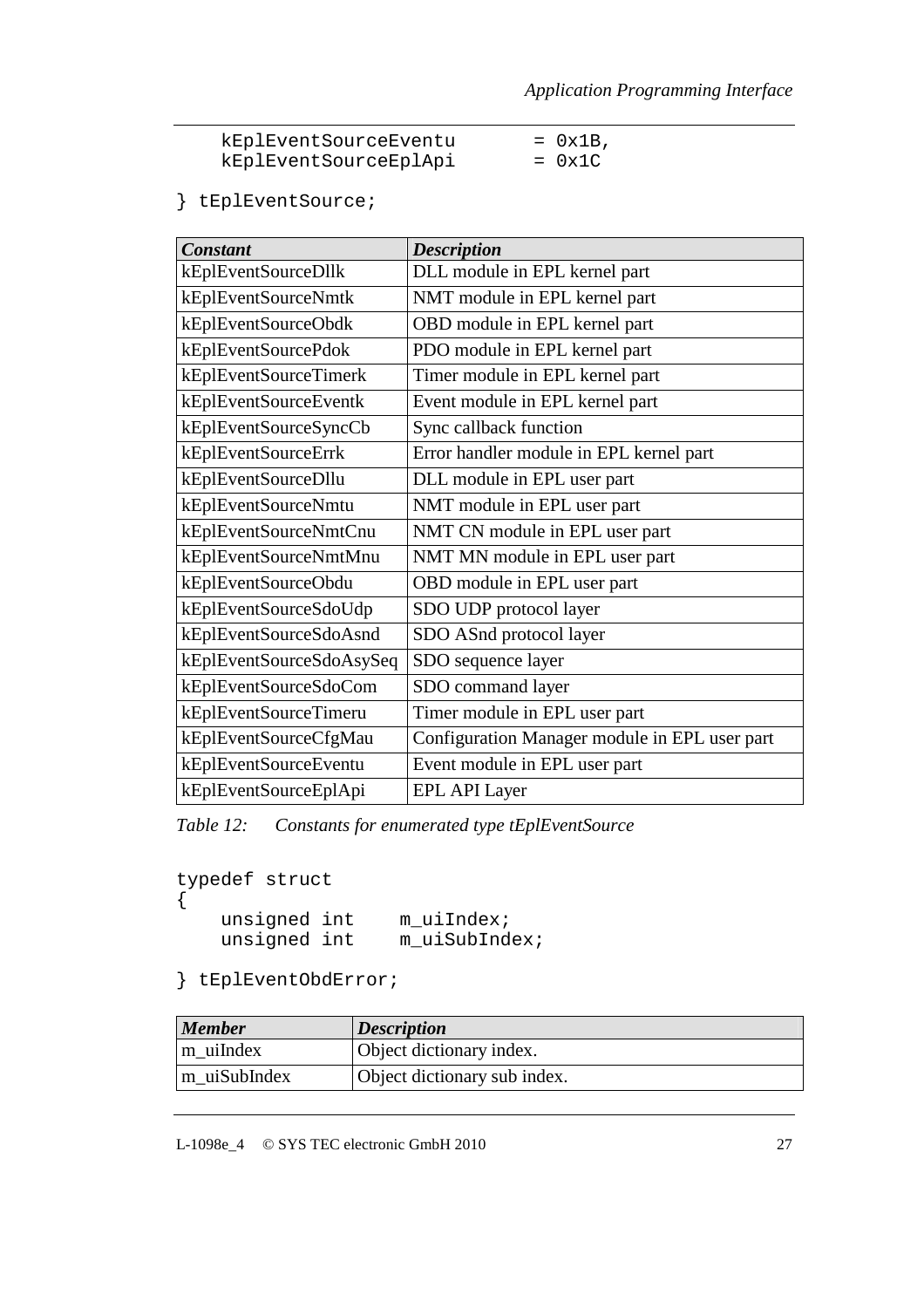```
    kEplEventSourceEventu       = 0x1B,
    kEplEventSourceEplApi       = 0x1C

} tEplEventSource;
```

| *Constant* | *Description* |
|---|---|
| kEplEventSourceDllk | DLL module in EPL kernel part |
| kEplEventSourceNmtk | NMT module in EPL kernel part |
| kEplEventSourceObdk | OBD module in EPL kernel part |
| kEplEventSourcePdok | PDO module in EPL kernel part |
| kEplEventSourceTimerk | Timer module in EPL kernel part |
| kEplEventSourceEventk | Event module in EPL kernel part |
| kEplEventSourceSyncCb | Sync callback function |
| kEplEventSourceErrk | Error handler module in EPL kernel part |
| kEplEventSourceDllu | DLL module in EPL user part |
| kEplEventSourceNmtu | NMT module in EPL user part |
| kEplEventSourceNmtCnu | NMT CN module in EPL user part |
| kEplEventSourceNmtMnu | NMT MN module in EPL user part |
| kEplEventSourceObdu | OBD module in EPL user part |
| kEplEventSourceSdoUdp | SDO UDP protocol layer |
| kEplEventSourceSdoAsnd | SDO ASnd protocol layer |
| kEplEventSourceSdoAsySeq | SDO sequence layer |
| kEplEventSourceSdoCom | SDO command layer |
| kEplEventSourceTimeru | Timer module in EPL user part |
| kEplEventSourceCfgMau | Configuration Manager module in EPL user part |
| kEplEventSourceEventu | Event module in EPL user part |
| kEplEventSourceEplApi | EPL API Layer |

*Table 12: Constants for enumerated type tEplEventSource*

```
typedef struct
{
    unsigned int    m_uiIndex;
    unsigned int    m_uiSubIndex;

} tEplEventObdError;
```

| *Member* | *Description* |
|---|---|
| m_uiIndex | Object dictionary index. |
| m_uiSubIndex | Object dictionary sub index. |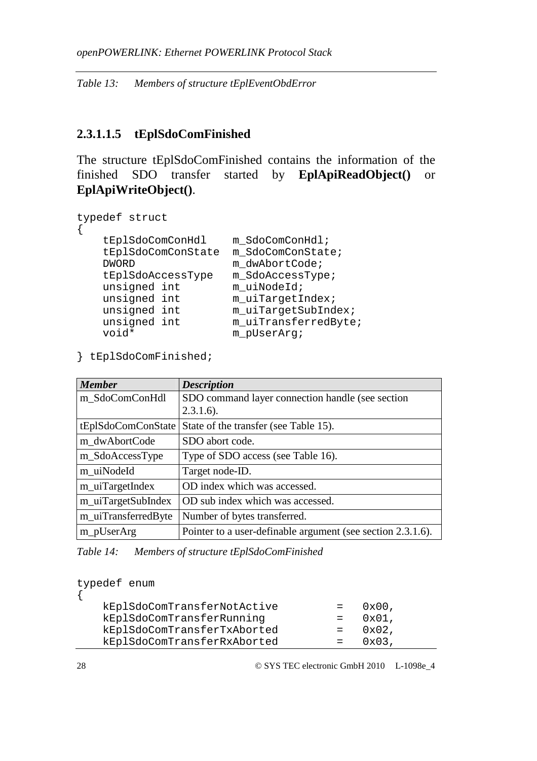*Table 13: Members of structure tEplEventObdError*

#### 2.3.1.1.5 tEplSdoComFinished

The structure tEplSdoComFinished contains the information of the finished SDO transfer started by **EplApiReadObject()** or **EplApiWriteObject()**.

```
typedef struct
{
    tEplSdoComConHdl    m_SdoComConHdl;
    tEplSdoComConState  m_SdoComConState;
    DWORD               m_dwAbortCode;
    tEplSdoAccessType   m_SdoAccessType;
    unsigned int        m_uiNodeId;
    unsigned int        m_uiTargetIndex;
    unsigned int        m_uiTargetSubIndex;
    unsigned int        m_uiTransferredByte;
    void*               m_pUserArg;

} tEplSdoComFinished;
```

| *Member* | *Description* |
|---|---|
| m_SdoComConHdl | SDO command layer connection handle (see section 2.3.1.6). |
| tEplSdoComConState | State of the transfer (see Table 15). |
| m_dwAbortCode | SDO abort code. |
| m_SdoAccessType | Type of SDO access (see Table 16). |
| m_uiNodeId | Target node-ID. |
| m_uiTargetIndex | OD index which was accessed. |
| m_uiTargetSubIndex | OD sub index which was accessed. |
| m_uiTransferredByte | Number of bytes transferred. |
| m_pUserArg | Pointer to a user-definable argument (see section 2.3.1.6). |

*Table 14: Members of structure tEplSdoComFinished*

```
typedef enum
{
    kEplSdoComTransferNotActive         =   0x00,
    kEplSdoComTransferRunning           =   0x01,
    kEplSdoComTransferTxAborted         =   0x02,
    kEplSdoComTransferRxAborted         =   0x03,
```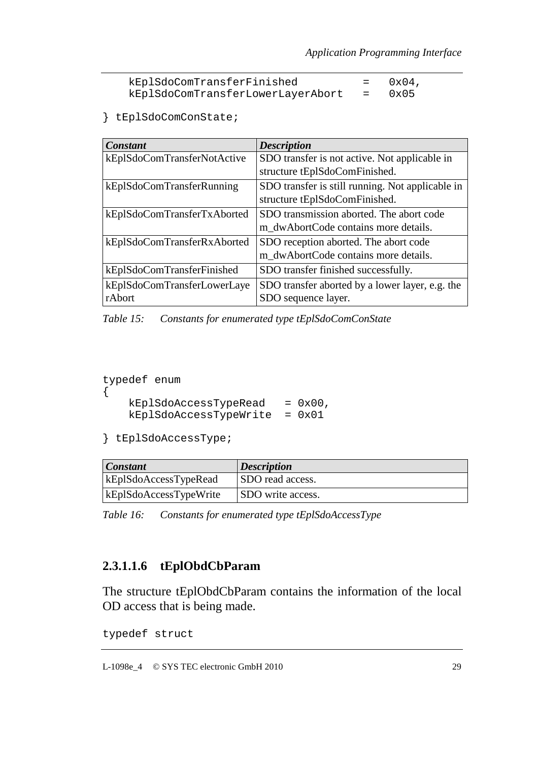```
    kEplSdoComTransferFinished          =   0x04,
    kEplSdoComTransferLowerLayerAbort   =   0x05

} tEplSdoComConState;
```

| *Constant* | *Description* |
|---|---|
| kEplSdoComTransferNotActive | SDO transfer is not active. Not applicable in structure tEplSdoComFinished. |
| kEplSdoComTransferRunning | SDO transfer is still running. Not applicable in structure tEplSdoComFinished. |
| kEplSdoComTransferTxAborted | SDO transmission aborted. The abort code m_dwAbortCode contains more details. |
| kEplSdoComTransferRxAborted | SDO reception aborted. The abort code m_dwAbortCode contains more details. |
| kEplSdoComTransferFinished | SDO transfer finished successfully. |
| kEplSdoComTransferLowerLayerAbort | SDO transfer aborted by a lower layer, e.g. the SDO sequence layer. |

*Table 15: Constants for enumerated type tEplSdoComConState*

```
typedef enum
{
    kEplSdoAccessTypeRead   = 0x00,
    kEplSdoAccessTypeWrite  = 0x01

} tEplSdoAccessType;
```

| *Constant* | *Description* |
|---|---|
| kEplSdoAccessTypeRead | SDO read access. |
| kEplSdoAccessTypeWrite | SDO write access. |

*Table 16: Constants for enumerated type tEplSdoAccessType*

#### 2.3.1.1.6 tEplObdCbParam

The structure tEplObdCbParam contains the information of the local OD access that is being made.

```
typedef struct
```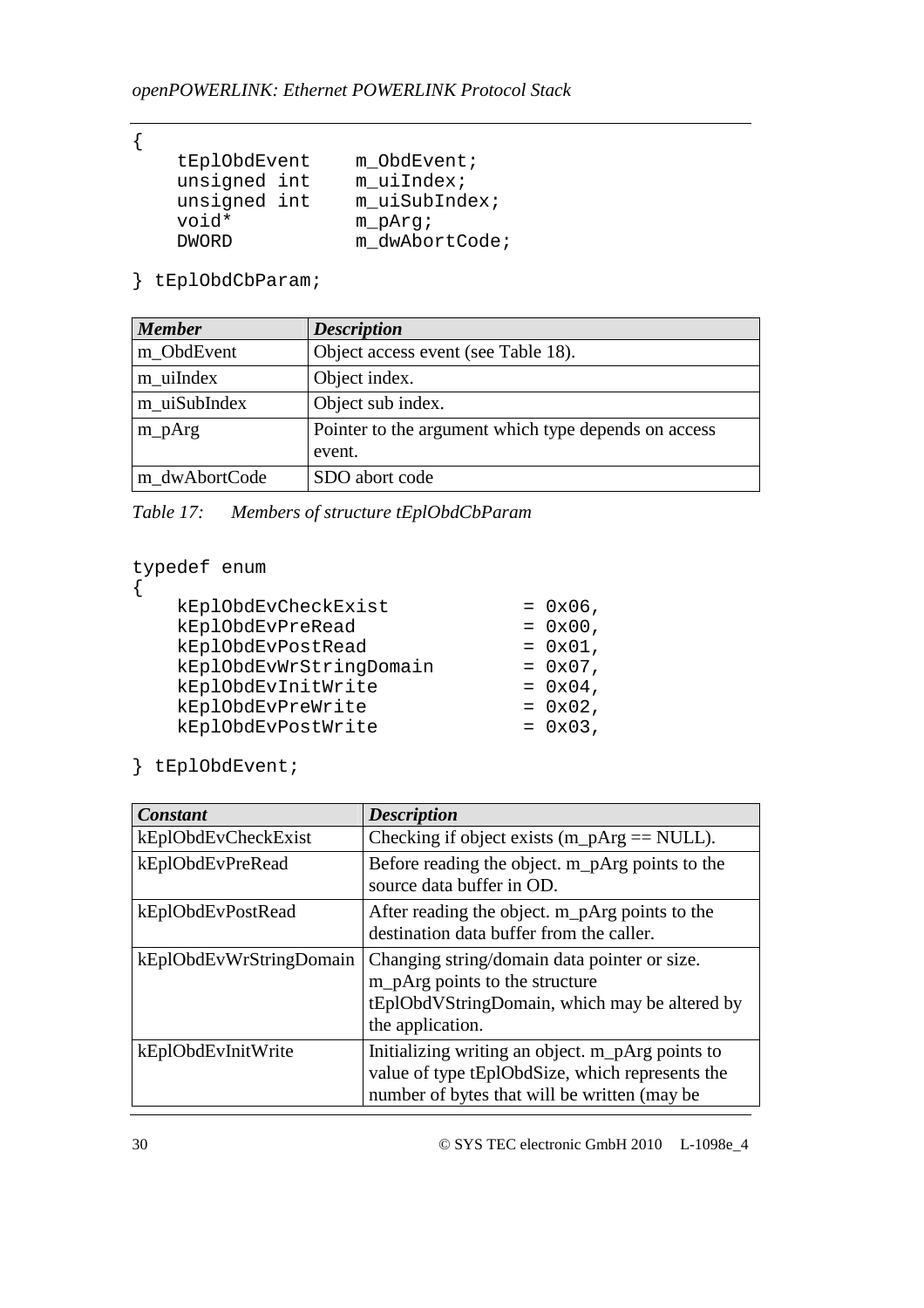```
{
    tEplObdEvent    m_ObdEvent;
    unsigned int    m_uiIndex;
    unsigned int    m_uiSubIndex;
    void*           m_pArg;
    DWORD           m_dwAbortCode;

} tEplObdCbParam;
```

| *Member* | *Description* |
|---|---|
| m_ObdEvent | Object access event (see Table 18). |
| m_uiIndex | Object index. |
| m_uiSubIndex | Object sub index. |
| m_pArg | Pointer to the argument which type depends on access event. |
| m_dwAbortCode | SDO abort code |

*Table 17: Members of structure tEplObdCbParam*

```
typedef enum
{
    kEplObdEvCheckExist           = 0x06,
    kEplObdEvPreRead              = 0x00,
    kEplObdEvPostRead             = 0x01,
    kEplObdEvWrStringDomain       = 0x07,
    kEplObdEvInitWrite            = 0x04,
    kEplObdEvPreWrite             = 0x02,
    kEplObdEvPostWrite            = 0x03,

} tEplObdEvent;
```

| *Constant* | *Description* |
|---|---|
| kEplObdEvCheckExist | Checking if object exists (m_pArg == NULL). |
| kEplObdEvPreRead | Before reading the object. m_pArg points to the source data buffer in OD. |
| kEplObdEvPostRead | After reading the object. m_pArg points to the destination data buffer from the caller. |
| kEplObdEvWrStringDomain | Changing string/domain data pointer or size. m_pArg points to the structure tEplObdVStringDomain, which may be altered by the application. |
| kEplObdEvInitWrite | Initializing writing an object. m_pArg points to value of type tEplObdSize, which represents the number of bytes that will be written (may be |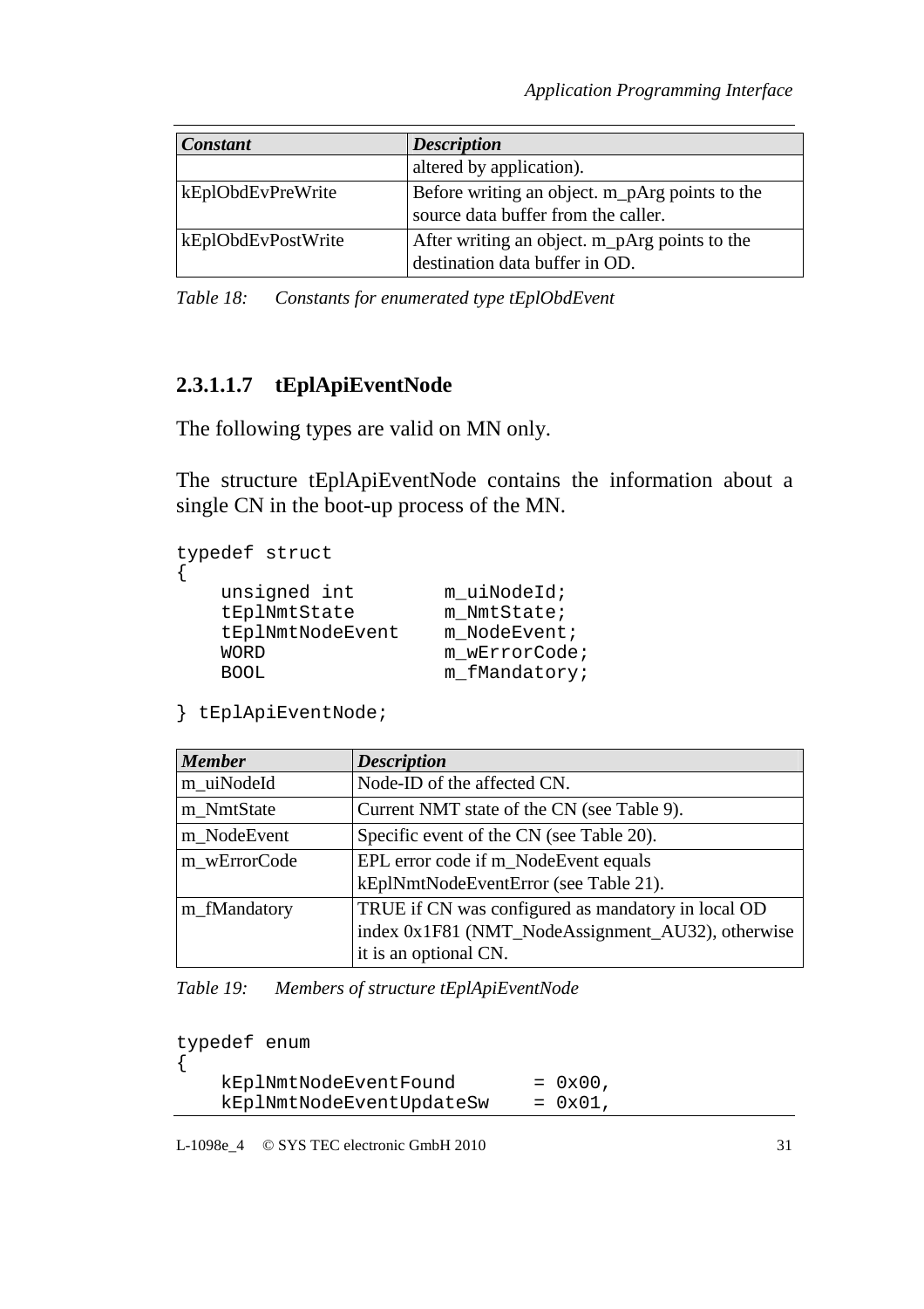| *Constant* | *Description* |
|---|---|
| | altered by application). |
| kEplObdEvPreWrite | Before writing an object. m_pArg points to the source data buffer from the caller. |
| kEplObdEvPostWrite | After writing an object. m_pArg points to the destination data buffer in OD. |

*Table 18: Constants for enumerated type tEplObdEvent*

#### 2.3.1.1.7 tEplApiEventNode

The following types are valid on MN only.

The structure tEplApiEventNode contains the information about a single CN in the boot-up process of the MN.

```
typedef struct
{
    unsigned int        m_uiNodeId;
    tEplNmtState        m_NmtState;
    tEplNmtNodeEvent    m_NodeEvent;
    WORD                m_wErrorCode;
    BOOL                m_fMandatory;

} tEplApiEventNode;
```

| *Member* | *Description* |
|---|---|
| m_uiNodeId | Node-ID of the affected CN. |
| m_NmtState | Current NMT state of the CN (see Table 9). |
| m_NodeEvent | Specific event of the CN (see Table 20). |
| m_wErrorCode | EPL error code if m_NodeEvent equals kEplNmtNodeEventError (see Table 21). |
| m_fMandatory | TRUE if CN was configured as mandatory in local OD index 0x1F81 (NMT_NodeAssignment_AU32), otherwise it is an optional CN. |

*Table 19: Members of structure tEplApiEventNode*

```
typedef enum
{
    kEplNmtNodeEventFound       = 0x00,
    kEplNmtNodeEventUpdateSw    = 0x01,
```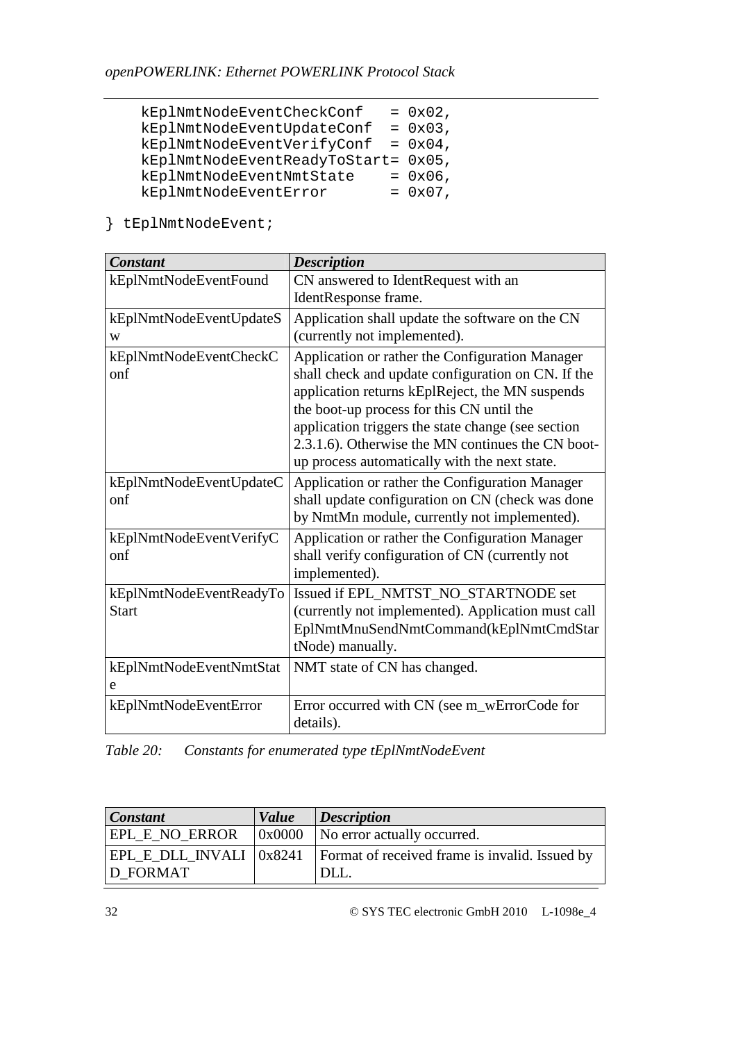```
    kEplNmtNodeEventCheckConf    = 0x02,
    kEplNmtNodeEventUpdateConf   = 0x03,
    kEplNmtNodeEventVerifyConf   = 0x04,
    kEplNmtNodeEventReadyToStart= 0x05,
    kEplNmtNodeEventNmtState     = 0x06,
    kEplNmtNodeEventError        = 0x07,

} tEplNmtNodeEvent;
```

| *Constant* | *Description* |
|---|---|
| kEplNmtNodeEventFound | CN answered to IdentRequest with an IdentResponse frame. |
| kEplNmtNodeEventUpdateSw | Application shall update the software on the CN (currently not implemented). |
| kEplNmtNodeEventCheckConf | Application or rather the Configuration Manager shall check and update configuration on CN. If the application returns kEplReject, the MN suspends the boot-up process for this CN until the application triggers the state change (see section 2.3.1.6). Otherwise the MN continues the CN boot-up process automatically with the next state. |
| kEplNmtNodeEventUpdateConf | Application or rather the Configuration Manager shall update configuration on CN (check was done by NmtMn module, currently not implemented). |
| kEplNmtNodeEventVerifyConf | Application or rather the Configuration Manager shall verify configuration of CN (currently not implemented). |
| kEplNmtNodeEventReadyToStart | Issued if EPL_NMTST_NO_STARTNODE set (currently not implemented). Application must call EplNmtMnuSendNmtCommand(kEplNmtCmdStartNode) manually. |
| kEplNmtNodeEventNmtState | NMT state of CN has changed. |
| kEplNmtNodeEventError | Error occurred with CN (see m_wErrorCode for details). |

*Table 20: Constants for enumerated type tEplNmtNodeEvent*

| *Constant* | *Value* | *Description* |
|---|---|---|
| EPL_E_NO_ERROR | 0x0000 | No error actually occurred. |
| EPL_E_DLL_INVALID_FORMAT | 0x8241 | Format of received frame is invalid. Issued by DLL. |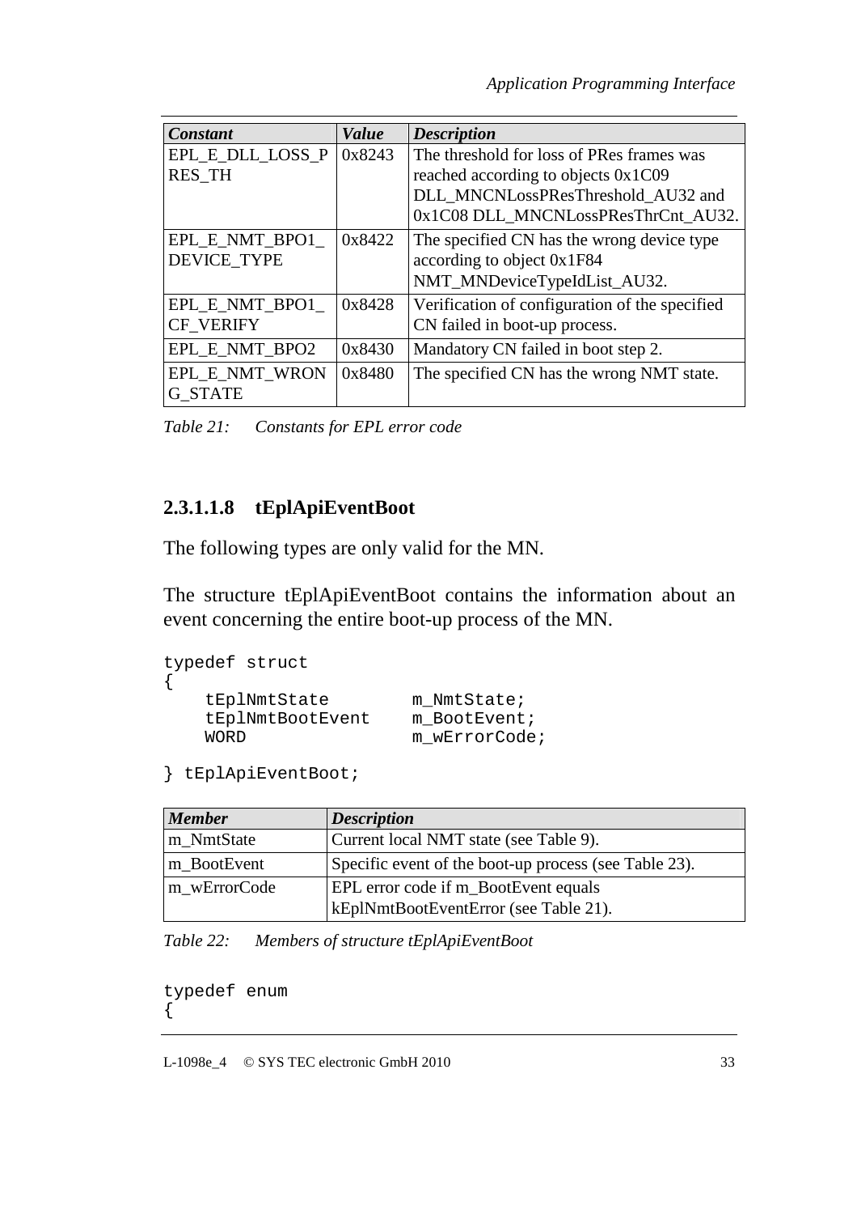| *Constant* | *Value* | *Description* |
|---|---|---|
| EPL_E_DLL_LOSS_PRES_TH | 0x8243 | The threshold for loss of PRes frames was reached according to objects 0x1C09 DLL_MNCNLossPResThreshold_AU32 and 0x1C08 DLL_MNCNLossPResThrCnt_AU32. |
| EPL_E_NMT_BPO1_DEVICE_TYPE | 0x8422 | The specified CN has the wrong device type according to object 0x1F84 NMT_MNDeviceTypeIdList_AU32. |
| EPL_E_NMT_BPO1_CF_VERIFY | 0x8428 | Verification of configuration of the specified CN failed in boot-up process. |
| EPL_E_NMT_BPO2 | 0x8430 | Mandatory CN failed in boot step 2. |
| EPL_E_NMT_WRONG_STATE | 0x8480 | The specified CN has the wrong NMT state. |

*Table 21: Constants for EPL error code*

#### 2.3.1.1.8 tEplApiEventBoot

The following types are only valid for the MN.

The structure tEplApiEventBoot contains the information about an event concerning the entire boot-up process of the MN.

```
typedef struct
{
    tEplNmtState        m_NmtState;
    tEplNmtBootEvent    m_BootEvent;
    WORD                m_wErrorCode;

} tEplApiEventBoot;
```

| *Member* | *Description* |
|---|---|
| m_NmtState | Current local NMT state (see Table 9). |
| m_BootEvent | Specific event of the boot-up process (see Table 23). |
| m_wErrorCode | EPL error code if m_BootEvent equals kEplNmtBootEventError (see Table 21). |

*Table 22: Members of structure tEplApiEventBoot*

```
typedef enum
{
```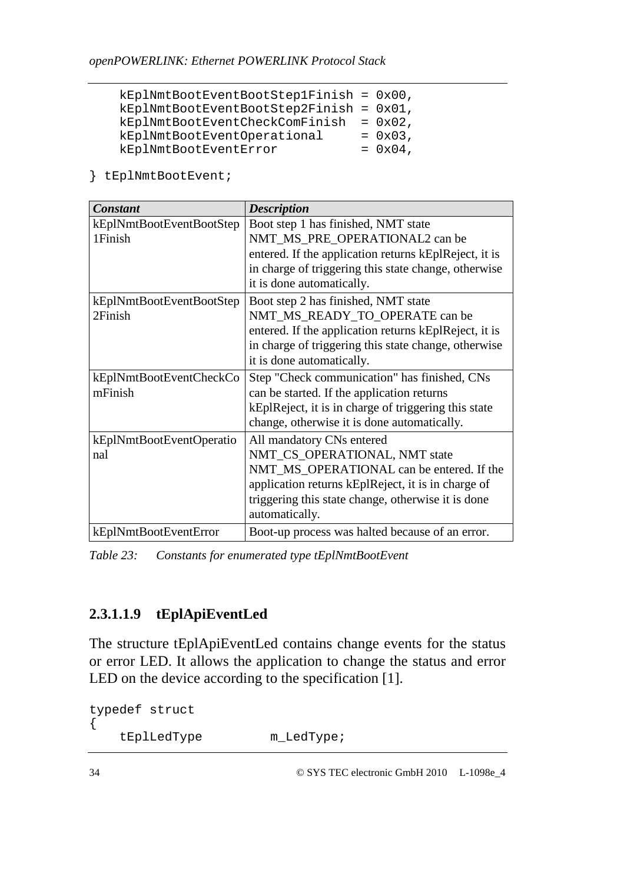```
    kEplNmtBootEventBootStep1Finish = 0x00,
    kEplNmtBootEventBootStep2Finish = 0x01,
    kEplNmtBootEventCheckComFinish  = 0x02,
    kEplNmtBootEventOperational     = 0x03,
    kEplNmtBootEventError           = 0x04,

} tEplNmtBootEvent;
```

| ***Constant*** | ***Description*** |
|---|---|
| kEplNmtBootEventBootStep1Finish | Boot step 1 has finished, NMT state NMT_MS_PRE_OPERATIONAL2 can be entered. If the application returns kEplReject, it is in charge of triggering this state change, otherwise it is done automatically. |
| kEplNmtBootEventBootStep2Finish | Boot step 2 has finished, NMT state NMT_MS_READY_TO_OPERATE can be entered. If the application returns kEplReject, it is in charge of triggering this state change, otherwise it is done automatically. |
| kEplNmtBootEventCheckComFinish | Step "Check communication" has finished, CNs can be started. If the application returns kEplReject, it is in charge of triggering this state change, otherwise it is done automatically. |
| kEplNmtBootEventOperational | All mandatory CNs entered NMT_CS_OPERATIONAL, NMT state NMT_MS_OPERATIONAL can be entered. If the application returns kEplReject, it is in charge of triggering this state change, otherwise it is done automatically. |
| kEplNmtBootEventError | Boot-up process was halted because of an error. |

*Table 23: Constants for enumerated type tEplNmtBootEvent*

#### 2.3.1.1.9 tEplApiEventLed

The structure tEplApiEventLed contains change events for the status or error LED. It allows the application to change the status and error LED on the device according to the specification [1].

```
typedef struct
{
    tEplLedType         m_LedType;
```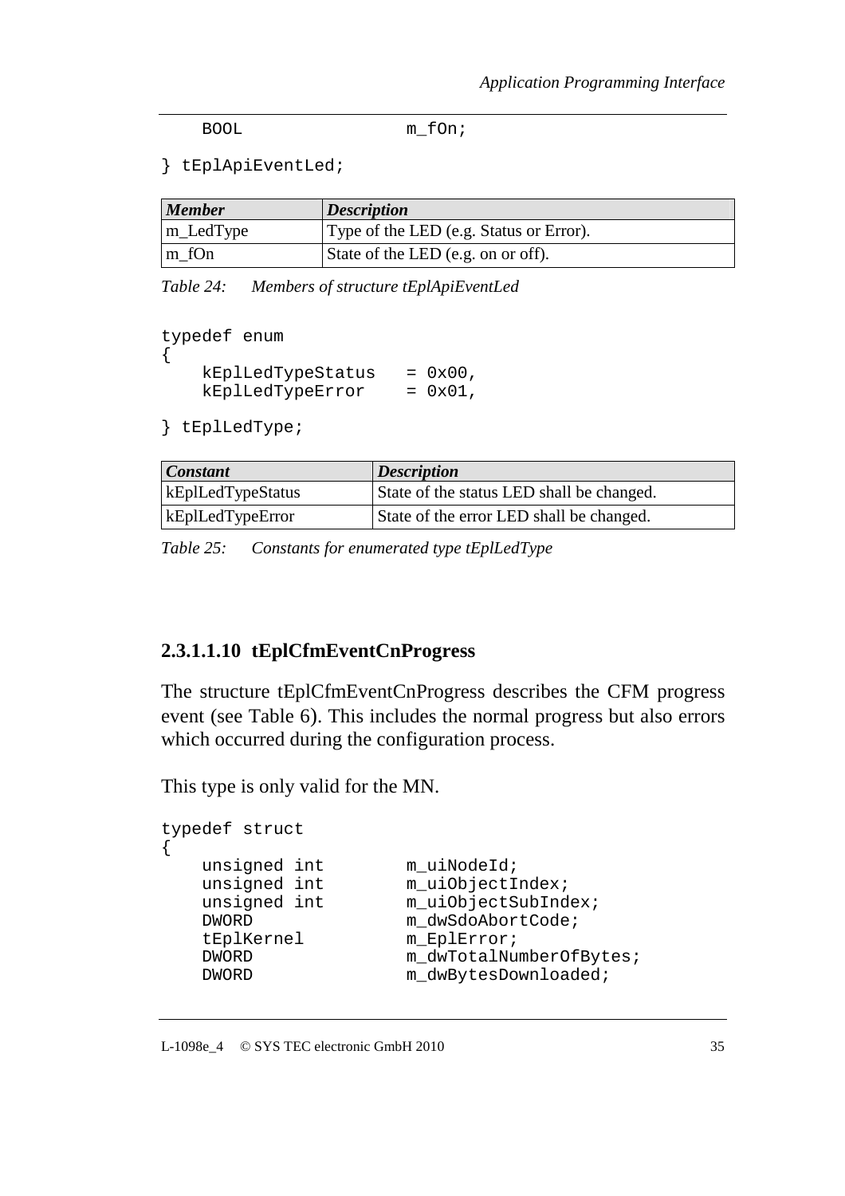```
    BOOL                m_fOn;

} tEplApiEventLed;
```

| *Member* | *Description* |
|---|---|
| m_LedType | Type of the LED (e.g. Status or Error). |
| m_fOn | State of the LED (e.g. on or off). |

*Table 24: Members of structure tEplApiEventLed*

```
typedef enum
{
    kEplLedTypeStatus   = 0x00,
    kEplLedTypeError    = 0x01,

} tEplLedType;
```

| *Constant* | *Description* |
|---|---|
| kEplLedTypeStatus | State of the status LED shall be changed. |
| kEplLedTypeError | State of the error LED shall be changed. |

*Table 25: Constants for enumerated type tEplLedType*

#### 2.3.1.1.10 tEplCfmEventCnProgress

The structure tEplCfmEventCnProgress describes the CFM progress event (see Table 6). This includes the normal progress but also errors which occurred during the configuration process.

This type is only valid for the MN.

```
typedef struct
{
    unsigned int        m_uiNodeId;
    unsigned int        m_uiObjectIndex;
    unsigned int        m_uiObjectSubIndex;
    DWORD               m_dwSdoAbortCode;
    tEplKernel          m_EplError;
    DWORD               m_dwTotalNumberOfBytes;
    DWORD               m_dwBytesDownloaded;
```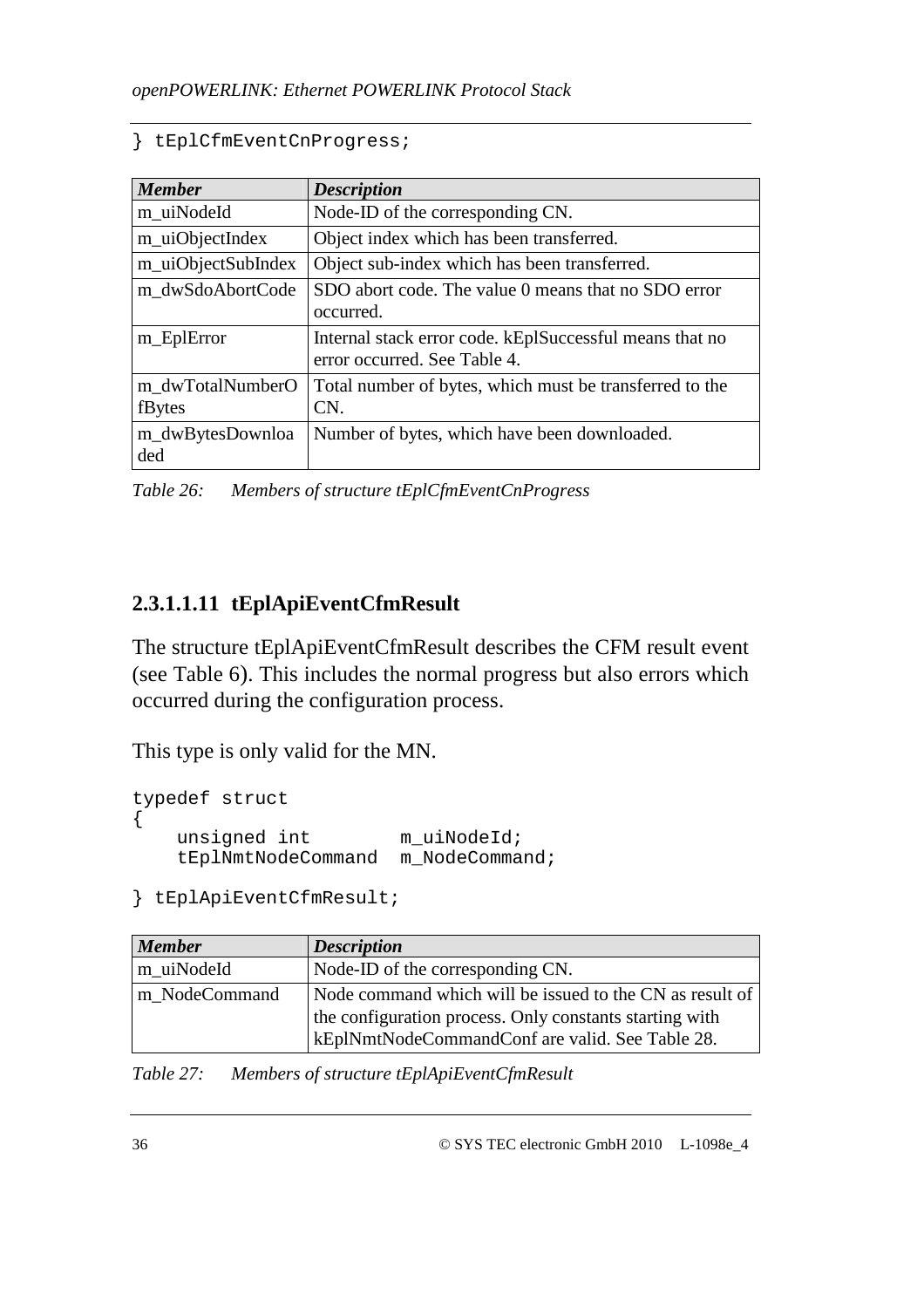```
} tEplCfmEventCnProgress;
```

| *Member* | *Description* |
|---|---|
| m_uiNodeId | Node-ID of the corresponding CN. |
| m_uiObjectIndex | Object index which has been transferred. |
| m_uiObjectSubIndex | Object sub-index which has been transferred. |
| m_dwSdoAbortCode | SDO abort code. The value 0 means that no SDO error occurred. |
| m_EplError | Internal stack error code. kEplSuccessful means that no error occurred. See Table 4. |
| m_dwTotalNumberOfBytes | Total number of bytes, which must be transferred to the CN. |
| m_dwBytesDownloaded | Number of bytes, which have been downloaded. |

*Table 26: Members of structure tEplCfmEventCnProgress*

#### 2.3.1.1.11 tEplApiEventCfmResult

The structure tEplApiEventCfmResult describes the CFM result event (see Table 6). This includes the normal progress but also errors which occurred during the configuration process.

This type is only valid for the MN.

```
typedef struct
{
    unsigned int        m_uiNodeId;
    tEplNmtNodeCommand  m_NodeCommand;

} tEplApiEventCfmResult;
```

| *Member* | *Description* |
|---|---|
| m_uiNodeId | Node-ID of the corresponding CN. |
| m_NodeCommand | Node command which will be issued to the CN as result of the configuration process. Only constants starting with kEplNmtNodeCommandConf are valid. See Table 28. |

*Table 27: Members of structure tEplApiEventCfmResult*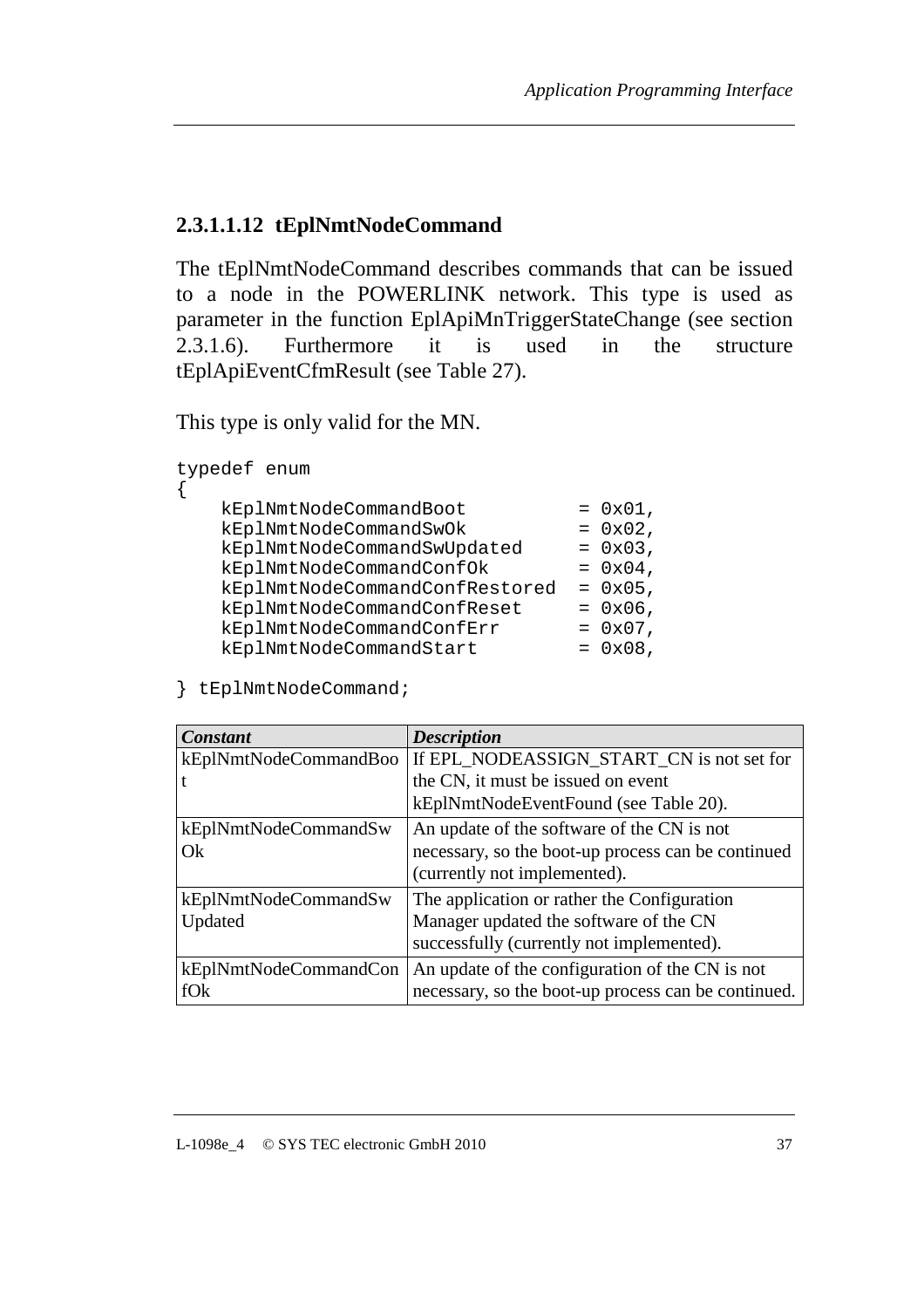#### 2.3.1.1.12 tEplNmtNodeCommand

The tEplNmtNodeCommand describes commands that can be issued to a node in the POWERLINK network. This type is used as parameter in the function EplApiMnTriggerStateChange (see section 2.3.1.6). Furthermore it is used in the structure tEplApiEventCfmResult (see Table 27).

This type is only valid for the MN.

```
typedef enum
{
    kEplNmtNodeCommandBoot          = 0x01,
    kEplNmtNodeCommandSwOk          = 0x02,
    kEplNmtNodeCommandSwUpdated     = 0x03,
    kEplNmtNodeCommandConfOk        = 0x04,
    kEplNmtNodeCommandConfRestored  = 0x05,
    kEplNmtNodeCommandConfReset     = 0x06,
    kEplNmtNodeCommandConfErr       = 0x07,
    kEplNmtNodeCommandStart         = 0x08,

} tEplNmtNodeCommand;
```

| ***Constant*** | ***Description*** |
|---|---|
| kEplNmtNodeCommandBoot | If EPL_NODEASSIGN_START_CN is not set for the CN, it must be issued on event kEplNmtNodeEventFound (see Table 20). |
| kEplNmtNodeCommandSwOk | An update of the software of the CN is not necessary, so the boot-up process can be continued (currently not implemented). |
| kEplNmtNodeCommandSwUpdated | The application or rather the Configuration Manager updated the software of the CN successfully (currently not implemented). |
| kEplNmtNodeCommandConfOk | An update of the configuration of the CN is not necessary, so the boot-up process can be continued. |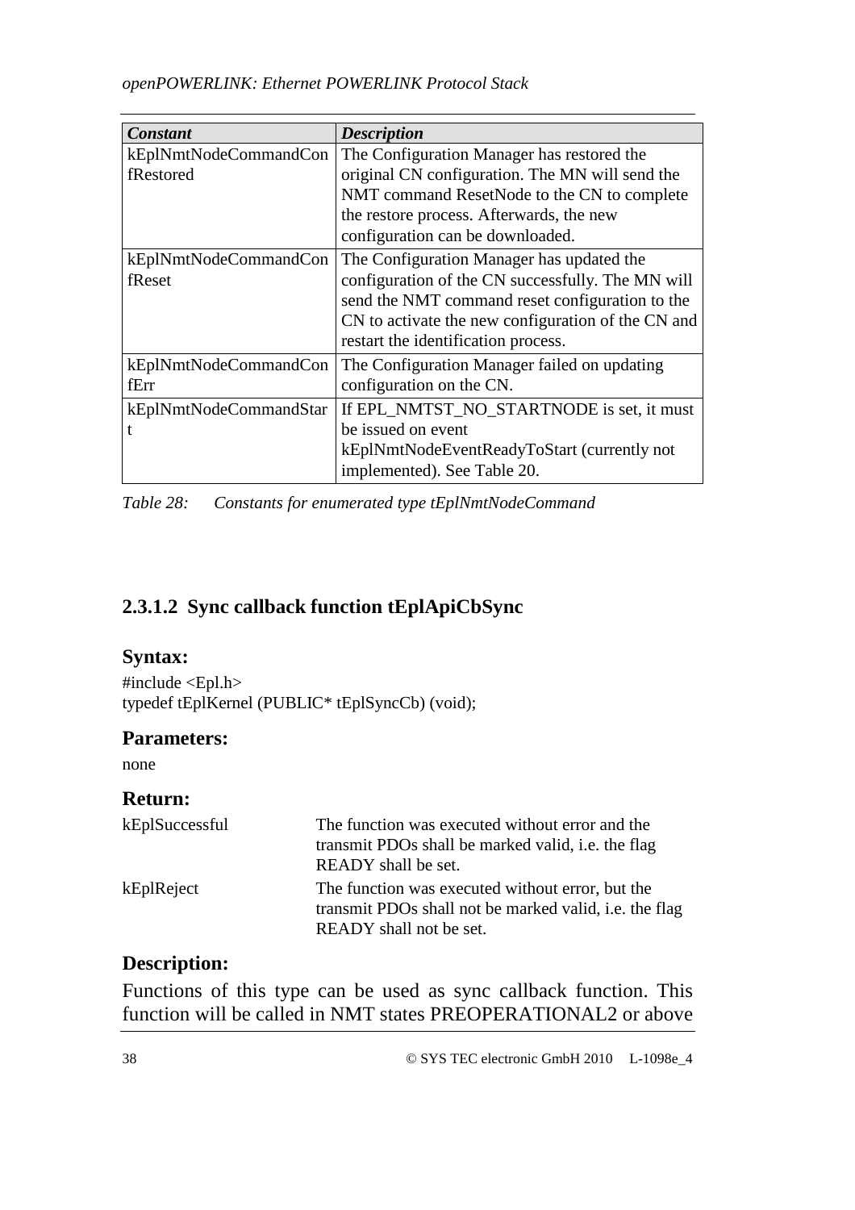| *Constant* | *Description* |
|---|---|
| kEplNmtNodeCommandConfRestored | The Configuration Manager has restored the original CN configuration. The MN will send the NMT command ResetNode to the CN to complete the restore process. Afterwards, the new configuration can be downloaded. |
| kEplNmtNodeCommandConfReset | The Configuration Manager has updated the configuration of the CN successfully. The MN will send the NMT command reset configuration to the CN to activate the new configuration of the CN and restart the identification process. |
| kEplNmtNodeCommandConfErr | The Configuration Manager failed on updating configuration on the CN. |
| kEplNmtNodeCommandStart | If EPL_NMTST_NO_STARTNODE is set, it must be issued on event kEplNmtNodeEventReadyToStart (currently not implemented). See Table 20. |

*Table 28: Constants for enumerated type tEplNmtNodeCommand*

### 2.3.1.2 Sync callback function tEplApiCbSync

**Syntax:**

```
#include <Epl.h>
typedef tEplKernel (PUBLIC* tEplSyncCb) (void);
```

**Parameters:**

none

**Return:**

| | |
|---|---|
| kEplSuccessful | The function was executed without error and the transmit PDOs shall be marked valid, i.e. the flag READY shall be set. |
| kEplReject | The function was executed without error, but the transmit PDOs shall not be marked valid, i.e. the flag READY shall not be set. |

**Description:**

Functions of this type can be used as sync callback function. This function will be called in NMT states PREOPERATIONAL2 or above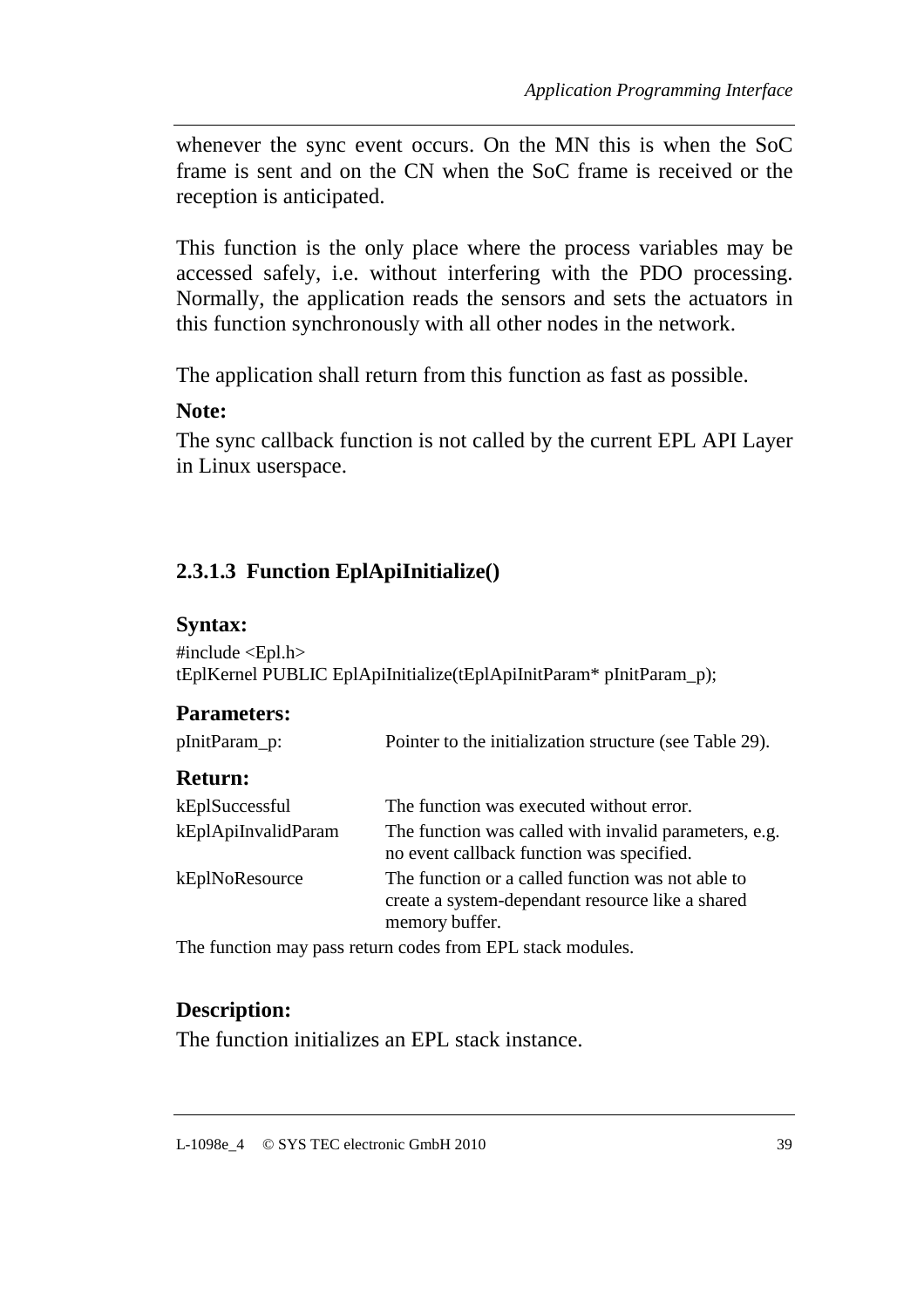whenever the sync event occurs. On the MN this is when the SoC frame is sent and on the CN when the SoC frame is received or the reception is anticipated.

This function is the only place where the process variables may be accessed safely, i.e. without interfering with the PDO processing. Normally, the application reads the sensors and sets the actuators in this function synchronously with all other nodes in the network.

The application shall return from this function as fast as possible.

**Note:**

The sync callback function is not called by the current EPL API Layer in Linux userspace.

### 2.3.1.3 Function EplApiInitialize()

**Syntax:**

```
#include <Epl.h>
tEplKernel PUBLIC EplApiInitialize(tEplApiInitParam* pInitParam_p);
```

**Parameters:**

| | |
|---|---|
| pInitParam_p: | Pointer to the initialization structure (see Table 29). |

**Return:**

| | |
|---|---|
| kEplSuccessful | The function was executed without error. |
| kEplApiInvalidParam | The function was called with invalid parameters, e.g. no event callback function was specified. |
| kEplNoResource | The function or a called function was not able to create a system-dependant resource like a shared memory buffer. |

The function may pass return codes from EPL stack modules.

**Description:**

The function initializes an EPL stack instance.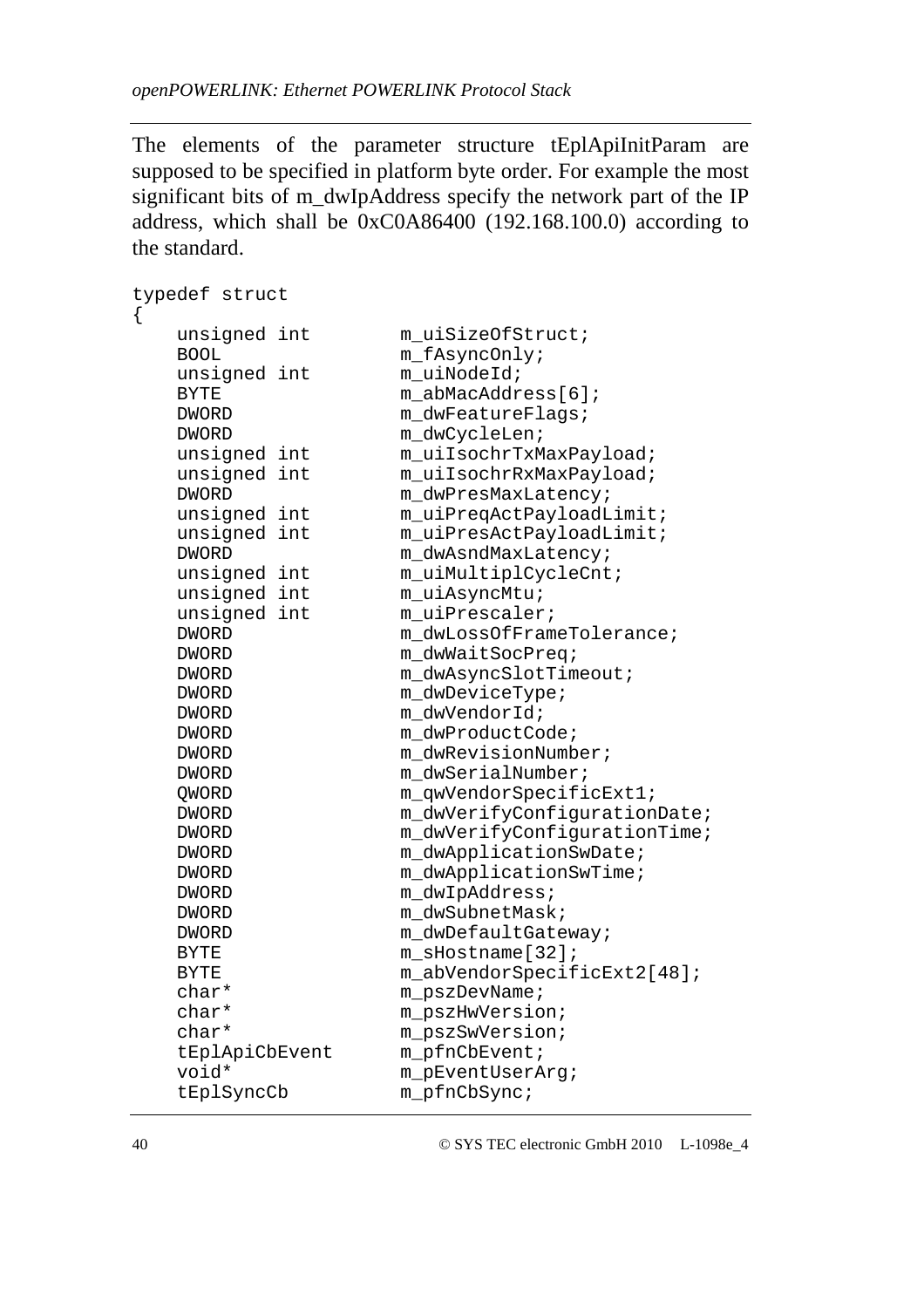The elements of the parameter structure tEplApiInitParam are supposed to be specified in platform byte order. For example the most significant bits of m_dwIpAddress specify the network part of the IP address, which shall be 0xC0A86400 (192.168.100.0) according to the standard.

```
typedef struct
{
    unsigned int        m_uiSizeOfStruct;
    BOOL                m_fAsyncOnly;
    unsigned int        m_uiNodeId;
    BYTE                m_abMacAddress[6];
    DWORD               m_dwFeatureFlags;
    DWORD               m_dwCycleLen;
    unsigned int        m_uiIsochrTxMaxPayload;
    unsigned int        m_uiIsochrRxMaxPayload;
    DWORD               m_dwPresMaxLatency;
    unsigned int        m_uiPreqActPayloadLimit;
    unsigned int        m_uiPresActPayloadLimit;
    DWORD               m_dwAsndMaxLatency;
    unsigned int        m_uiMultiplCycleCnt;
    unsigned int        m_uiAsyncMtu;
    unsigned int        m_uiPrescaler;
    DWORD               m_dwLossOfFrameTolerance;
    DWORD               m_dwWaitSocPreq;
    DWORD               m_dwAsyncSlotTimeout;
    DWORD               m_dwDeviceType;
    DWORD               m_dwVendorId;
    DWORD               m_dwProductCode;
    DWORD               m_dwRevisionNumber;
    DWORD               m_dwSerialNumber;
    QWORD               m_qwVendorSpecificExt1;
    DWORD               m_dwVerifyConfigurationDate;
    DWORD               m_dwVerifyConfigurationTime;
    DWORD               m_dwApplicationSwDate;
    DWORD               m_dwApplicationSwTime;
    DWORD               m_dwIpAddress;
    DWORD               m_dwSubnetMask;
    DWORD               m_dwDefaultGateway;
    BYTE                m_sHostname[32];
    BYTE                m_abVendorSpecificExt2[48];
    char*               m_pszDevName;
    char*               m_pszHwVersion;
    char*               m_pszSwVersion;
    tEplApiCbEvent      m_pfnCbEvent;
    void*               m_pEventUserArg;
    tEplSyncCb          m_pfnCbSync;
```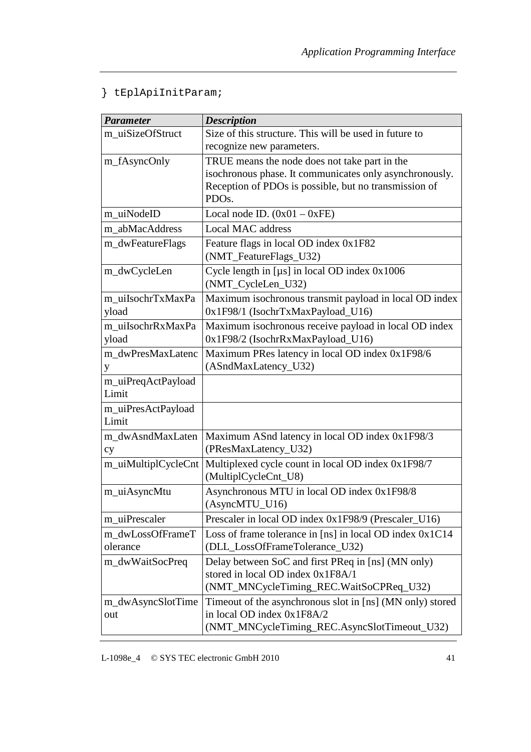```
} tEplApiInitParam;
```

| *Parameter* | *Description* |
|---|---|
| m_uiSizeOfStruct | Size of this structure. This will be used in future to recognize new parameters. |
| m_fAsyncOnly | TRUE means the node does not take part in the isochronous phase. It communicates only asynchronously. Reception of PDOs is possible, but no transmission of PDOs. |
| m_uiNodeID | Local node ID. (0x01 – 0xFE) |
| m_abMacAddress | Local MAC address |
| m_dwFeatureFlags | Feature flags in local OD index 0x1F82 (NMT_FeatureFlags_U32) |
| m_dwCycleLen | Cycle length in [µs] in local OD index 0x1006 (NMT_CycleLen_U32) |
| m_uiIsochrTxMaxPayload | Maximum isochronous transmit payload in local OD index 0x1F98/1 (IsochrTxMaxPayload_U16) |
| m_uiIsochrRxMaxPayload | Maximum isochronous receive payload in local OD index 0x1F98/2 (IsochrRxMaxPayload_U16) |
| m_dwPresMaxLatency | Maximum PRes latency in local OD index 0x1F98/6 (ASndMaxLatency_U32) |
| m_uiPreqActPayloadLimit | |
| m_uiPresActPayloadLimit | |
| m_dwAsndMaxLatency | Maximum ASnd latency in local OD index 0x1F98/3 (PResMaxLatency_U32) |
| m_uiMultiplCycleCnt | Multiplexed cycle count in local OD index 0x1F98/7 (MultiplCycleCnt_U8) |
| m_uiAsyncMtu | Asynchronous MTU in local OD index 0x1F98/8 (AsyncMTU_U16) |
| m_uiPrescaler | Prescaler in local OD index 0x1F98/9 (Prescaler_U16) |
| m_dwLossOfFrameTolerance | Loss of frame tolerance in [ns] in local OD index 0x1C14 (DLL_LossOfFrameTolerance_U32) |
| m_dwWaitSocPreq | Delay between SoC and first PReq in [ns] (MN only) stored in local OD index 0x1F8A/1 (NMT_MNCycleTiming_REC.WaitSoCPReq_U32) |
| m_dwAsyncSlotTimeout | Timeout of the asynchronous slot in [ns] (MN only) stored in local OD index 0x1F8A/2 (NMT_MNCycleTiming_REC.AsyncSlotTimeout_U32) |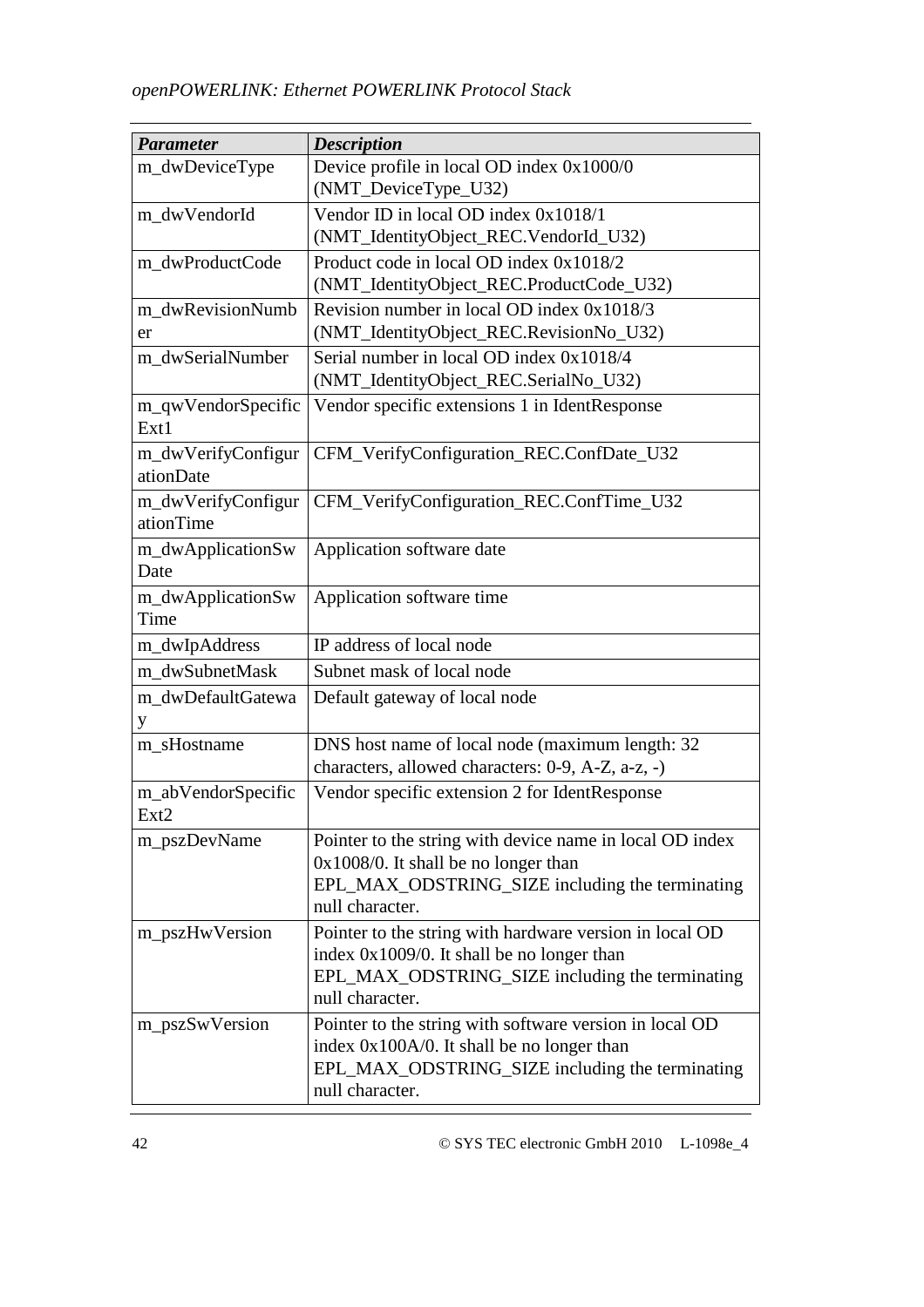| *Parameter* | *Description* |
|---|---|
| m_dwDeviceType | Device profile in local OD index 0x1000/0 (NMT_DeviceType_U32) |
| m_dwVendorId | Vendor ID in local OD index 0x1018/1 (NMT_IdentityObject_REC.VendorId_U32) |
| m_dwProductCode | Product code in local OD index 0x1018/2 (NMT_IdentityObject_REC.ProductCode_U32) |
| m_dwRevisionNumber | Revision number in local OD index 0x1018/3 (NMT_IdentityObject_REC.RevisionNo_U32) |
| m_dwSerialNumber | Serial number in local OD index 0x1018/4 (NMT_IdentityObject_REC.SerialNo_U32) |
| m_qwVendorSpecificExt1 | Vendor specific extensions 1 in IdentResponse |
| m_dwVerifyConfigurationDate | CFM_VerifyConfiguration_REC.ConfDate_U32 |
| m_dwVerifyConfigurationTime | CFM_VerifyConfiguration_REC.ConfTime_U32 |
| m_dwApplicationSwDate | Application software date |
| m_dwApplicationSwTime | Application software time |
| m_dwIpAddress | IP address of local node |
| m_dwSubnetMask | Subnet mask of local node |
| m_dwDefaultGateway | Default gateway of local node |
| m_sHostname | DNS host name of local node (maximum length: 32 characters, allowed characters: 0-9, A-Z, a-z, -) |
| m_abVendorSpecificExt2 | Vendor specific extension 2 for IdentResponse |
| m_pszDevName | Pointer to the string with device name in local OD index 0x1008/0. It shall be no longer than EPL_MAX_ODSTRING_SIZE including the terminating null character. |
| m_pszHwVersion | Pointer to the string with hardware version in local OD index 0x1009/0. It shall be no longer than EPL_MAX_ODSTRING_SIZE including the terminating null character. |
| m_pszSwVersion | Pointer to the string with software version in local OD index 0x100A/0. It shall be no longer than EPL_MAX_ODSTRING_SIZE including the terminating null character. |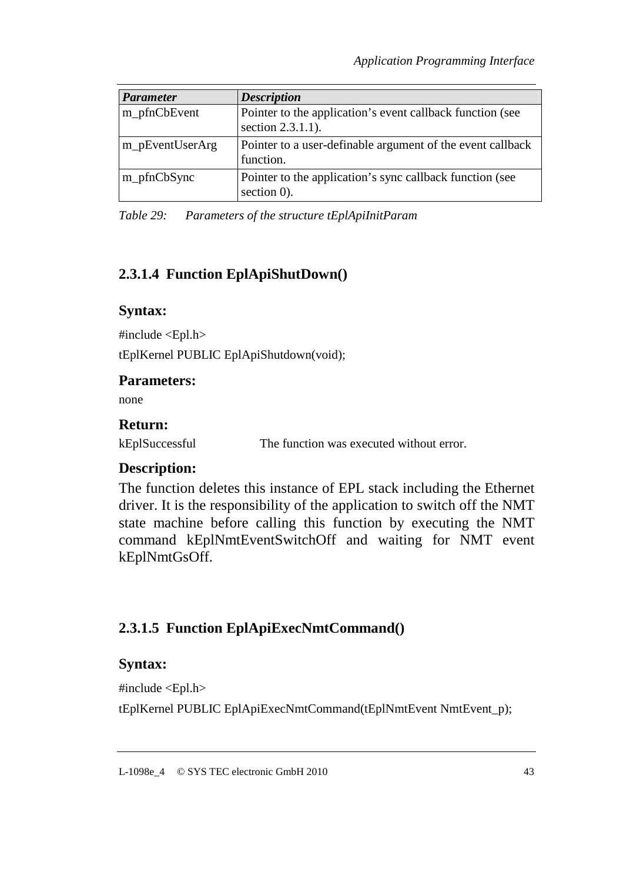| *Parameter* | *Description* |
|---|---|
| m_pfnCbEvent | Pointer to the application's event callback function (see section 2.3.1.1). |
| m_pEventUserArg | Pointer to a user-definable argument of the event callback function. |
| m_pfnCbSync | Pointer to the application's sync callback function (see section 0). |

*Table 29: Parameters of the structure tEplApiInitParam*

#### 2.3.1.4 Function EplApiShutDown()

**Syntax:**

```
#include <Epl.h>
tEplKernel PUBLIC EplApiShutdown(void);
```

**Parameters:**

none

**Return:**

kEplSuccessful The function was executed without error.

**Description:**

The function deletes this instance of EPL stack including the Ethernet driver. It is the responsibility of the application to switch off the NMT state machine before calling this function by executing the NMT command kEplNmtEventSwitchOff and waiting for NMT event kEplNmtGsOff.

#### 2.3.1.5 Function EplApiExecNmtCommand()

**Syntax:**

```
#include <Epl.h>
tEplKernel PUBLIC EplApiExecNmtCommand(tEplNmtEvent NmtEvent_p);
```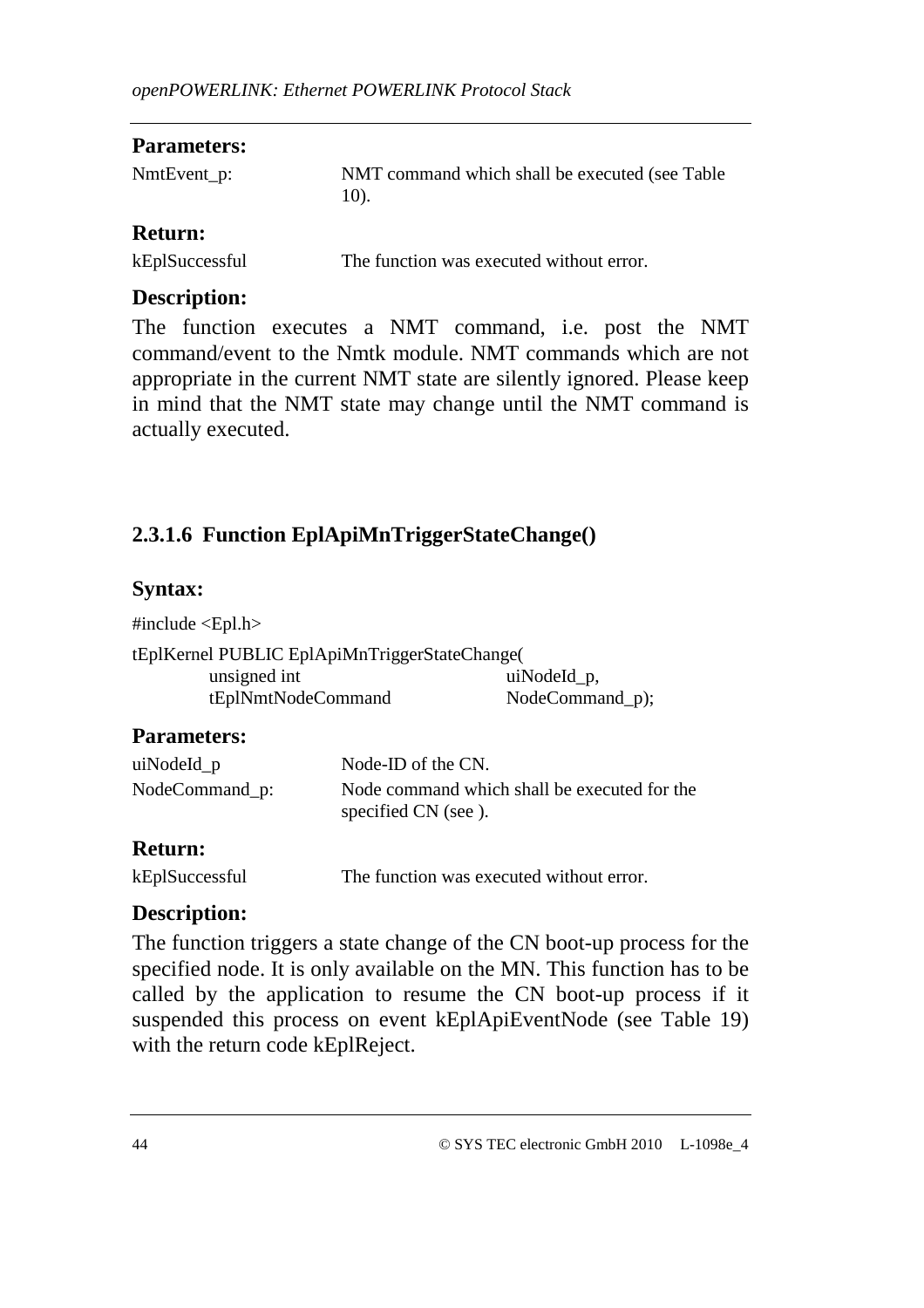**Parameters:**

| | |
|---|---|
| NmtEvent_p: | NMT command which shall be executed (see Table 10). |

**Return:**

| | |
|---|---|
| kEplSuccessful | The function was executed without error. |

**Description:**

The function executes a NMT command, i.e. post the NMT command/event to the Nmtk module. NMT commands which are not appropriate in the current NMT state are silently ignored. Please keep in mind that the NMT state may change until the NMT command is actually executed.

### 2.3.1.6 Function EplApiMnTriggerStateChange()

**Syntax:**

```
#include <Epl.h>

tEplKernel PUBLIC EplApiMnTriggerStateChange(
        unsigned int                uiNodeId_p,
        tEplNmtNodeCommand          NodeCommand_p);
```

**Parameters:**

| | |
|---|---|
| uiNodeId_p | Node-ID of the CN. |
| NodeCommand_p: | Node command which shall be executed for the specified CN (see ). |

**Return:**

| | |
|---|---|
| kEplSuccessful | The function was executed without error. |

**Description:**

The function triggers a state change of the CN boot-up process for the specified node. It is only available on the MN. This function has to be called by the application to resume the CN boot-up process if it suspended this process on event kEplApiEventNode (see Table 19) with the return code kEplReject.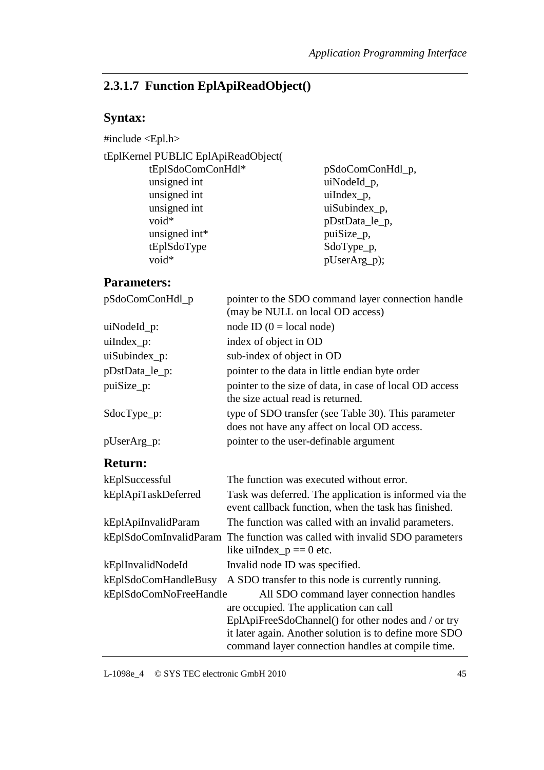### 2.3.1.7 Function EplApiReadObject()

#### Syntax:

```
#include <Epl.h>

tEplKernel PUBLIC EplApiReadObject(
        tEplSdoComConHdl*       pSdoComConHdl_p,
        unsigned int            uiNodeId_p,
        unsigned int            uiIndex_p,
        unsigned int            uiSubindex_p,
        void*                   pDstData_le_p,
        unsigned int*           puiSize_p,
        tEplSdoType             SdoType_p,
        void*                   pUserArg_p);
```

#### Parameters:

| | |
|---|---|
| pSdoComConHdl_p | pointer to the SDO command layer connection handle (may be NULL on local OD access) |
| uiNodeId_p: | node ID (0 = local node) |
| uiIndex_p: | index of object in OD |
| uiSubindex_p: | sub-index of object in OD |
| pDstData_le_p: | pointer to the data in little endian byte order |
| puiSize_p: | pointer to the size of data, in case of local OD access the size actual read is returned. |
| SdocType_p: | type of SDO transfer (see Table 30). This parameter does not have any affect on local OD access. |
| pUserArg_p: | pointer to the user-definable argument |

#### Return:

| | |
|---|---|
| kEplSuccessful | The function was executed without error. |
| kEplApiTaskDeferred | Task was deferred. The application is informed via the event callback function, when the task has finished. |
| kEplApiInvalidParam | The function was called with an invalid parameters. |
| kEplSdoComInvalidParam | The function was called with invalid SDO parameters like uiIndex_p == 0 etc. |
| kEplInvalidNodeId | Invalid node ID was specified. |
| kEplSdoComHandleBusy | A SDO transfer to this node is currently running. |
| kEplSdoComNoFreeHandle | All SDO command layer connection handles are occupied. The application can call EplApiFreeSdoChannel() for other nodes and / or try it later again. Another solution is to define more SDO command layer connection handles at compile time. |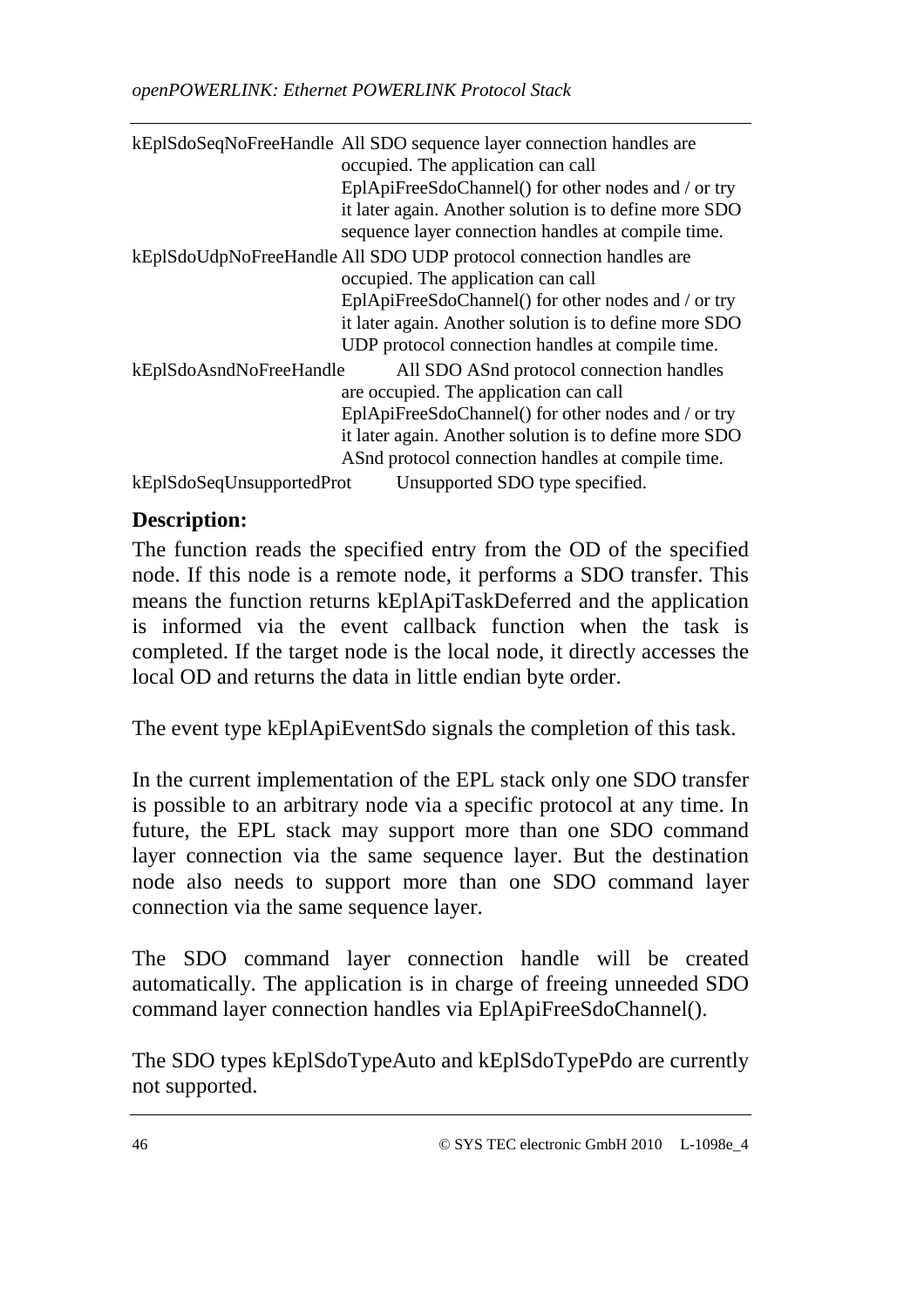| | |
|---|---|
| kEplSdoSeqNoFreeHandle | All SDO sequence layer connection handles are occupied. The application can call EplApiFreeSdoChannel() for other nodes and / or try it later again. Another solution is to define more SDO sequence layer connection handles at compile time. |
| kEplSdoUdpNoFreeHandle | All SDO UDP protocol connection handles are occupied. The application can call EplApiFreeSdoChannel() for other nodes and / or try it later again. Another solution is to define more SDO UDP protocol connection handles at compile time. |
| kEplSdoAsndNoFreeHandle | All SDO ASnd protocol connection handles are occupied. The application can call EplApiFreeSdoChannel() for other nodes and / or try it later again. Another solution is to define more SDO ASnd protocol connection handles at compile time. |
| kEplSdoSeqUnsupportedProt | Unsupported SDO type specified. |

**Description:**

The function reads the specified entry from the OD of the specified node. If this node is a remote node, it performs a SDO transfer. This means the function returns kEplApiTaskDeferred and the application is informed via the event callback function when the task is completed. If the target node is the local node, it directly accesses the local OD and returns the data in little endian byte order.

The event type kEplApiEventSdo signals the completion of this task.

In the current implementation of the EPL stack only one SDO transfer is possible to an arbitrary node via a specific protocol at any time. In future, the EPL stack may support more than one SDO command layer connection via the same sequence layer. But the destination node also needs to support more than one SDO command layer connection via the same sequence layer.

The SDO command layer connection handle will be created automatically. The application is in charge of freeing unneeded SDO command layer connection handles via EplApiFreeSdoChannel().

The SDO types kEplSdoTypeAuto and kEplSdoTypePdo are currently not supported.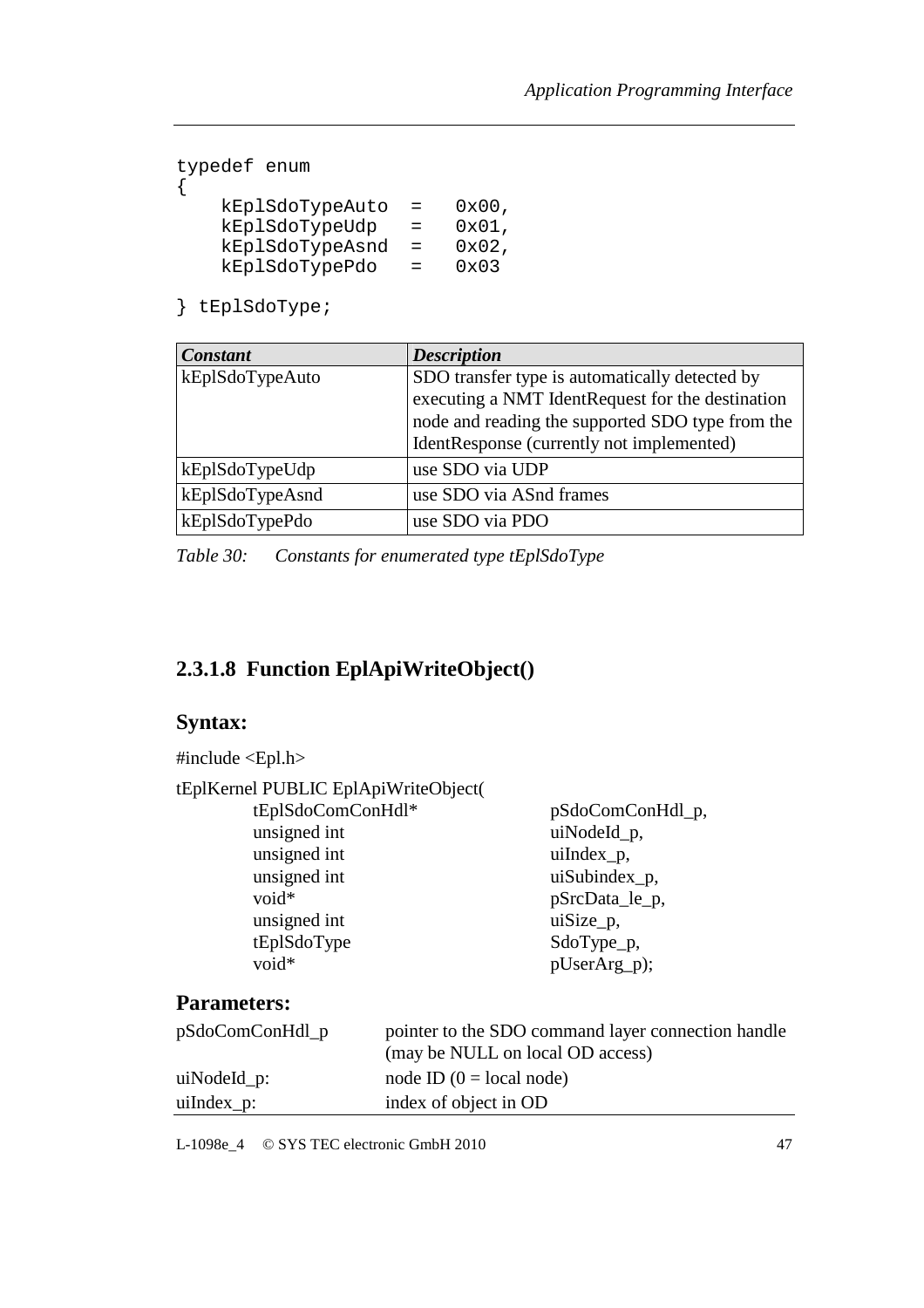```
typedef enum
{
    kEplSdoTypeAuto  =   0x00,
    kEplSdoTypeUdp   =   0x01,
    kEplSdoTypeAsnd  =   0x02,
    kEplSdoTypePdo   =   0x03

} tEplSdoType;
```

| *Constant* | *Description* |
|---|---|
| kEplSdoTypeAuto | SDO transfer type is automatically detected by executing a NMT IdentRequest for the destination node and reading the supported SDO type from the IdentResponse (currently not implemented) |
| kEplSdoTypeUdp | use SDO via UDP |
| kEplSdoTypeAsnd | use SDO via ASnd frames |
| kEplSdoTypePdo | use SDO via PDO |

*Table 30: Constants for enumerated type tEplSdoType*

#### 2.3.1.8 Function EplApiWriteObject()

### Syntax:

#include <Epl.h>

```
tEplKernel PUBLIC EplApiWriteObject(
        tEplSdoComConHdl*       pSdoComConHdl_p,
        unsigned int            uiNodeId_p,
        unsigned int            uiIndex_p,
        unsigned int            uiSubindex_p,
        void*                   pSrcData_le_p,
        unsigned int            uiSize_p,
        tEplSdoType             SdoType_p,
        void*                   pUserArg_p);
```

### Parameters:

| | |
|---|---|
| pSdoComConHdl_p | pointer to the SDO command layer connection handle (may be NULL on local OD access) |
| uiNodeId_p: | node ID (0 = local node) |
| uiIndex_p: | index of object in OD |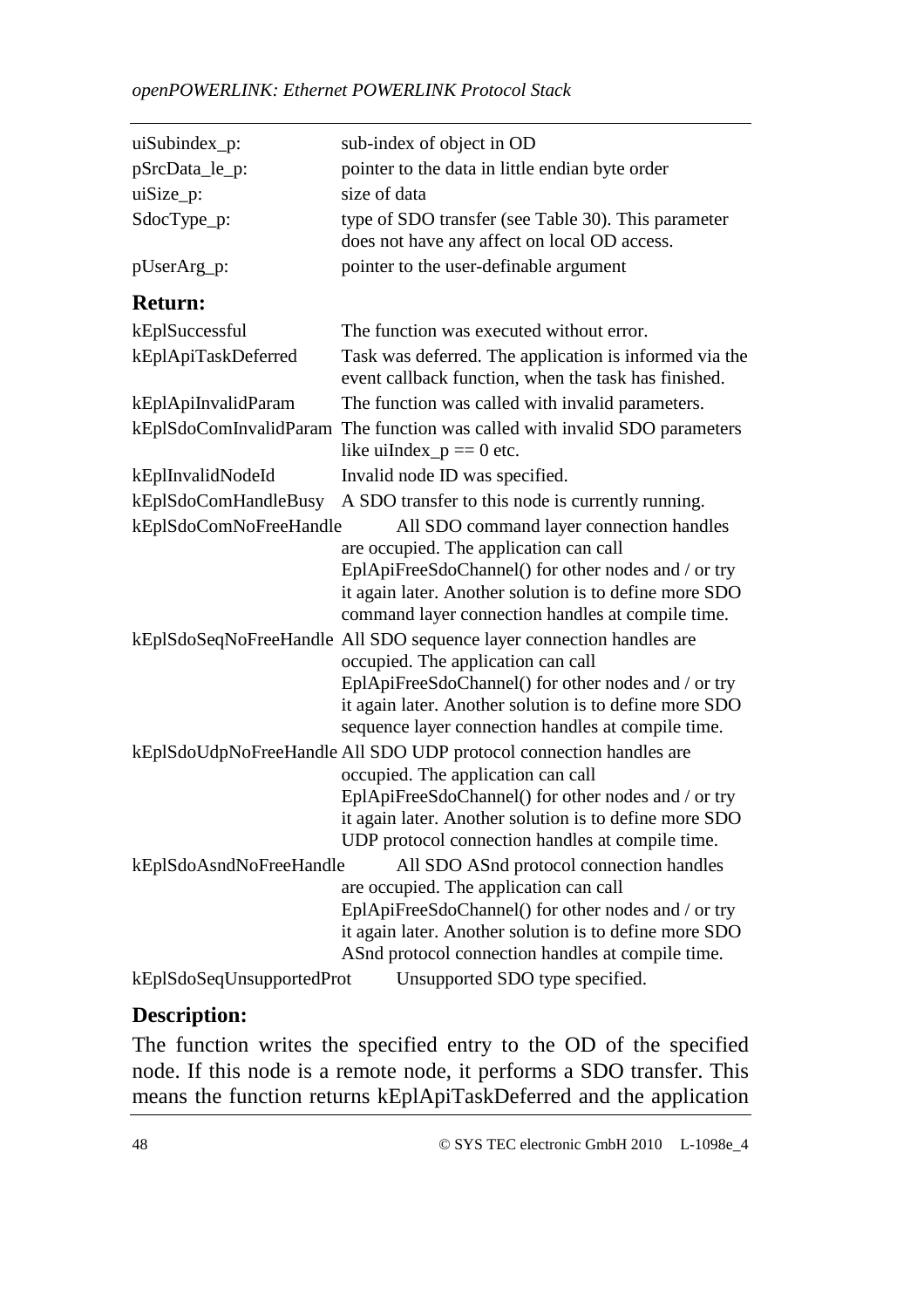| | |
|---|---|
| uiSubindex_p: | sub-index of object in OD |
| pSrcData_le_p: | pointer to the data in little endian byte order |
| uiSize_p: | size of data |
| SdocType_p: | type of SDO transfer (see Table 30). This parameter does not have any affect on local OD access. |
| pUserArg_p: | pointer to the user-definable argument |

**Return:**

| | |
|---|---|
| kEplSuccessful | The function was executed without error. |
| kEplApiTaskDeferred | Task was deferred. The application is informed via the event callback function, when the task has finished. |
| kEplApiInvalidParam | The function was called with invalid parameters. |
| kEplSdoComInvalidParam | The function was called with invalid SDO parameters like uiIndex_p == 0 etc. |
| kEplInvalidNodeId | Invalid node ID was specified. |
| kEplSdoComHandleBusy | A SDO transfer to this node is currently running. |
| kEplSdoComNoFreeHandle | All SDO command layer connection handles are occupied. The application can call EplApiFreeSdoChannel() for other nodes and / or try it again later. Another solution is to define more SDO command layer connection handles at compile time. |
| kEplSdoSeqNoFreeHandle | All SDO sequence layer connection handles are occupied. The application can call EplApiFreeSdoChannel() for other nodes and / or try it again later. Another solution is to define more SDO sequence layer connection handles at compile time. |
| kEplSdoUdpNoFreeHandle | All SDO UDP protocol connection handles are occupied. The application can call EplApiFreeSdoChannel() for other nodes and / or try it again later. Another solution is to define more SDO UDP protocol connection handles at compile time. |
| kEplSdoAsndNoFreeHandle | All SDO ASnd protocol connection handles are occupied. The application can call EplApiFreeSdoChannel() for other nodes and / or try it again later. Another solution is to define more SDO ASnd protocol connection handles at compile time. |
| kEplSdoSeqUnsupportedProt | Unsupported SDO type specified. |

**Description:**

The function writes the specified entry to the OD of the specified node. If this node is a remote node, it performs a SDO transfer. This means the function returns kEplApiTaskDeferred and the application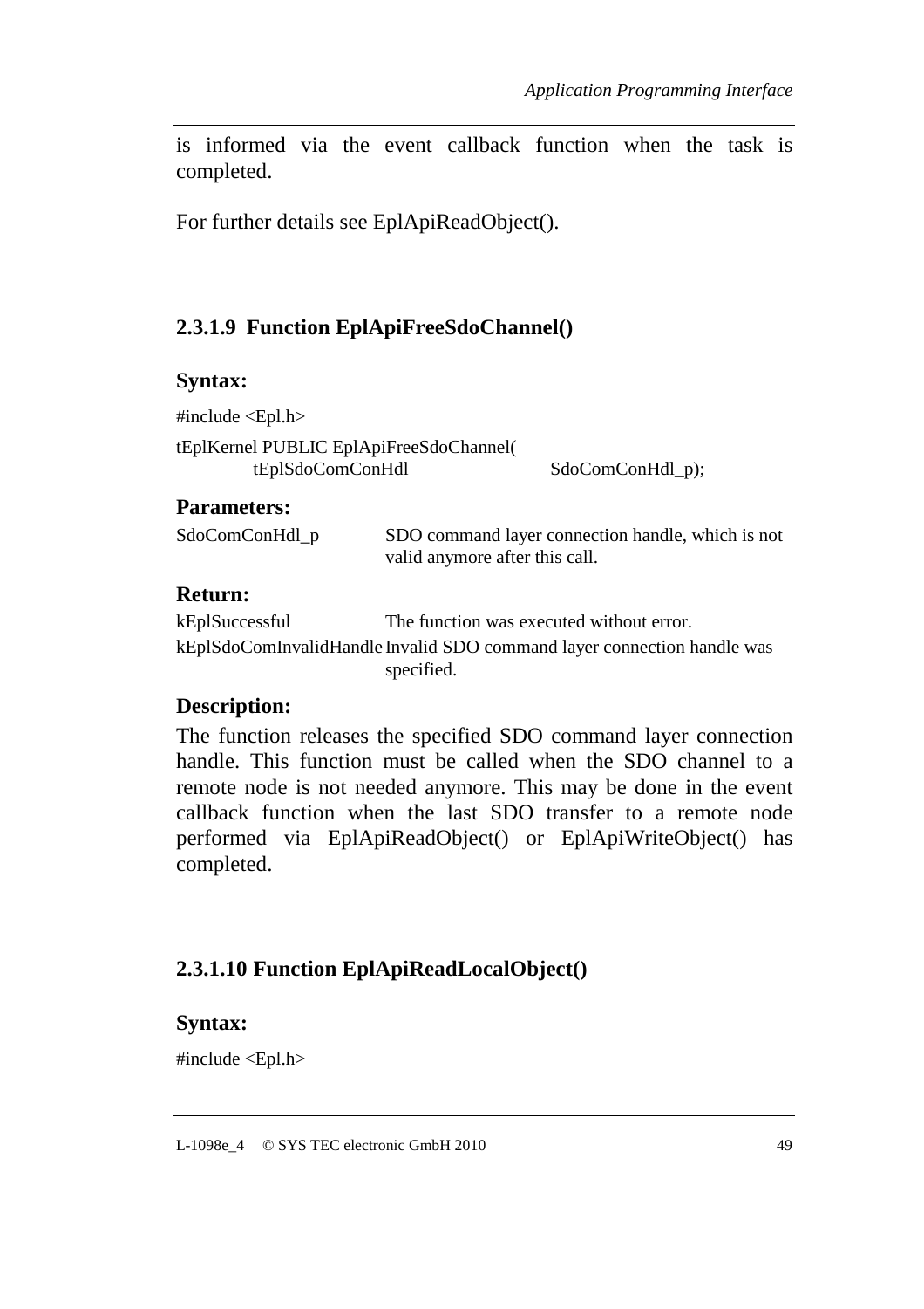is informed via the event callback function when the task is completed.

For further details see EplApiReadObject().

#### 2.3.1.9 Function EplApiFreeSdoChannel()

**Syntax:**

```
#include <Epl.h>

tEplKernel PUBLIC EplApiFreeSdoChannel(
        tEplSdoComConHdl            SdoComConHdl_p);
```

**Parameters:**

| | |
|---|---|
| SdoComConHdl_p | SDO command layer connection handle, which is not valid anymore after this call. |

**Return:**

| | |
|---|---|
| kEplSuccessful | The function was executed without error. |
| kEplSdoComInvalidHandle | Invalid SDO command layer connection handle was specified. |

**Description:**

The function releases the specified SDO command layer connection handle. This function must be called when the SDO channel to a remote node is not needed anymore. This may be done in the event callback function when the last SDO transfer to a remote node performed via EplApiReadObject() or EplApiWriteObject() has completed.

#### 2.3.1.10 Function EplApiReadLocalObject()

**Syntax:**

```
#include <Epl.h>
```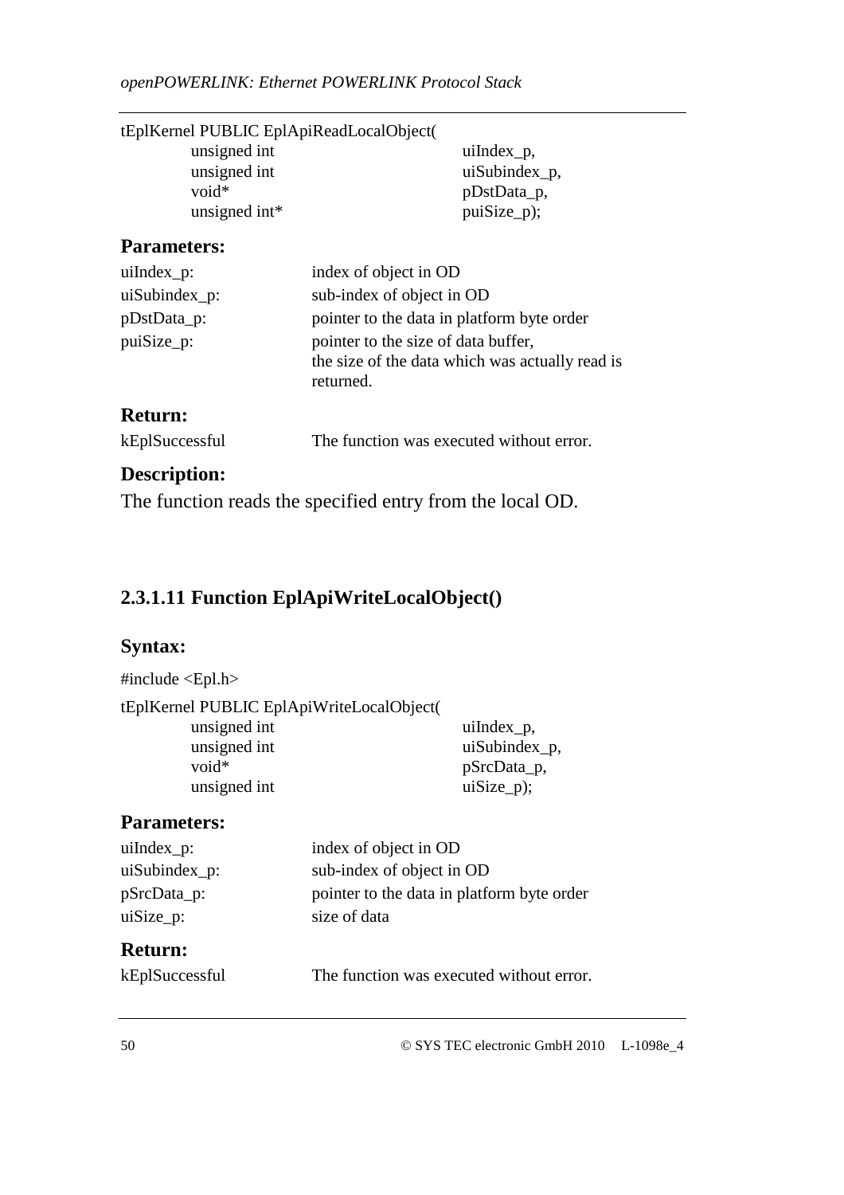```
tEplKernel PUBLIC EplApiReadLocalObject(
        unsigned int        uiIndex_p,
        unsigned int        uiSubindex_p,
        void*               pDstData_p,
        unsigned int*       puiSize_p);
```

### Parameters:

| | |
|---|---|
| uiIndex_p: | index of object in OD |
| uiSubindex_p: | sub-index of object in OD |
| pDstData_p: | pointer to the data in platform byte order |
| puiSize_p: | pointer to the size of data buffer, the size of the data which was actually read is returned. |

### Return:

| | |
|---|---|
| kEplSuccessful | The function was executed without error. |

### Description:

The function reads the specified entry from the local OD.

## 2.3.1.11 Function EplApiWriteLocalObject()

### Syntax:

```
#include <Epl.h>

tEplKernel PUBLIC EplApiWriteLocalObject(
        unsigned int        uiIndex_p,
        unsigned int        uiSubindex_p,
        void*               pSrcData_p,
        unsigned int        uiSize_p);
```

### Parameters:

| | |
|---|---|
| uiIndex_p: | index of object in OD |
| uiSubindex_p: | sub-index of object in OD |
| pSrcData_p: | pointer to the data in platform byte order |
| uiSize_p: | size of data |

### Return:

| | |
|---|---|
| kEplSuccessful | The function was executed without error. |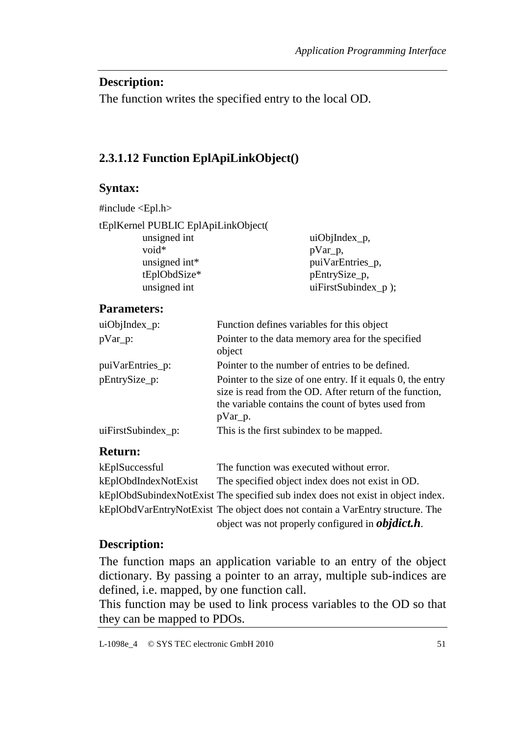**Description:**

The function writes the specified entry to the local OD.

### 2.3.1.12 Function EplApiLinkObject()

**Syntax:**

```
#include <Epl.h>

tEplKernel PUBLIC EplApiLinkObject(
        unsigned int            uiObjIndex_p,
        void*                   pVar_p,
        unsigned int*           puiVarEntries_p,
        tEplObdSize*            pEntrySize_p,
        unsigned int            uiFirstSubindex_p );
```

**Parameters:**

| | |
|---|---|
| uiObjIndex_p: | Function defines variables for this object |
| pVar_p: | Pointer to the data memory area for the specified object |
| puiVarEntries_p: | Pointer to the number of entries to be defined. |
| pEntrySize_p: | Pointer to the size of one entry. If it equals 0, the entry size is read from the OD. After return of the function, the variable contains the count of bytes used from pVar_p. |
| uiFirstSubindex_p: | This is the first subindex to be mapped. |

**Return:**

| | |
|---|---|
| kEplSuccessful | The function was executed without error. |
| kEplObdIndexNotExist | The specified object index does not exist in OD. |
| kEplObdSubindexNotExist | The specified sub index does not exist in object index. |
| kEplObdVarEntryNotExist | The object does not contain a VarEntry structure. The object was not properly configured in ***objdict.h***. |

**Description:**

The function maps an application variable to an entry of the object dictionary. By passing a pointer to an array, multiple sub-indices are defined, i.e. mapped, by one function call.

This function may be used to link process variables to the OD so that they can be mapped to PDOs.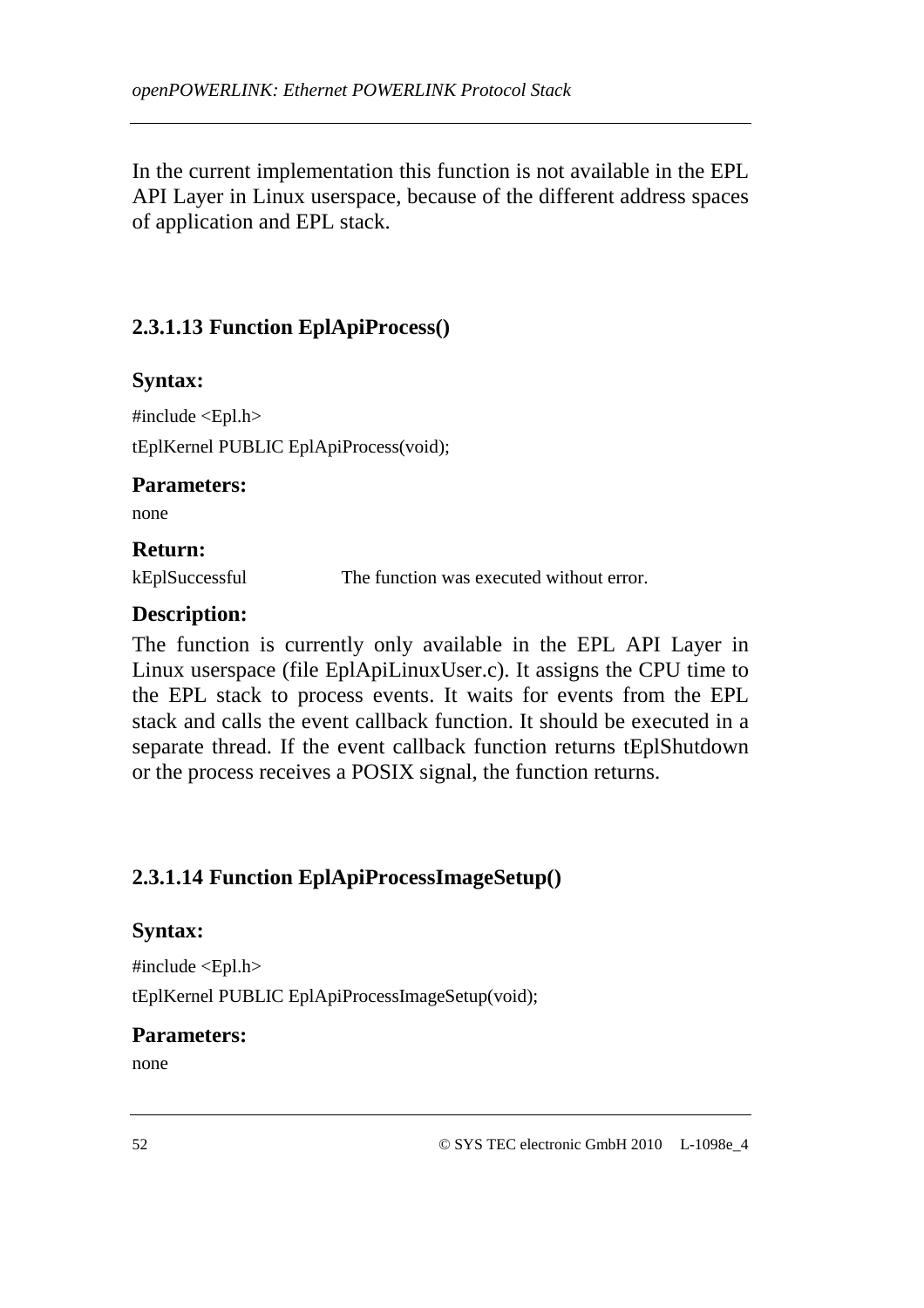In the current implementation this function is not available in the EPL API Layer in Linux userspace, because of the different address spaces of application and EPL stack.

### 2.3.1.13 Function EplApiProcess()

**Syntax:**

```
#include <Epl.h>
tEplKernel PUBLIC EplApiProcess(void);
```

**Parameters:**

none

**Return:**

| | |
|---|---|
| kEplSuccessful | The function was executed without error. |

**Description:**

The function is currently only available in the EPL API Layer in Linux userspace (file EplApiLinuxUser.c). It assigns the CPU time to the EPL stack to process events. It waits for events from the EPL stack and calls the event callback function. It should be executed in a separate thread. If the event callback function returns tEplShutdown or the process receives a POSIX signal, the function returns.

### 2.3.1.14 Function EplApiProcessImageSetup()

**Syntax:**

```
#include <Epl.h>
tEplKernel PUBLIC EplApiProcessImageSetup(void);
```

**Parameters:**

none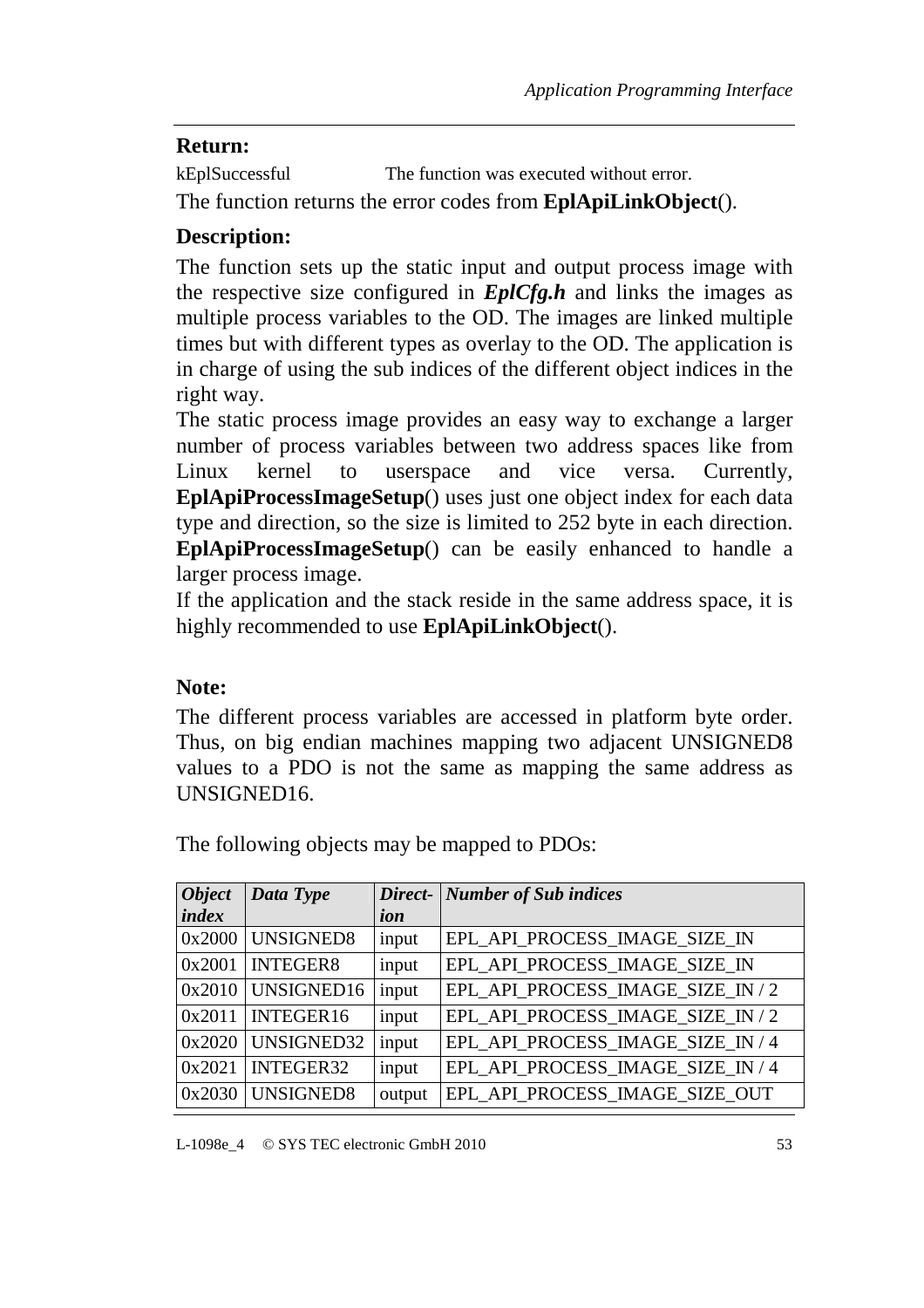**Return:**

kEplSuccessful The function was executed without error.

The function returns the error codes from **EplApiLinkObject**().

**Description:**

The function sets up the static input and output process image with the respective size configured in ***EplCfg.h*** and links the images as multiple process variables to the OD. The images are linked multiple times but with different types as overlay to the OD. The application is in charge of using the sub indices of the different object indices in the right way.

The static process image provides an easy way to exchange a larger number of process variables between two address spaces like from Linux kernel to userspace and vice versa. Currently, **EplApiProcessImageSetup**() uses just one object index for each data type and direction, so the size is limited to 252 byte in each direction. **EplApiProcessImageSetup**() can be easily enhanced to handle a larger process image.

If the application and the stack reside in the same address space, it is highly recommended to use **EplApiLinkObject**().

**Note:**

The different process variables are accessed in platform byte order. Thus, on big endian machines mapping two adjacent UNSIGNED8 values to a PDO is not the same as mapping the same address as UNSIGNED16.

The following objects may be mapped to PDOs:

| ***Object index*** | ***Data Type*** | ***Direct-ion*** | ***Number of Sub indices*** |
|---|---|---|---|
| 0x2000 | UNSIGNED8 | input | EPL_API_PROCESS_IMAGE_SIZE_IN |
| 0x2001 | INTEGER8 | input | EPL_API_PROCESS_IMAGE_SIZE_IN |
| 0x2010 | UNSIGNED16 | input | EPL_API_PROCESS_IMAGE_SIZE_IN / 2 |
| 0x2011 | INTEGER16 | input | EPL_API_PROCESS_IMAGE_SIZE_IN / 2 |
| 0x2020 | UNSIGNED32 | input | EPL_API_PROCESS_IMAGE_SIZE_IN / 4 |
| 0x2021 | INTEGER32 | input | EPL_API_PROCESS_IMAGE_SIZE_IN / 4 |
| 0x2030 | UNSIGNED8 | output | EPL_API_PROCESS_IMAGE_SIZE_OUT |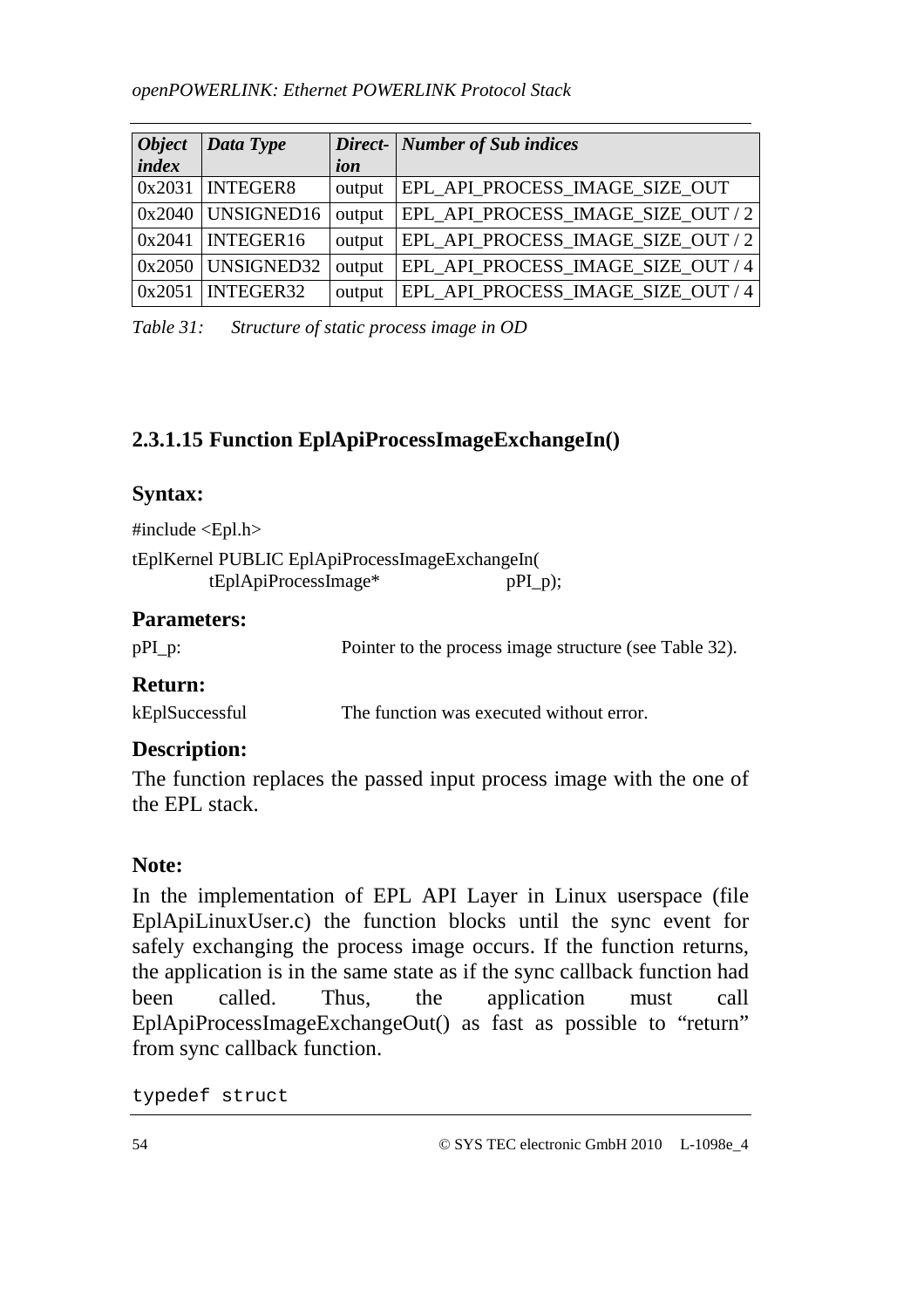| *Object index* | *Data Type* | *Direct-ion* | *Number of Sub indices* |
|---|---|---|---|
| 0x2031 | INTEGER8 | output | EPL_API_PROCESS_IMAGE_SIZE_OUT |
| 0x2040 | UNSIGNED16 | output | EPL_API_PROCESS_IMAGE_SIZE_OUT / 2 |
| 0x2041 | INTEGER16 | output | EPL_API_PROCESS_IMAGE_SIZE_OUT / 2 |
| 0x2050 | UNSIGNED32 | output | EPL_API_PROCESS_IMAGE_SIZE_OUT / 4 |
| 0x2051 | INTEGER32 | output | EPL_API_PROCESS_IMAGE_SIZE_OUT / 4 |

*Table 31: Structure of static process image in OD*

### 2.3.1.15 Function EplApiProcessImageExchangeIn()

**Syntax:**

```
#include <Epl.h>

tEplKernel PUBLIC EplApiProcessImageExchangeIn(
        tEplApiProcessImage*            pPI_p);
```

**Parameters:**

pPI_p: Pointer to the process image structure (see Table 32).

**Return:**

kEplSuccessful The function was executed without error.

**Description:**

The function replaces the passed input process image with the one of the EPL stack.

**Note:**

In the implementation of EPL API Layer in Linux userspace (file EplApiLinuxUser.c) the function blocks until the sync event for safely exchanging the process image occurs. If the function returns, the application is in the same state as if the sync callback function had been called. Thus, the application must call EplApiProcessImageExchangeOut() as fast as possible to “return” from sync callback function.

```
typedef struct
```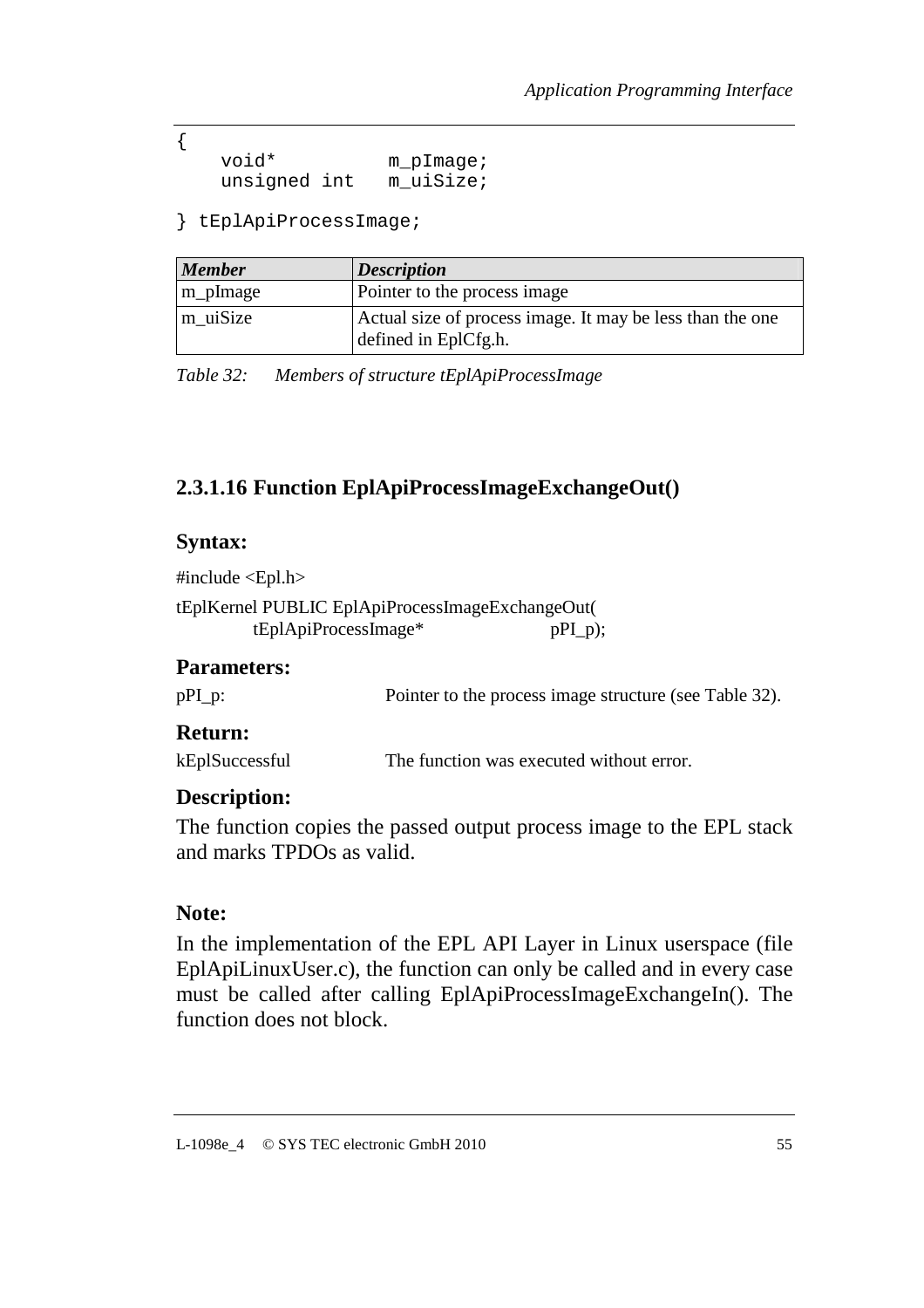```
{
    void*          m_pImage;
    unsigned int   m_uiSize;

} tEplApiProcessImage;
```

| *Member* | *Description* |
|---|---|
| m_pImage | Pointer to the process image |
| m_uiSize | Actual size of process image. It may be less than the one defined in EplCfg.h. |

*Table 32: Members of structure tEplApiProcessImage*

#### 2.3.1.16 Function EplApiProcessImageExchangeOut()

**Syntax:**

```
#include <Epl.h>
tEplKernel PUBLIC EplApiProcessImageExchangeOut(
        tEplApiProcessImage*            pPI_p);
```

**Parameters:**

pPI_p: Pointer to the process image structure (see Table 32).

**Return:**

kEplSuccessful The function was executed without error.

**Description:**

The function copies the passed output process image to the EPL stack and marks TPDOs as valid.

**Note:**

In the implementation of the EPL API Layer in Linux userspace (file EplApiLinuxUser.c), the function can only be called and in every case must be called after calling EplApiProcessImageExchangeIn(). The function does not block.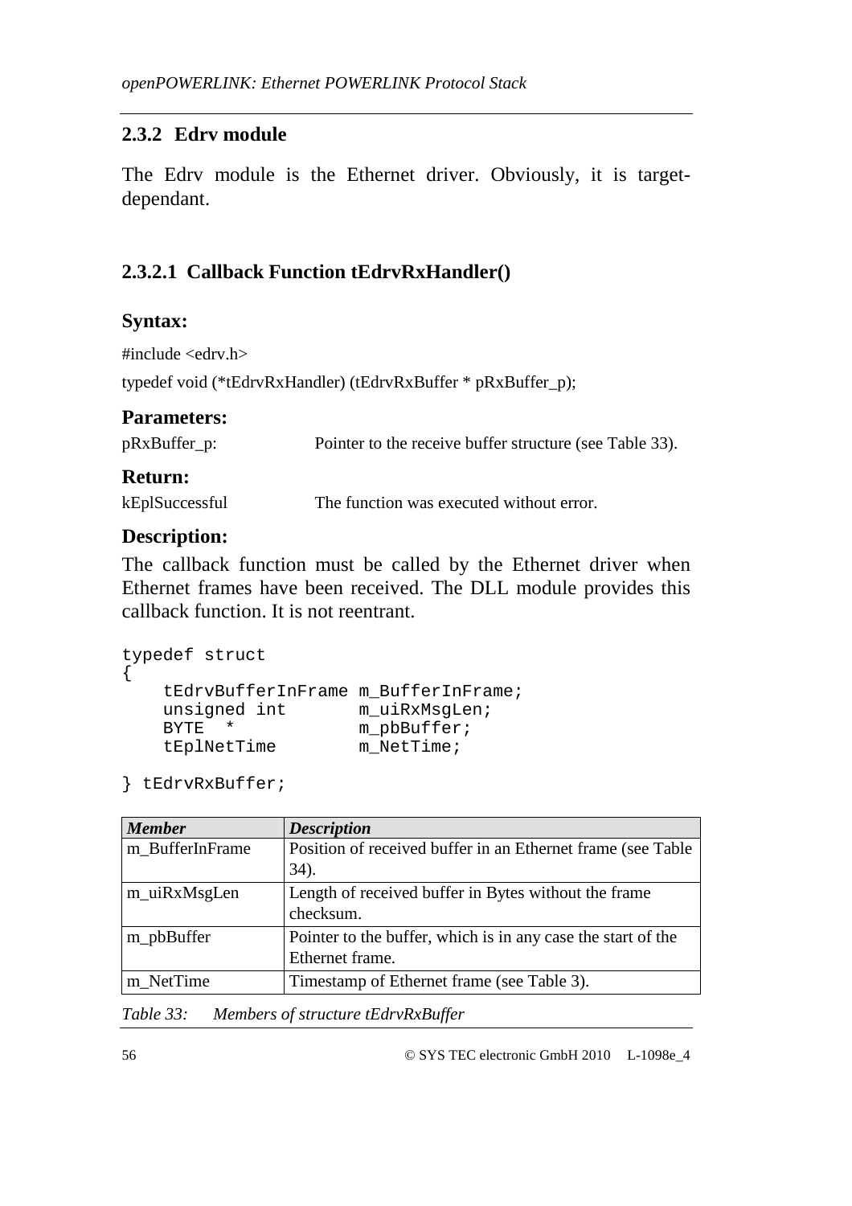### 2.3.2 Edrv module

The Edrv module is the Ethernet driver. Obviously, it is target-dependant.

#### 2.3.2.1 Callback Function tEdrvRxHandler()

**Syntax:**

#include <edrv.h>

typedef void (*tEdrvRxHandler) (tEdrvRxBuffer * pRxBuffer_p);

**Parameters:**

pRxBuffer_p: Pointer to the receive buffer structure (see Table 33).

**Return:**

kEplSuccessful The function was executed without error.

**Description:**

The callback function must be called by the Ethernet driver when Ethernet frames have been received. The DLL module provides this callback function. It is not reentrant.

```
typedef struct
{
    tEdrvBufferInFrame m_BufferInFrame;
    unsigned int       m_uiRxMsgLen;
    BYTE  *            m_pbBuffer;
    tEplNetTime        m_NetTime;

} tEdrvRxBuffer;
```

| *Member* | *Description* |
|---|---|
| m_BufferInFrame | Position of received buffer in an Ethernet frame (see Table 34). |
| m_uiRxMsgLen | Length of received buffer in Bytes without the frame checksum. |
| m_pbBuffer | Pointer to the buffer, which is in any case the start of the Ethernet frame. |
| m_NetTime | Timestamp of Ethernet frame (see Table 3). |

*Table 33: Members of structure tEdrvRxBuffer*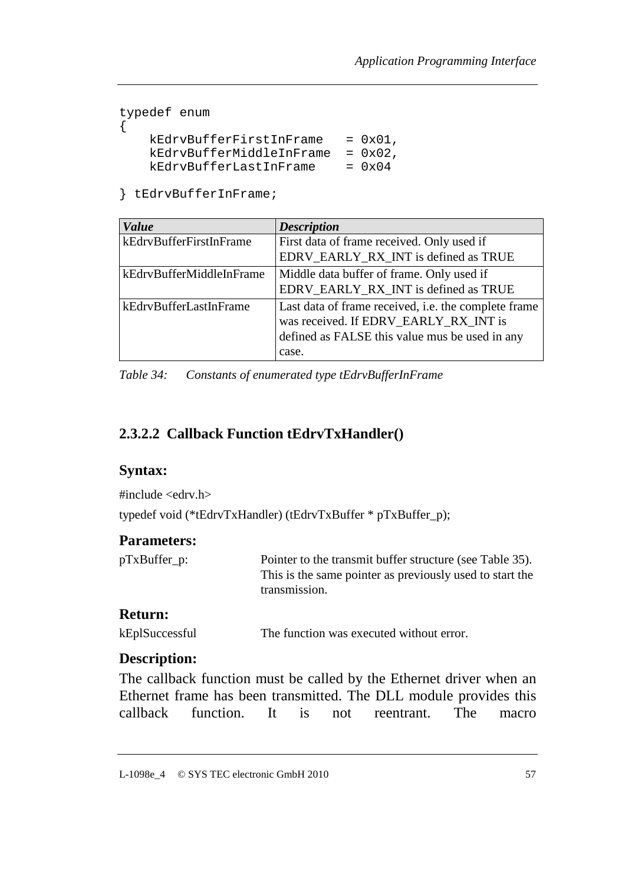```
typedef enum
{
    kEdrvBufferFirstInFrame   = 0x01,
    kEdrvBufferMiddleInFrame  = 0x02,
    kEdrvBufferLastInFrame    = 0x04

} tEdrvBufferInFrame;
```

| *Value* | *Description* |
|---|---|
| kEdrvBufferFirstInFrame | First data of frame received. Only used if EDRV_EARLY_RX_INT is defined as TRUE |
| kEdrvBufferMiddleInFrame | Middle data buffer of frame. Only used if EDRV_EARLY_RX_INT is defined as TRUE |
| kEdrvBufferLastInFrame | Last data of frame received, i.e. the complete frame was received. If EDRV_EARLY_RX_INT is defined as FALSE this value mus be used in any case. |

*Table 34: Constants of enumerated type tEdrvBufferInFrame*

### 2.3.2.2 Callback Function tEdrvTxHandler()

**Syntax:**

#include <edrv.h>

typedef void (*tEdrvTxHandler) (tEdrvTxBuffer * pTxBuffer_p);

**Parameters:**

pTxBuffer_p: Pointer to the transmit buffer structure (see Table 35). This is the same pointer as previously used to start the transmission.

**Return:**

kEplSuccessful The function was executed without error.

**Description:**

The callback function must be called by the Ethernet driver when an Ethernet frame has been transmitted. The DLL module provides this callback function. It is not reentrant. The macro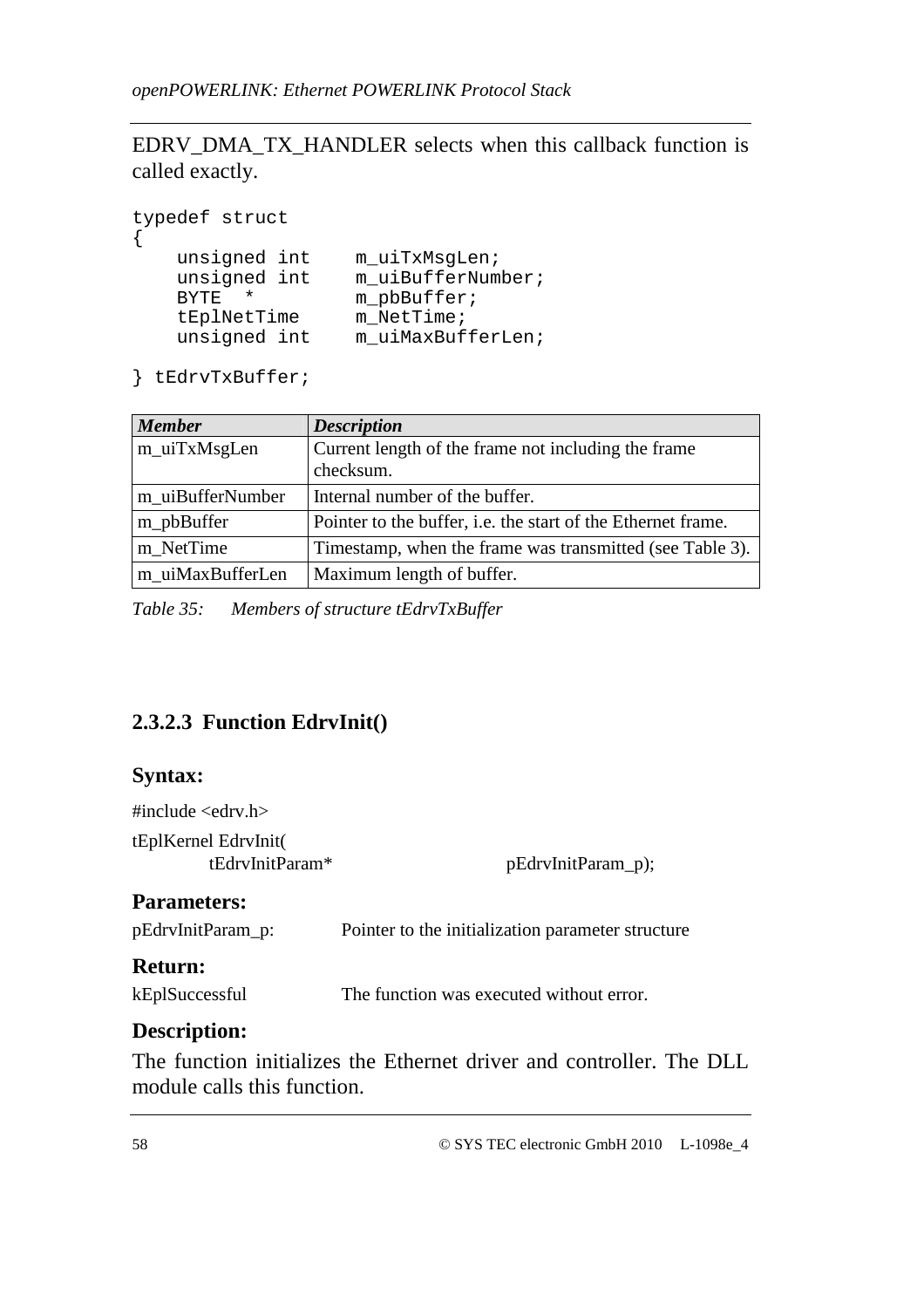EDRV_DMA_TX_HANDLER selects when this callback function is called exactly.

```
typedef struct
{
    unsigned int    m_uiTxMsgLen;
    unsigned int    m_uiBufferNumber;
    BYTE  *         m_pbBuffer;
    tEplNetTime     m_NetTime;
    unsigned int    m_uiMaxBufferLen;

} tEdrvTxBuffer;
```

| *Member* | *Description* |
|---|---|
| m_uiTxMsgLen | Current length of the frame not including the frame checksum. |
| m_uiBufferNumber | Internal number of the buffer. |
| m_pbBuffer | Pointer to the buffer, i.e. the start of the Ethernet frame. |
| m_NetTime | Timestamp, when the frame was transmitted (see Table 3). |
| m_uiMaxBufferLen | Maximum length of buffer. |

*Table 35: Members of structure tEdrvTxBuffer*

### 2.3.2.3 Function EdrvInit()

**Syntax:**

#include <edrv.h>

tEplKernel EdrvInit(
    tEdrvInitParam*    pEdrvInitParam_p);

**Parameters:**

pEdrvInitParam_p: Pointer to the initialization parameter structure

**Return:**

kEplSuccessful The function was executed without error.

**Description:**

The function initializes the Ethernet driver and controller. The DLL module calls this function.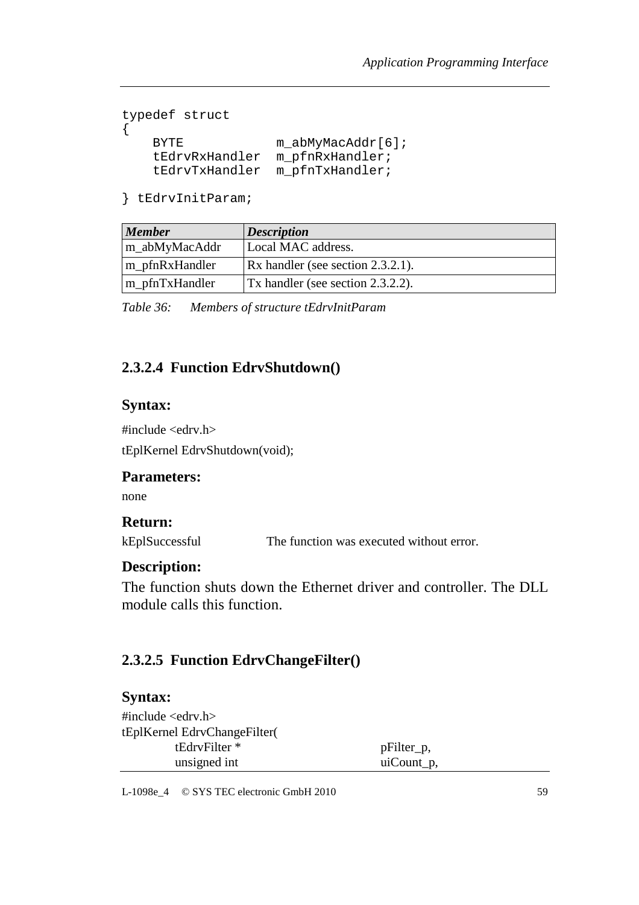```
typedef struct
{
    BYTE            m_abMyMacAddr[6];
    tEdrvRxHandler  m_pfnRxHandler;
    tEdrvTxHandler  m_pfnTxHandler;

} tEdrvInitParam;
```

| *Member* | *Description* |
|---|---|
| m_abMyMacAddr | Local MAC address. |
| m_pfnRxHandler | Rx handler (see section 2.3.2.1). |
| m_pfnTxHandler | Tx handler (see section 2.3.2.2). |

*Table 36: Members of structure tEdrvInitParam*

### 2.3.2.4 Function EdrvShutdown()

**Syntax:**

#include <edrv.h>

tEplKernel EdrvShutdown(void);

**Parameters:**

none

**Return:**

kEplSuccessful — The function was executed without error.

**Description:**

The function shuts down the Ethernet driver and controller. The DLL module calls this function.

### 2.3.2.5 Function EdrvChangeFilter()

**Syntax:**

```
#include <edrv.h>
tEplKernel EdrvChangeFilter(
        tEdrvFilter *             pFilter_p,
        unsigned int              uiCount_p,
```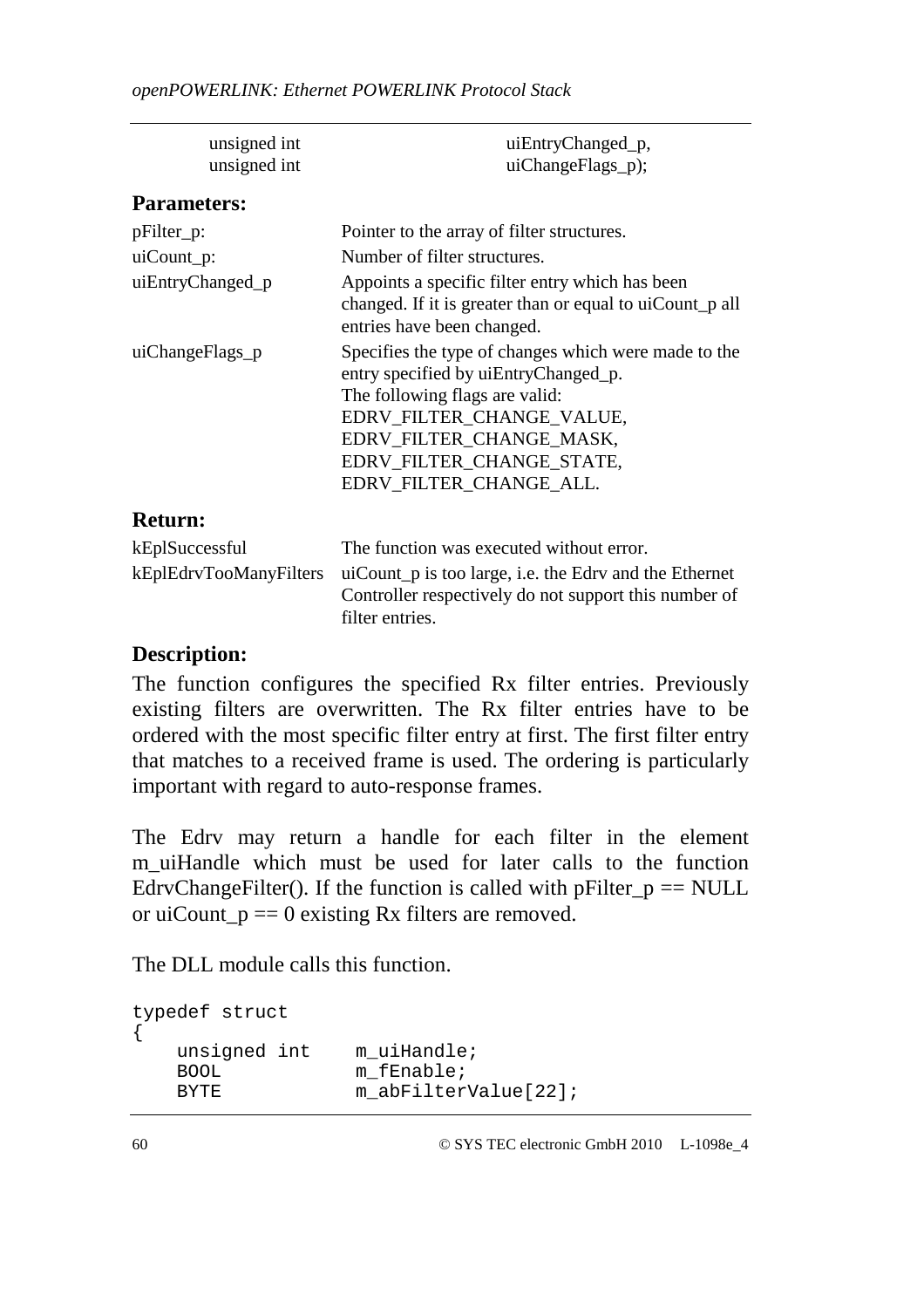```
    unsigned int            uiEntryChanged_p,
    unsigned int            uiChangeFlags_p);
```

**Parameters:**

| | |
|---|---|
| pFilter_p: | Pointer to the array of filter structures. |
| uiCount_p: | Number of filter structures. |
| uiEntryChanged_p | Appoints a specific filter entry which has been changed. If it is greater than or equal to uiCount_p all entries have been changed. |
| uiChangeFlags_p | Specifies the type of changes which were made to the entry specified by uiEntryChanged_p. The following flags are valid: EDRV_FILTER_CHANGE_VALUE, EDRV_FILTER_CHANGE_MASK, EDRV_FILTER_CHANGE_STATE, EDRV_FILTER_CHANGE_ALL. |

**Return:**

| | |
|---|---|
| kEplSuccessful | The function was executed without error. |
| kEplEdrvTooManyFilters | uiCount_p is too large, i.e. the Edrv and the Ethernet Controller respectively do not support this number of filter entries. |

**Description:**

The function configures the specified Rx filter entries. Previously existing filters are overwritten. The Rx filter entries have to be ordered with the most specific filter entry at first. The first filter entry that matches to a received frame is used. The ordering is particularly important with regard to auto-response frames.

The Edrv may return a handle for each filter in the element m_uiHandle which must be used for later calls to the function EdrvChangeFilter(). If the function is called with pFilter_p == NULL or uiCount_p == 0 existing Rx filters are removed.

The DLL module calls this function.

```
typedef struct
{
    unsigned int    m_uiHandle;
    BOOL            m_fEnable;
    BYTE            m_abFilterValue[22];
```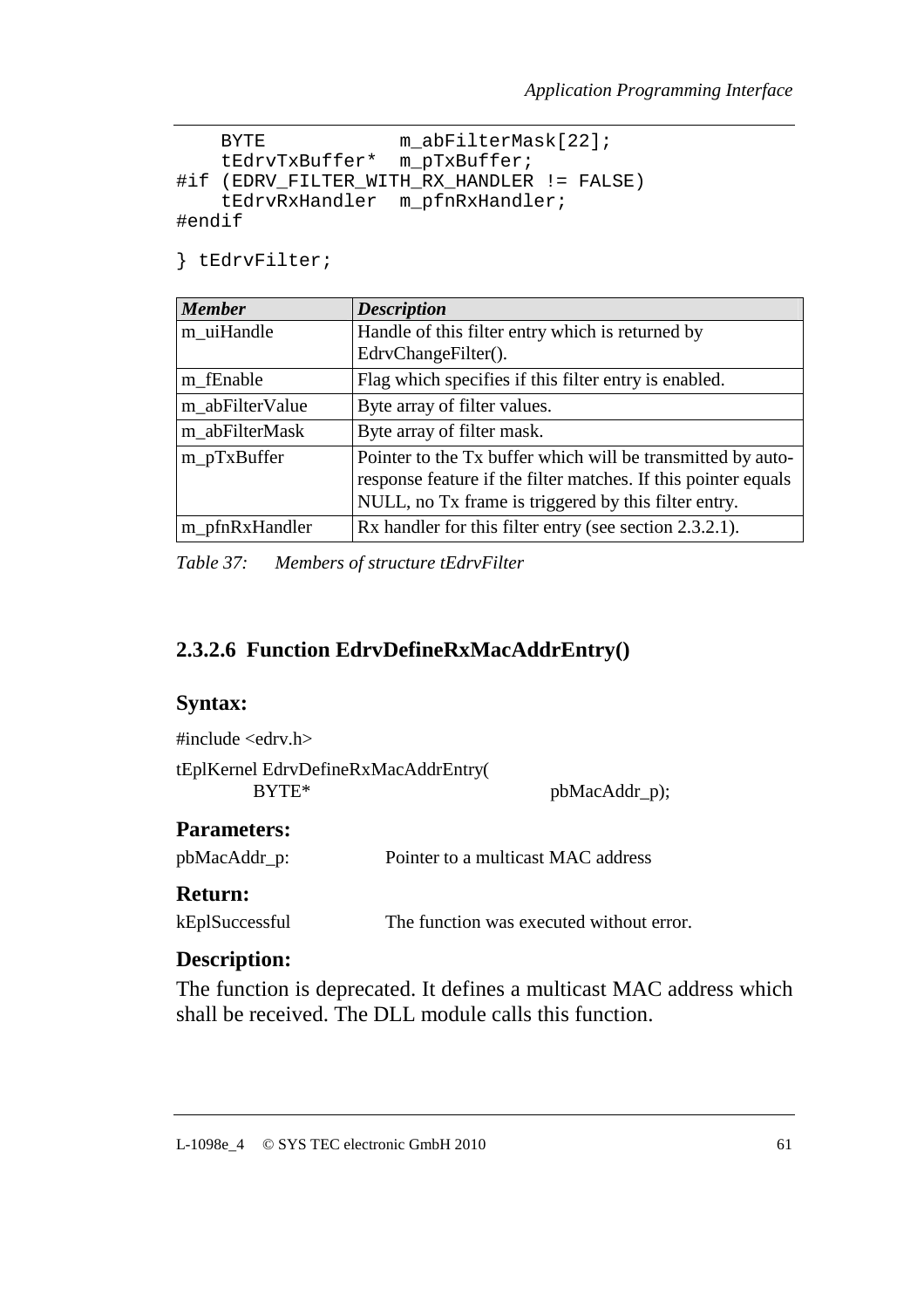```
    BYTE            m_abFilterMask[22];
    tEdrvTxBuffer*  m_pTxBuffer;
#if (EDRV_FILTER_WITH_RX_HANDLER != FALSE)
    tEdrvRxHandler  m_pfnRxHandler;
#endif

} tEdrvFilter;
```

| ***Member*** | ***Description*** |
|---|---|
| m_uiHandle | Handle of this filter entry which is returned by EdrvChangeFilter(). |
| m_fEnable | Flag which specifies if this filter entry is enabled. |
| m_abFilterValue | Byte array of filter values. |
| m_abFilterMask | Byte array of filter mask. |
| m_pTxBuffer | Pointer to the Tx buffer which will be transmitted by auto-response feature if the filter matches. If this pointer equals NULL, no Tx frame is triggered by this filter entry. |
| m_pfnRxHandler | Rx handler for this filter entry (see section 2.3.2.1). |

*Table 37: Members of structure tEdrvFilter*

### 2.3.2.6 Function EdrvDefineRxMacAddrEntry()

#### Syntax:

#include <edrv.h>

tEplKernel EdrvDefineRxMacAddrEntry(
    BYTE*    pbMacAddr_p);

#### Parameters:

pbMacAddr_p: Pointer to a multicast MAC address

#### Return:

kEplSuccessful The function was executed without error.

#### Description:

The function is deprecated. It defines a multicast MAC address which shall be received. The DLL module calls this function.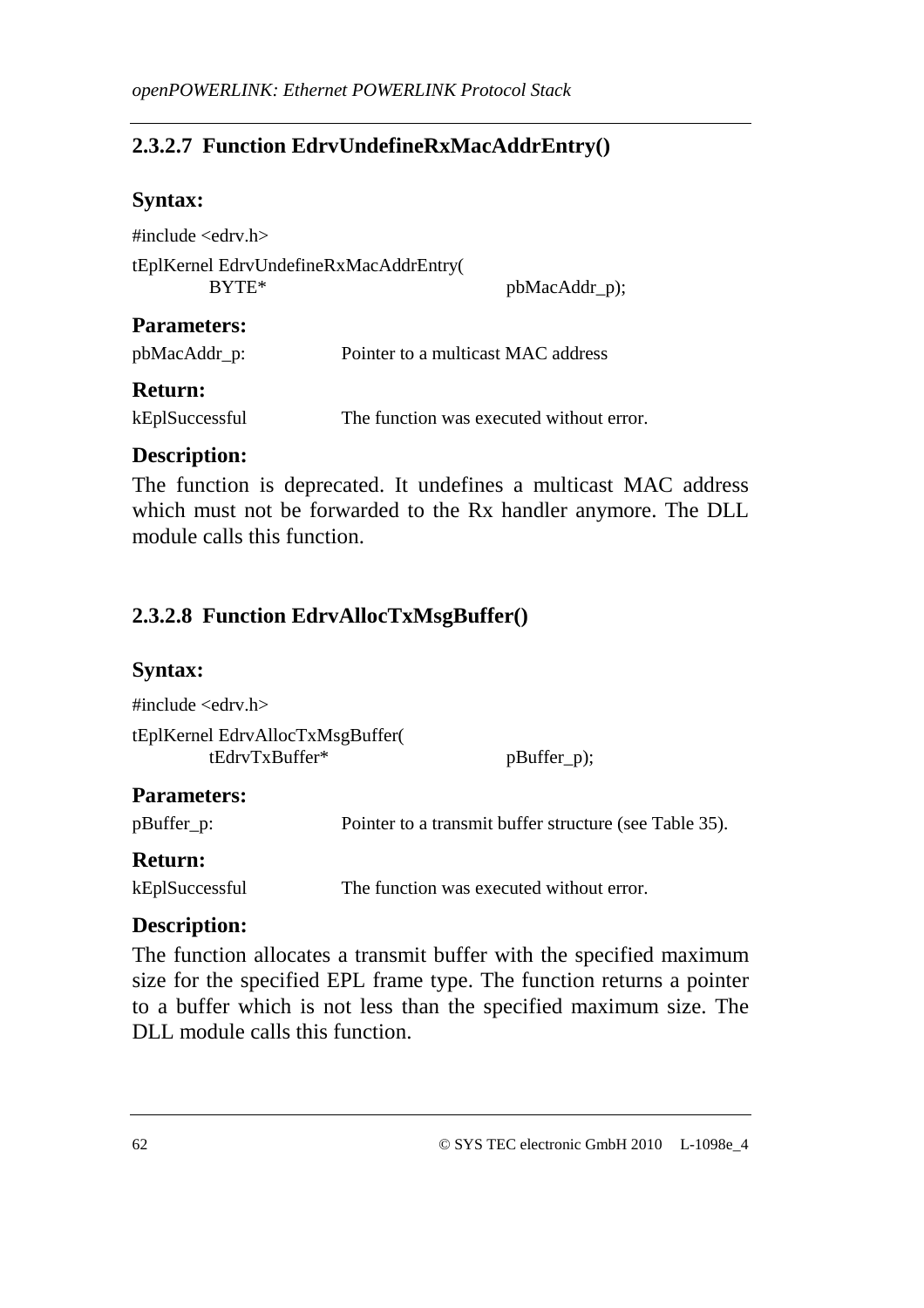### 2.3.2.7 Function EdrvUndefineRxMacAddrEntry()

**Syntax:**

```
#include <edrv.h>

tEplKernel EdrvUndefineRxMacAddrEntry(
        BYTE*                       pbMacAddr_p);
```

**Parameters:**

pbMacAddr_p: Pointer to a multicast MAC address

**Return:**

kEplSuccessful The function was executed without error.

**Description:**

The function is deprecated. It undefines a multicast MAC address which must not be forwarded to the Rx handler anymore. The DLL module calls this function.

### 2.3.2.8 Function EdrvAllocTxMsgBuffer()

**Syntax:**

```
#include <edrv.h>

tEplKernel EdrvAllocTxMsgBuffer(
        tEdrvTxBuffer*              pBuffer_p);
```

**Parameters:**

pBuffer_p: Pointer to a transmit buffer structure (see Table 35).

**Return:**

kEplSuccessful The function was executed without error.

**Description:**

The function allocates a transmit buffer with the specified maximum size for the specified EPL frame type. The function returns a pointer to a buffer which is not less than the specified maximum size. The DLL module calls this function.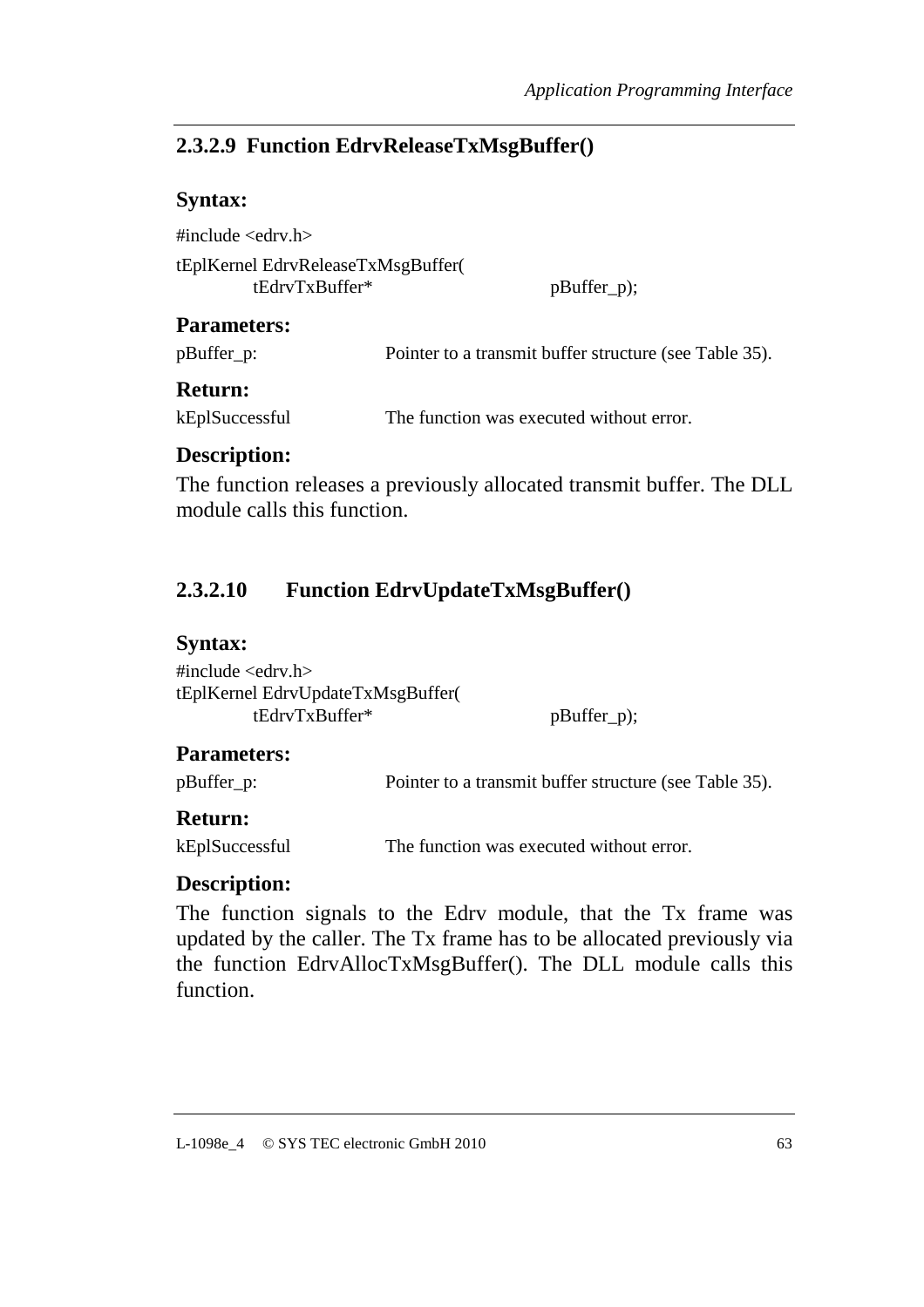### 2.3.2.9 Function EdrvReleaseTxMsgBuffer()

**Syntax:**

```
#include <edrv.h>
tEplKernel EdrvReleaseTxMsgBuffer(
        tEdrvTxBuffer*                  pBuffer_p);
```

**Parameters:**

pBuffer_p: Pointer to a transmit buffer structure (see Table 35).

**Return:**

kEplSuccessful The function was executed without error.

**Description:**

The function releases a previously allocated transmit buffer. The DLL module calls this function.

### 2.3.2.10 Function EdrvUpdateTxMsgBuffer()

**Syntax:**

```
#include <edrv.h>
tEplKernel EdrvUpdateTxMsgBuffer(
        tEdrvTxBuffer*                  pBuffer_p);
```

**Parameters:**

pBuffer_p: Pointer to a transmit buffer structure (see Table 35).

**Return:**

kEplSuccessful The function was executed without error.

**Description:**

The function signals to the Edrv module, that the Tx frame was updated by the caller. The Tx frame has to be allocated previously via the function EdrvAllocTxMsgBuffer(). The DLL module calls this function.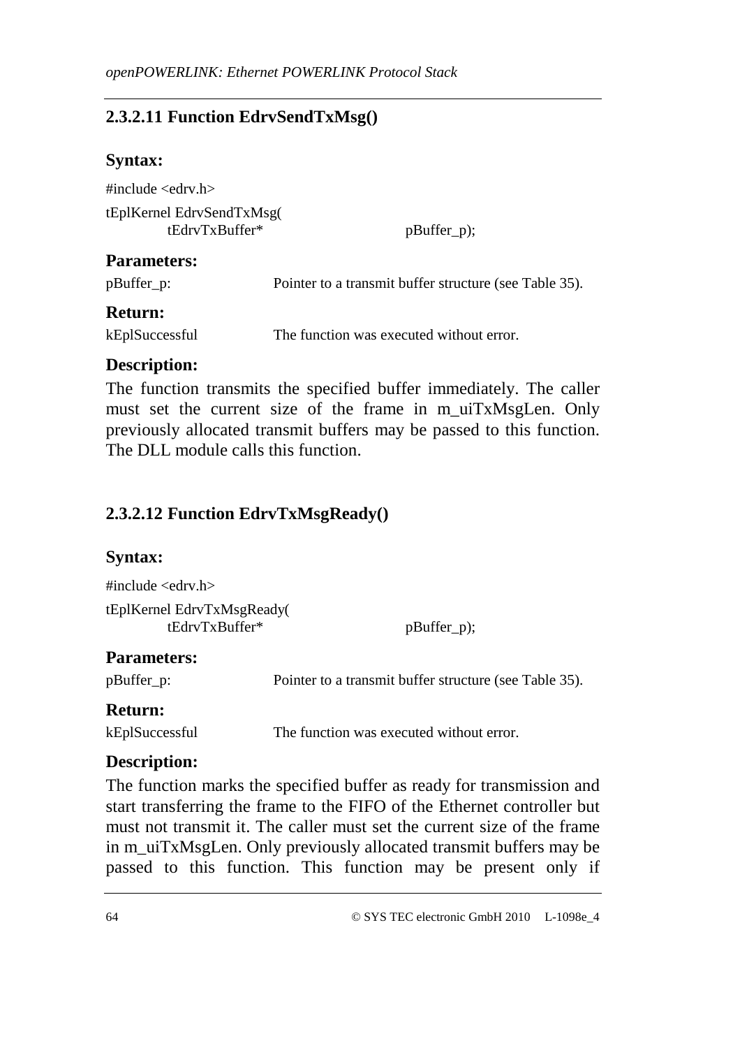### 2.3.2.11 Function EdrvSendTxMsg()

**Syntax:**

```
#include <edrv.h>

tEplKernel EdrvSendTxMsg(
        tEdrvTxBuffer*              pBuffer_p);
```

**Parameters:**

pBuffer_p: Pointer to a transmit buffer structure (see Table 35).

**Return:**

kEplSuccessful The function was executed without error.

**Description:**

The function transmits the specified buffer immediately. The caller must set the current size of the frame in m_uiTxMsgLen. Only previously allocated transmit buffers may be passed to this function. The DLL module calls this function.

### 2.3.2.12 Function EdrvTxMsgReady()

**Syntax:**

```
#include <edrv.h>

tEplKernel EdrvTxMsgReady(
        tEdrvTxBuffer*              pBuffer_p);
```

**Parameters:**

pBuffer_p: Pointer to a transmit buffer structure (see Table 35).

**Return:**

kEplSuccessful The function was executed without error.

**Description:**

The function marks the specified buffer as ready for transmission and start transferring the frame to the FIFO of the Ethernet controller but must not transmit it. The caller must set the current size of the frame in m_uiTxMsgLen. Only previously allocated transmit buffers may be passed to this function. This function may be present only if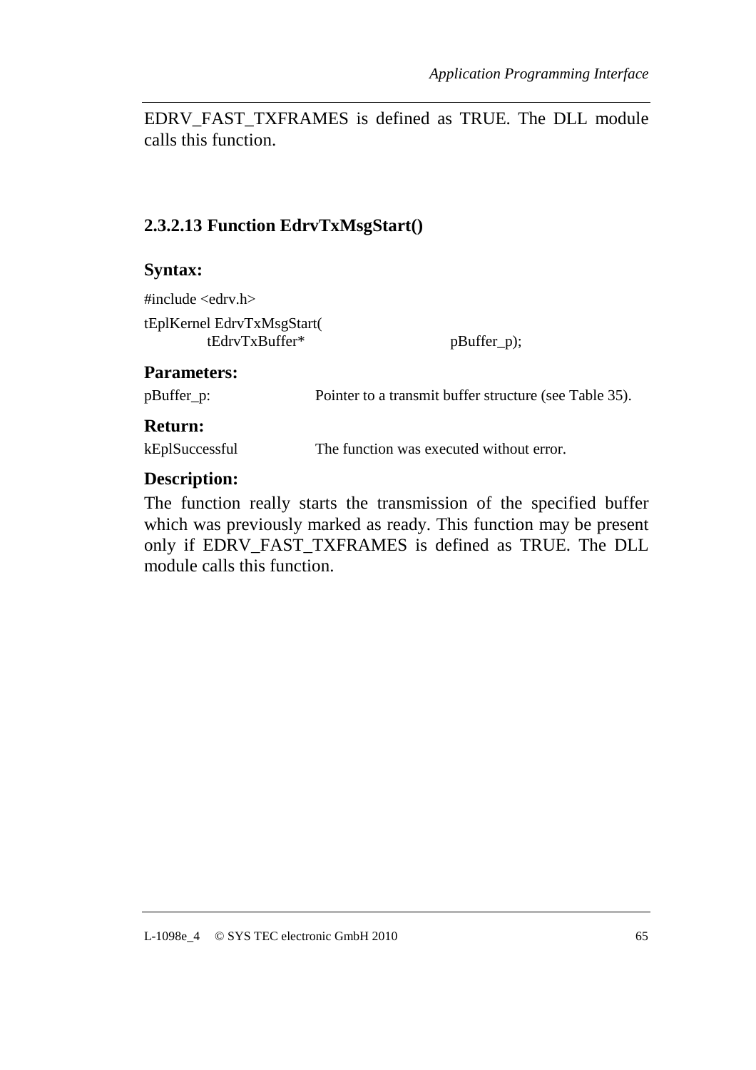EDRV_FAST_TXFRAMES is defined as TRUE. The DLL module calls this function.

### 2.3.2.13 Function EdrvTxMsgStart()

**Syntax:**

```
#include <edrv.h>
tEplKernel EdrvTxMsgStart(
        tEdrvTxBuffer*          pBuffer_p);
```

**Parameters:**

| | |
|---|---|
| pBuffer_p: | Pointer to a transmit buffer structure (see Table 35). |

**Return:**

| | |
|---|---|
| kEplSuccessful | The function was executed without error. |

**Description:**

The function really starts the transmission of the specified buffer which was previously marked as ready. This function may be present only if EDRV_FAST_TXFRAMES is defined as TRUE. The DLL module calls this function.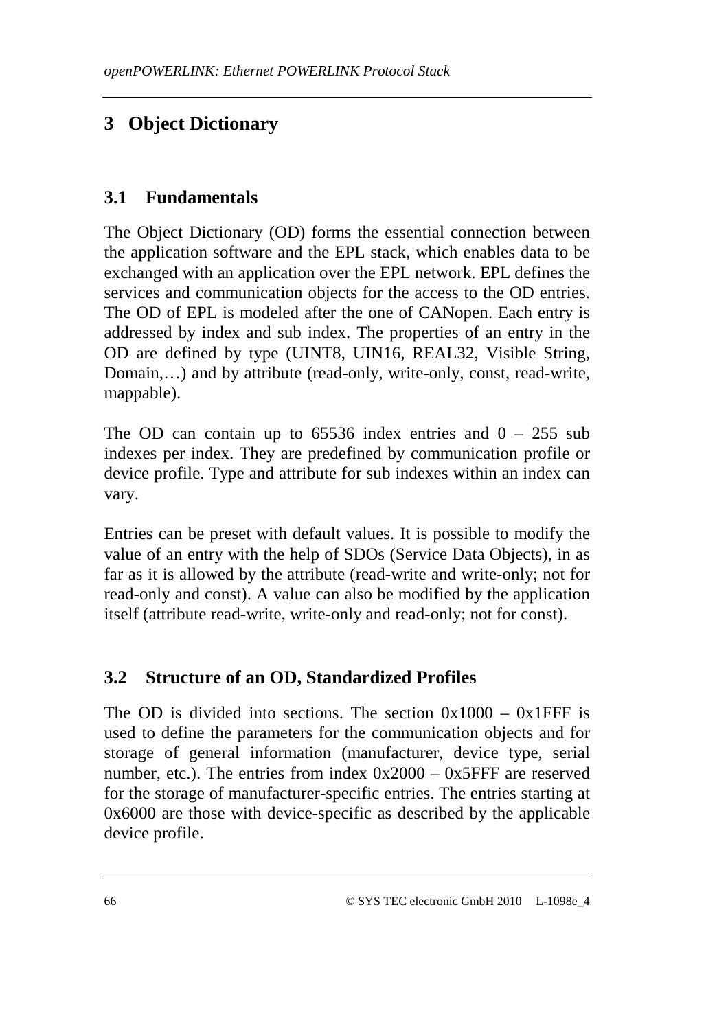# 3 Object Dictionary

## 3.1 Fundamentals

The Object Dictionary (OD) forms the essential connection between the application software and the EPL stack, which enables data to be exchanged with an application over the EPL network. EPL defines the services and communication objects for the access to the OD entries. The OD of EPL is modeled after the one of CANopen. Each entry is addressed by index and sub index. The properties of an entry in the OD are defined by type (UINT8, UIN16, REAL32, Visible String, Domain,…) and by attribute (read-only, write-only, const, read-write, mappable).

The OD can contain up to 65536 index entries and 0 – 255 sub indexes per index. They are predefined by communication profile or device profile. Type and attribute for sub indexes within an index can vary.

Entries can be preset with default values. It is possible to modify the value of an entry with the help of SDOs (Service Data Objects), in as far as it is allowed by the attribute (read-write and write-only; not for read-only and const). A value can also be modified by the application itself (attribute read-write, write-only and read-only; not for const).

## 3.2 Structure of an OD, Standardized Profiles

The OD is divided into sections. The section 0x1000 – 0x1FFF is used to define the parameters for the communication objects and for storage of general information (manufacturer, device type, serial number, etc.). The entries from index 0x2000 – 0x5FFF are reserved for the storage of manufacturer-specific entries. The entries starting at 0x6000 are those with device-specific as described by the applicable device profile.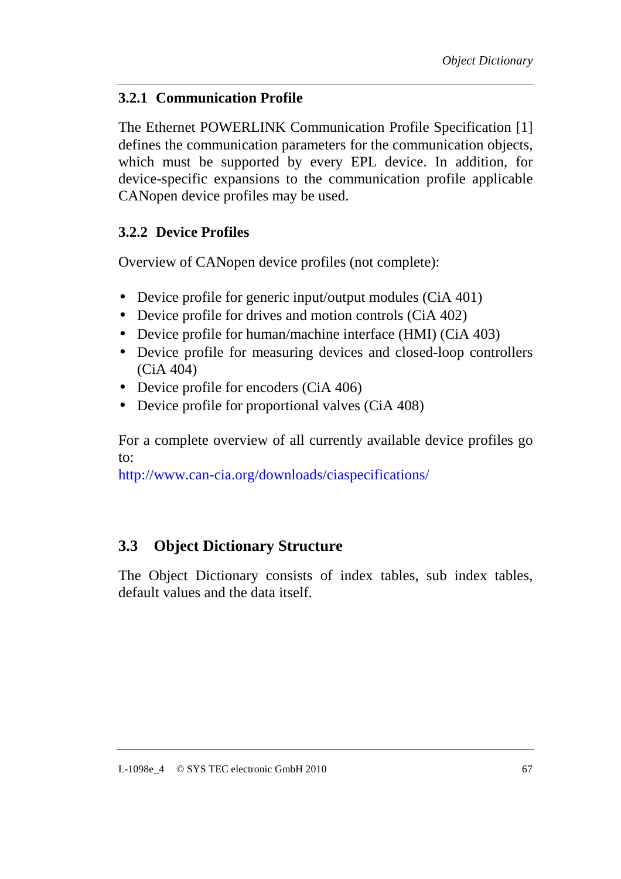### 3.2.1 Communication Profile

The Ethernet POWERLINK Communication Profile Specification [1] defines the communication parameters for the communication objects, which must be supported by every EPL device. In addition, for device-specific expansions to the communication profile applicable CANopen device profiles may be used.

### 3.2.2 Device Profiles

Overview of CANopen device profiles (not complete):

- Device profile for generic input/output modules (CiA 401)
- Device profile for drives and motion controls (CiA 402)
- Device profile for human/machine interface (HMI) (CiA 403)
- Device profile for measuring devices and closed-loop controllers (CiA 404)
- Device profile for encoders (CiA 406)
- Device profile for proportional valves (CiA 408)

For a complete overview of all currently available device profiles go to:
http://www.can-cia.org/downloads/ciaspecifications/

## 3.3 Object Dictionary Structure

The Object Dictionary consists of index tables, sub index tables, default values and the data itself.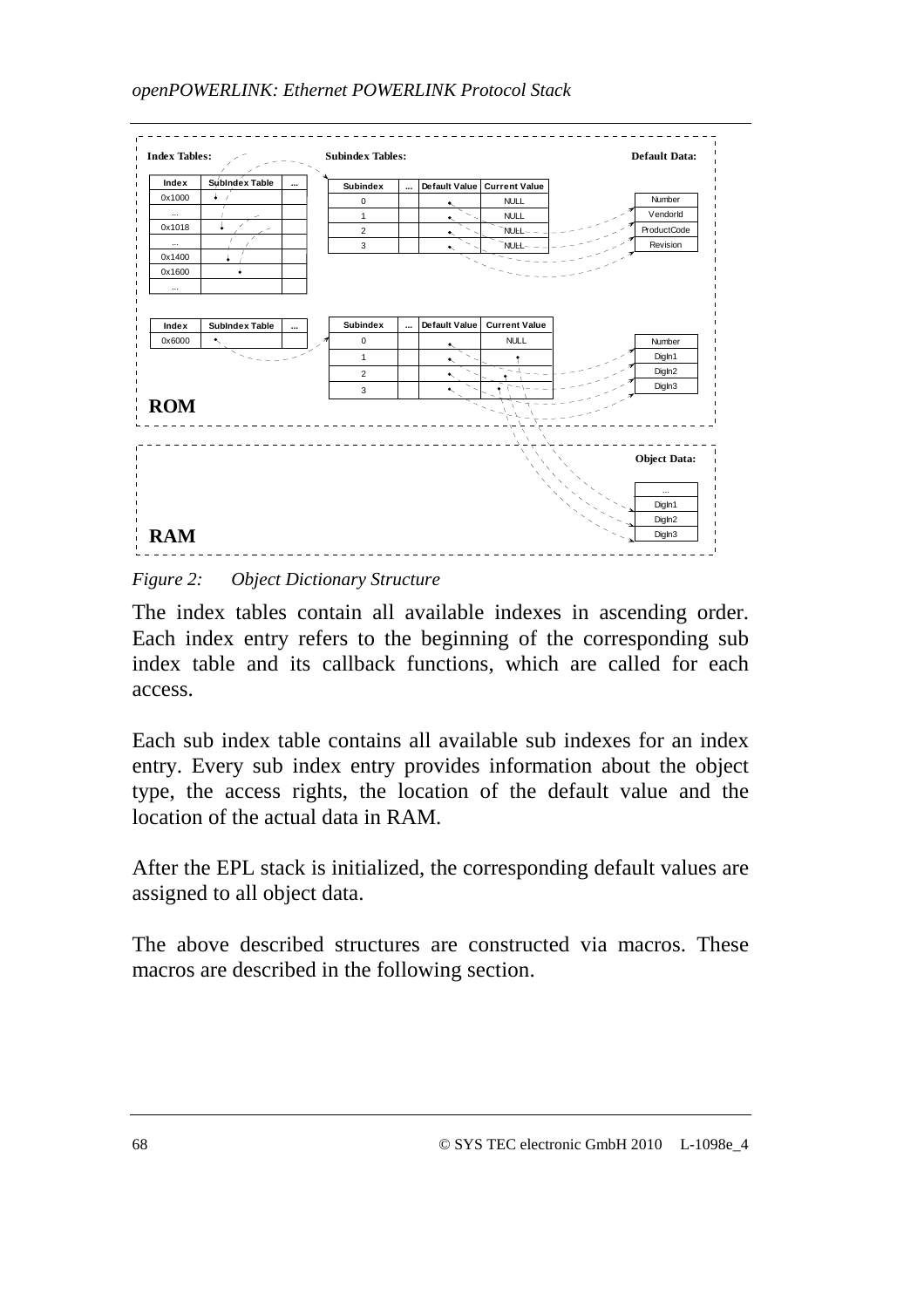*Figure 2: Object Dictionary Structure*

The index tables contain all available indexes in ascending order. Each index entry refers to the beginning of the corresponding sub index table and its callback functions, which are called for each access.

Each sub index table contains all available sub indexes for an index entry. Every sub index entry provides information about the object type, the access rights, the location of the default value and the location of the actual data in RAM.

After the EPL stack is initialized, the corresponding default values are assigned to all object data.

The above described structures are constructed via macros. These macros are described in the following section.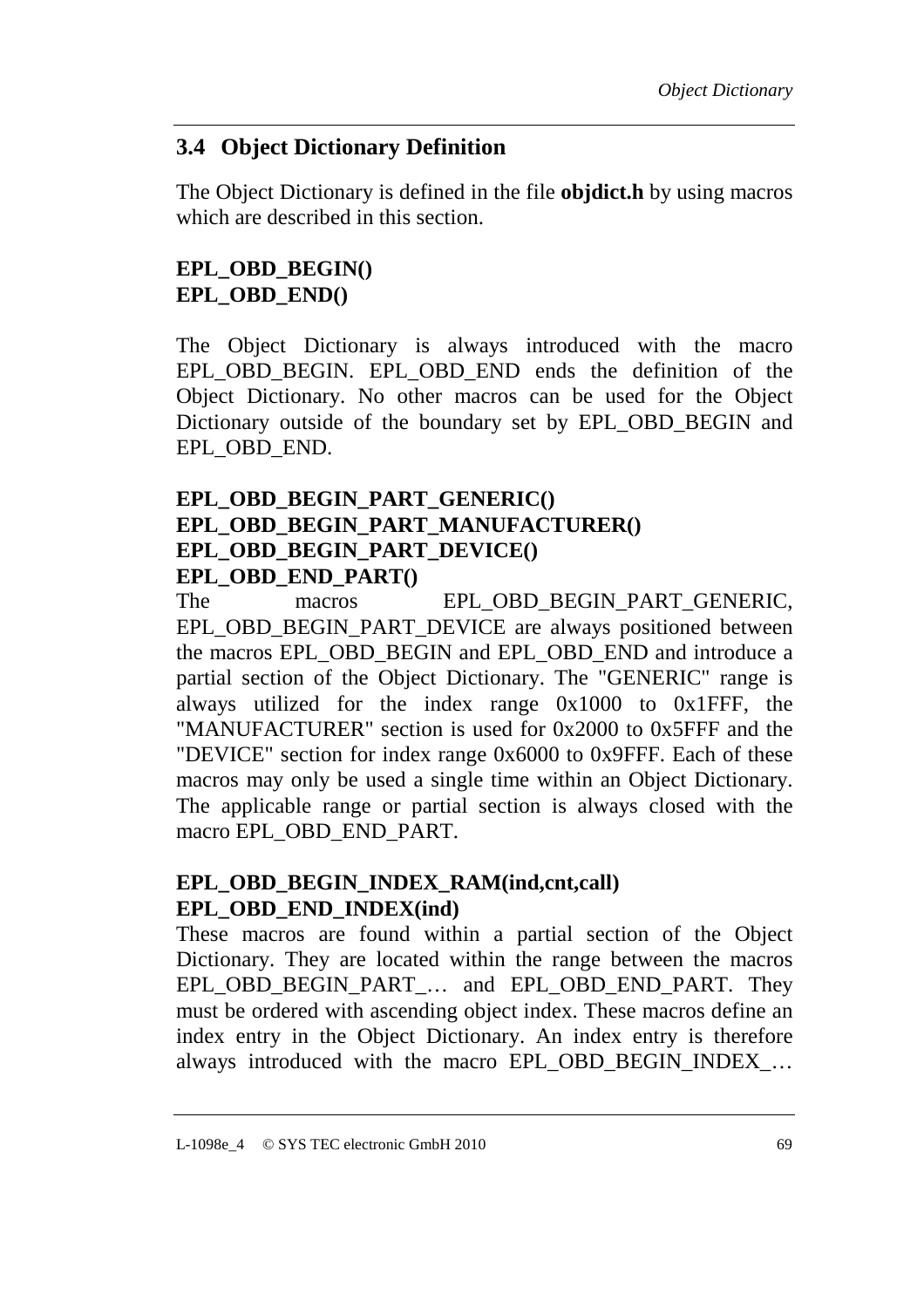## 3.4 Object Dictionary Definition

The Object Dictionary is defined in the file **objdict.h** by using macros which are described in this section.

**EPL_OBD_BEGIN()**
**EPL_OBD_END()**

The Object Dictionary is always introduced with the macro EPL_OBD_BEGIN. EPL_OBD_END ends the definition of the Object Dictionary. No other macros can be used for the Object Dictionary outside of the boundary set by EPL_OBD_BEGIN and EPL_OBD_END.

**EPL_OBD_BEGIN_PART_GENERIC()**
**EPL_OBD_BEGIN_PART_MANUFACTURER()**
**EPL_OBD_BEGIN_PART_DEVICE()**
**EPL_OBD_END_PART()**

The macros EPL_OBD_BEGIN_PART_GENERIC, EPL_OBD_BEGIN_PART_DEVICE are always positioned between the macros EPL_OBD_BEGIN and EPL_OBD_END and introduce a partial section of the Object Dictionary. The "GENERIC" range is always utilized for the index range 0x1000 to 0x1FFF, the "MANUFACTURER" section is used for 0x2000 to 0x5FFF and the "DEVICE" section for index range 0x6000 to 0x9FFF. Each of these macros may only be used a single time within an Object Dictionary. The applicable range or partial section is always closed with the macro EPL_OBD_END_PART.

**EPL_OBD_BEGIN_INDEX_RAM(ind,cnt,call)**
**EPL_OBD_END_INDEX(ind)**

These macros are found within a partial section of the Object Dictionary. They are located within the range between the macros EPL_OBD_BEGIN_PART_… and EPL_OBD_END_PART. They must be ordered with ascending object index. These macros define an index entry in the Object Dictionary. An index entry is therefore always introduced with the macro EPL_OBD_BEGIN_INDEX_…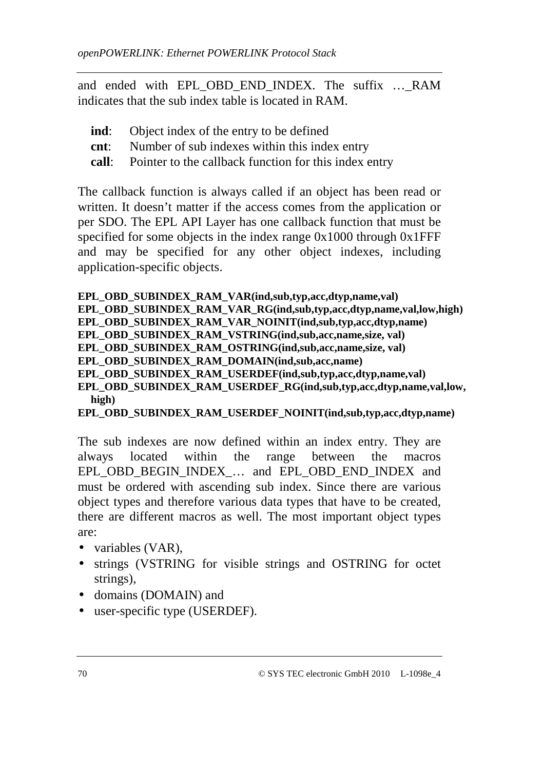and ended with EPL_OBD_END_INDEX. The suffix …_RAM indicates that the sub index table is located in RAM.

**ind**: Object index of the entry to be defined
**cnt**: Number of sub indexes within this index entry
**call**: Pointer to the callback function for this index entry

The callback function is always called if an object has been read or written. It doesn't matter if the access comes from the application or per SDO. The EPL API Layer has one callback function that must be specified for some objects in the index range 0x1000 through 0x1FFF and may be specified for any other object indexes, including application-specific objects.

**EPL_OBD_SUBINDEX_RAM_VAR(ind,sub,typ,acc,dtyp,name,val)**
**EPL_OBD_SUBINDEX_RAM_VAR_RG(ind,sub,typ,acc,dtyp,name,val,low,high)**
**EPL_OBD_SUBINDEX_RAM_VAR_NOINIT(ind,sub,typ,acc,dtyp,name)**
**EPL_OBD_SUBINDEX_RAM_VSTRING(ind,sub,acc,name,size, val)**
**EPL_OBD_SUBINDEX_RAM_OSTRING(ind,sub,acc,name,size, val)**
**EPL_OBD_SUBINDEX_RAM_DOMAIN(ind,sub,acc,name)**
**EPL_OBD_SUBINDEX_RAM_USERDEF(ind,sub,typ,acc,dtyp,name,val)**
**EPL_OBD_SUBINDEX_RAM_USERDEF_RG(ind,sub,typ,acc,dtyp,name,val,low, high)**
**EPL_OBD_SUBINDEX_RAM_USERDEF_NOINIT(ind,sub,typ,acc,dtyp,name)**

The sub indexes are now defined within an index entry. They are always located within the range between the macros EPL_OBD_BEGIN_INDEX_… and EPL_OBD_END_INDEX and must be ordered with ascending sub index. Since there are various object types and therefore various data types that have to be created, there are different macros as well. The most important object types are:

- variables (VAR),
- strings (VSTRING for visible strings and OSTRING for octet strings),
- domains (DOMAIN) and
- user-specific type (USERDEF).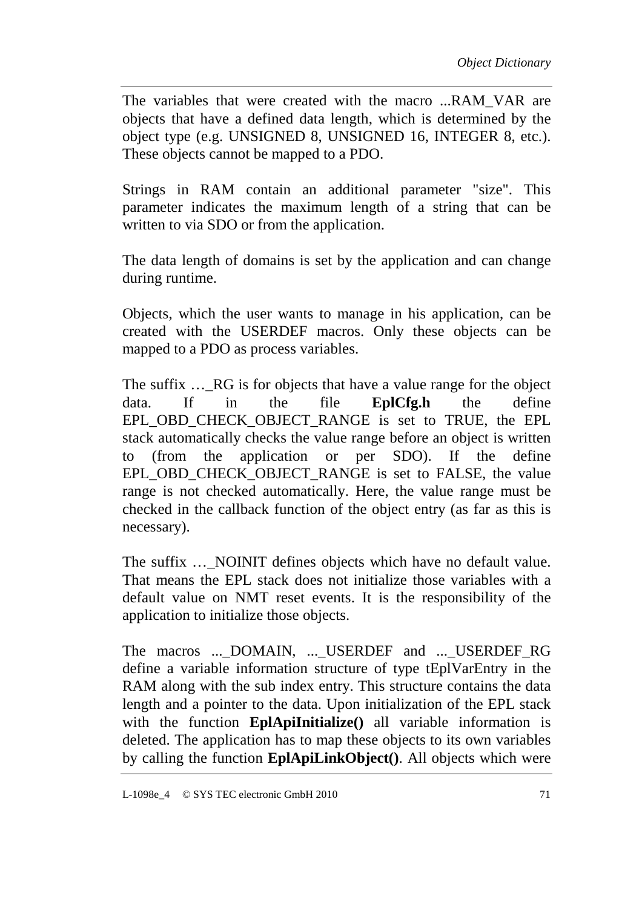The variables that were created with the macro ...RAM_VAR are objects that have a defined data length, which is determined by the object type (e.g. UNSIGNED 8, UNSIGNED 16, INTEGER 8, etc.). These objects cannot be mapped to a PDO.

Strings in RAM contain an additional parameter "size". This parameter indicates the maximum length of a string that can be written to via SDO or from the application.

The data length of domains is set by the application and can change during runtime.

Objects, which the user wants to manage in his application, can be created with the USERDEF macros. Only these objects can be mapped to a PDO as process variables.

The suffix …_RG is for objects that have a value range for the object data. If in the file **EplCfg.h** the define EPL_OBD_CHECK_OBJECT_RANGE is set to TRUE, the EPL stack automatically checks the value range before an object is written to (from the application or per SDO). If the define EPL_OBD_CHECK_OBJECT_RANGE is set to FALSE, the value range is not checked automatically. Here, the value range must be checked in the callback function of the object entry (as far as this is necessary).

The suffix …_NOINIT defines objects which have no default value. That means the EPL stack does not initialize those variables with a default value on NMT reset events. It is the responsibility of the application to initialize those objects.

The macros ..._DOMAIN, ..._USERDEF and ..._USERDEF_RG define a variable information structure of type tEplVarEntry in the RAM along with the sub index entry. This structure contains the data length and a pointer to the data. Upon initialization of the EPL stack with the function **EplApiInitialize()** all variable information is deleted. The application has to map these objects to its own variables by calling the function **EplApiLinkObject()**. All objects which were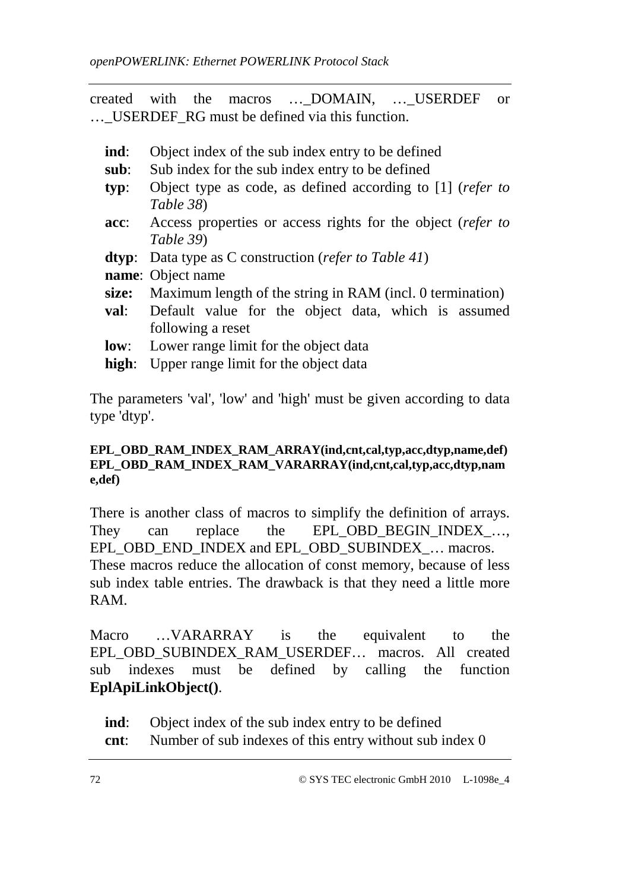created with the macros …_DOMAIN, …_USERDEF or …_USERDEF_RG must be defined via this function.

- **ind**: Object index of the sub index entry to be defined
- **sub**: Sub index for the sub index entry to be defined
- **typ**: Object type as code, as defined according to [1] (*refer to Table 38*)
- **acc**: Access properties or access rights for the object (*refer to Table 39*)
- **dtyp**: Data type as C construction (*refer to Table 41*)
- **name**: Object name
- **size:** Maximum length of the string in RAM (incl. 0 termination)
- **val**: Default value for the object data, which is assumed following a reset
- **low**: Lower range limit for the object data
- **high**: Upper range limit for the object data

The parameters 'val', 'low' and 'high' must be given according to data type 'dtyp'.

**EPL_OBD_RAM_INDEX_RAM_ARRAY(ind,cnt,cal,typ,acc,dtyp,name,def)**
**EPL_OBD_RAM_INDEX_RAM_VARARRAY(ind,cnt,cal,typ,acc,dtyp,name,def)**

There is another class of macros to simplify the definition of arrays. They can replace the EPL_OBD_BEGIN_INDEX_…, EPL_OBD_END_INDEX and EPL_OBD_SUBINDEX_… macros.
These macros reduce the allocation of const memory, because of less sub index table entries. The drawback is that they need a little more RAM.

Macro …VARARRAY is the equivalent to the EPL_OBD_SUBINDEX_RAM_USERDEF… macros. All created sub indexes must be defined by calling the function **EplApiLinkObject()**.

- **ind**: Object index of the sub index entry to be defined
- **cnt**: Number of sub indexes of this entry without sub index 0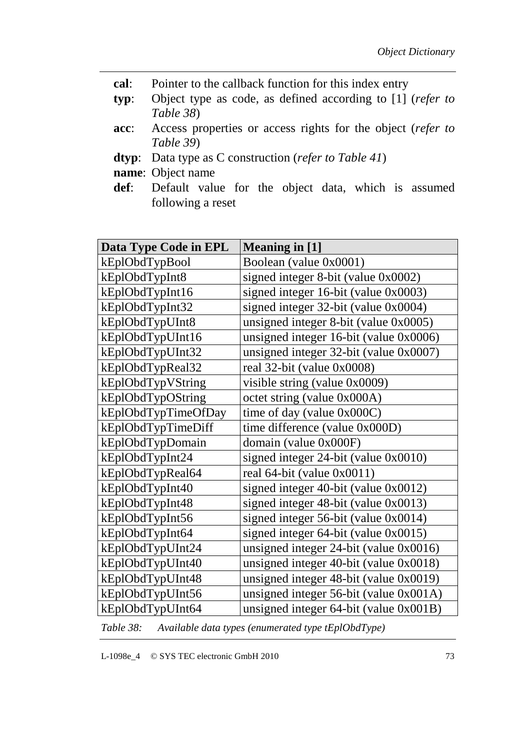**cal**: Pointer to the callback function for this index entry

**typ**: Object type as code, as defined according to [1] (*refer to Table 38*)

**acc**: Access properties or access rights for the object (*refer to Table 39*)

**dtyp**: Data type as C construction (*refer to Table 41*)

**name**: Object name

**def**: Default value for the object data, which is assumed following a reset

| Data Type Code in EPL | Meaning in [1] |
|---|---|
| kEplObdTypBool | Boolean (value 0x0001) |
| kEplObdTypInt8 | signed integer 8-bit (value 0x0002) |
| kEplObdTypInt16 | signed integer 16-bit (value 0x0003) |
| kEplObdTypInt32 | signed integer 32-bit (value 0x0004) |
| kEplObdTypUInt8 | unsigned integer 8-bit (value 0x0005) |
| kEplObdTypUInt16 | unsigned integer 16-bit (value 0x0006) |
| kEplObdTypUInt32 | unsigned integer 32-bit (value 0x0007) |
| kEplObdTypReal32 | real 32-bit (value 0x0008) |
| kEplObdTypVString | visible string (value 0x0009) |
| kEplObdTypOString | octet string (value 0x000A) |
| kEplObdTypTimeOfDay | time of day (value 0x000C) |
| kEplObdTypTimeDiff | time difference (value 0x000D) |
| kEplObdTypDomain | domain (value 0x000F) |
| kEplObdTypInt24 | signed integer 24-bit (value 0x0010) |
| kEplObdTypReal64 | real 64-bit (value 0x0011) |
| kEplObdTypInt40 | signed integer 40-bit (value 0x0012) |
| kEplObdTypInt48 | signed integer 48-bit (value 0x0013) |
| kEplObdTypInt56 | signed integer 56-bit (value 0x0014) |
| kEplObdTypInt64 | signed integer 64-bit (value 0x0015) |
| kEplObdTypUInt24 | unsigned integer 24-bit (value 0x0016) |
| kEplObdTypUInt40 | unsigned integer 40-bit (value 0x0018) |
| kEplObdTypUInt48 | unsigned integer 48-bit (value 0x0019) |
| kEplObdTypUInt56 | unsigned integer 56-bit (value 0x001A) |
| kEplObdTypUInt64 | unsigned integer 64-bit (value 0x001B) |

*Table 38: Available data types (enumerated type tEplObdType)*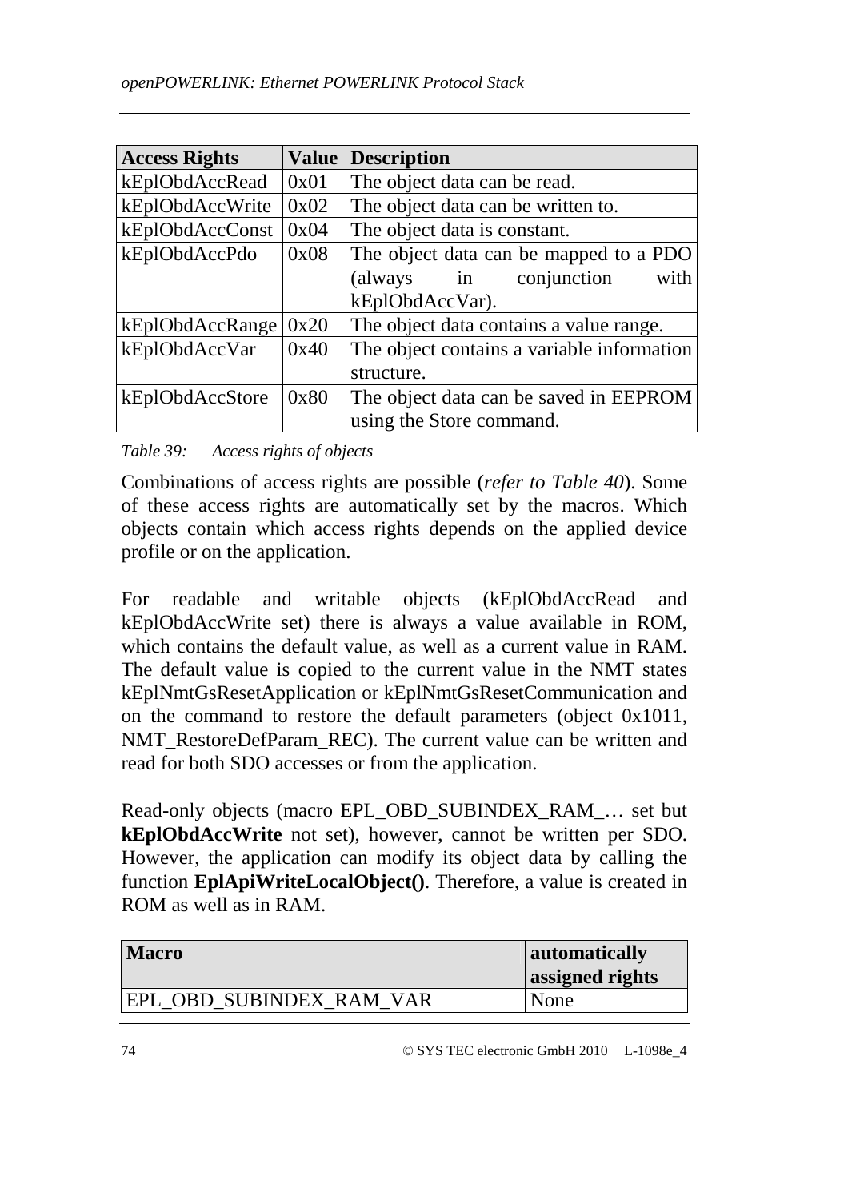| Access Rights | Value | Description |
|---|---|---|
| kEplObdAccRead | 0x01 | The object data can be read. |
| kEplObdAccWrite | 0x02 | The object data can be written to. |
| kEplObdAccConst | 0x04 | The object data is constant. |
| kEplObdAccPdo | 0x08 | The object data can be mapped to a PDO (always in conjunction with kEplObdAccVar). |
| kEplObdAccRange | 0x20 | The object data contains a value range. |
| kEplObdAccVar | 0x40 | The object contains a variable information structure. |
| kEplObdAccStore | 0x80 | The object data can be saved in EEPROM using the Store command. |

*Table 39: Access rights of objects*

Combinations of access rights are possible (*refer to Table 40*). Some of these access rights are automatically set by the macros. Which objects contain which access rights depends on the applied device profile or on the application.

For readable and writable objects (kEplObdAccRead and kEplObdAccWrite set) there is always a value available in ROM, which contains the default value, as well as a current value in RAM. The default value is copied to the current value in the NMT states kEplNmtGsResetApplication or kEplNmtGsResetCommunication and on the command to restore the default parameters (object 0x1011, NMT_RestoreDefParam_REC). The current value can be written and read for both SDO accesses or from the application.

Read-only objects (macro EPL_OBD_SUBINDEX_RAM_… set but **kEplObdAccWrite** not set), however, cannot be written per SDO. However, the application can modify its object data by calling the function **EplApiWriteLocalObject()**. Therefore, a value is created in ROM as well as in RAM.

| Macro | automatically assigned rights |
|---|---|
| EPL_OBD_SUBINDEX_RAM_VAR | None |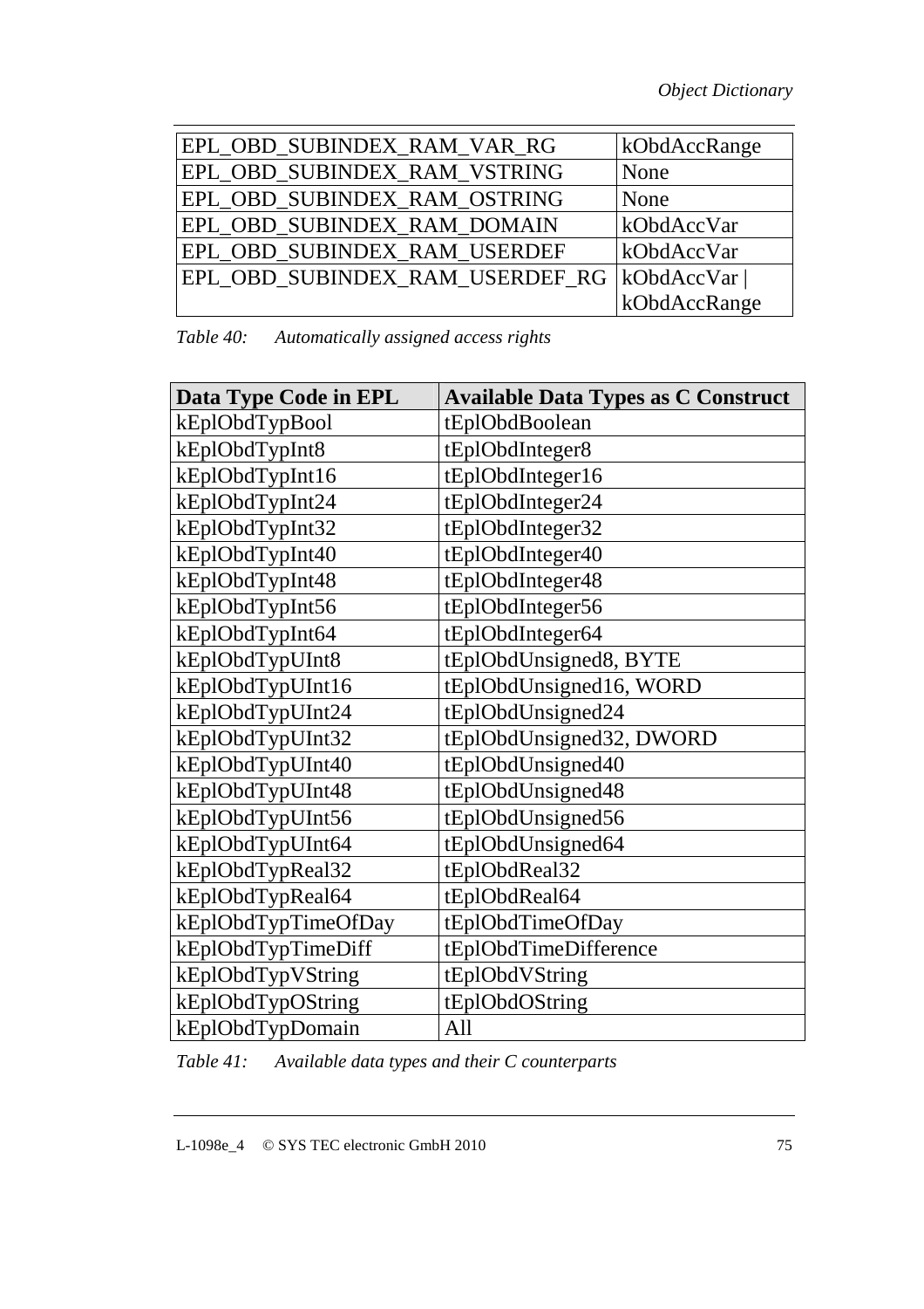| | |
|---|---|
| EPL_OBD_SUBINDEX_RAM_VAR_RG | kObdAccRange |
| EPL_OBD_SUBINDEX_RAM_VSTRING | None |
| EPL_OBD_SUBINDEX_RAM_OSTRING | None |
| EPL_OBD_SUBINDEX_RAM_DOMAIN | kObdAccVar |
| EPL_OBD_SUBINDEX_RAM_USERDEF | kObdAccVar |
| EPL_OBD_SUBINDEX_RAM_USERDEF_RG | kObdAccVar \| kObdAccRange |

*Table 40: Automatically assigned access rights*

| Data Type Code in EPL | Available Data Types as C Construct |
|---|---|
| kEplObdTypBool | tEplObdBoolean |
| kEplObdTypInt8 | tEplObdInteger8 |
| kEplObdTypInt16 | tEplObdInteger16 |
| kEplObdTypInt24 | tEplObdInteger24 |
| kEplObdTypInt32 | tEplObdInteger32 |
| kEplObdTypInt40 | tEplObdInteger40 |
| kEplObdTypInt48 | tEplObdInteger48 |
| kEplObdTypInt56 | tEplObdInteger56 |
| kEplObdTypInt64 | tEplObdInteger64 |
| kEplObdTypUInt8 | tEplObdUnsigned8, BYTE |
| kEplObdTypUInt16 | tEplObdUnsigned16, WORD |
| kEplObdTypUInt24 | tEplObdUnsigned24 |
| kEplObdTypUInt32 | tEplObdUnsigned32, DWORD |
| kEplObdTypUInt40 | tEplObdUnsigned40 |
| kEplObdTypUInt48 | tEplObdUnsigned48 |
| kEplObdTypUInt56 | tEplObdUnsigned56 |
| kEplObdTypUInt64 | tEplObdUnsigned64 |
| kEplObdTypReal32 | tEplObdReal32 |
| kEplObdTypReal64 | tEplObdReal64 |
| kEplObdTypTimeOfDay | tEplObdTimeOfDay |
| kEplObdTypTimeDiff | tEplObdTimeDifference |
| kEplObdTypVString | tEplObdVString |
| kEplObdTypOString | tEplObdOString |
| kEplObdTypDomain | All |

*Table 41: Available data types and their C counterparts*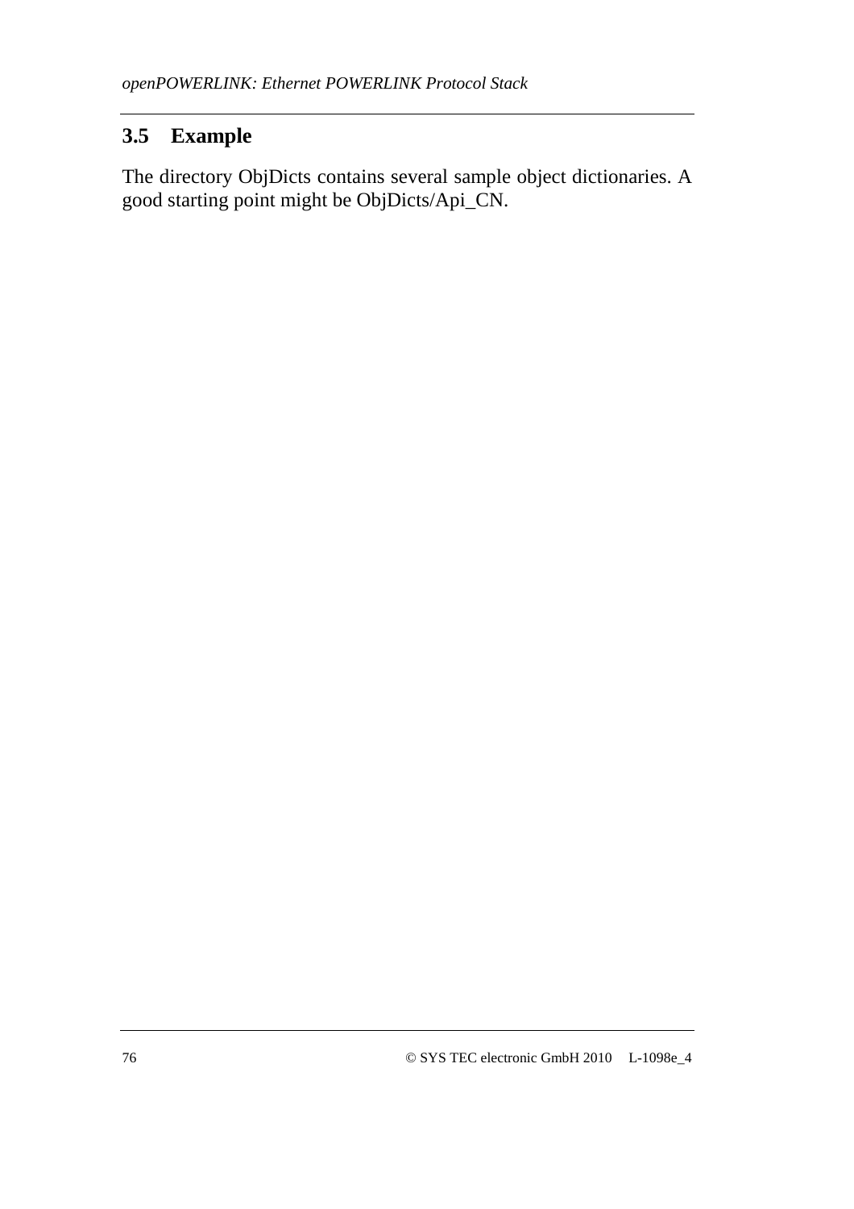## 3.5 Example

The directory ObjDicts contains several sample object dictionaries. A good starting point might be ObjDicts/Api_CN.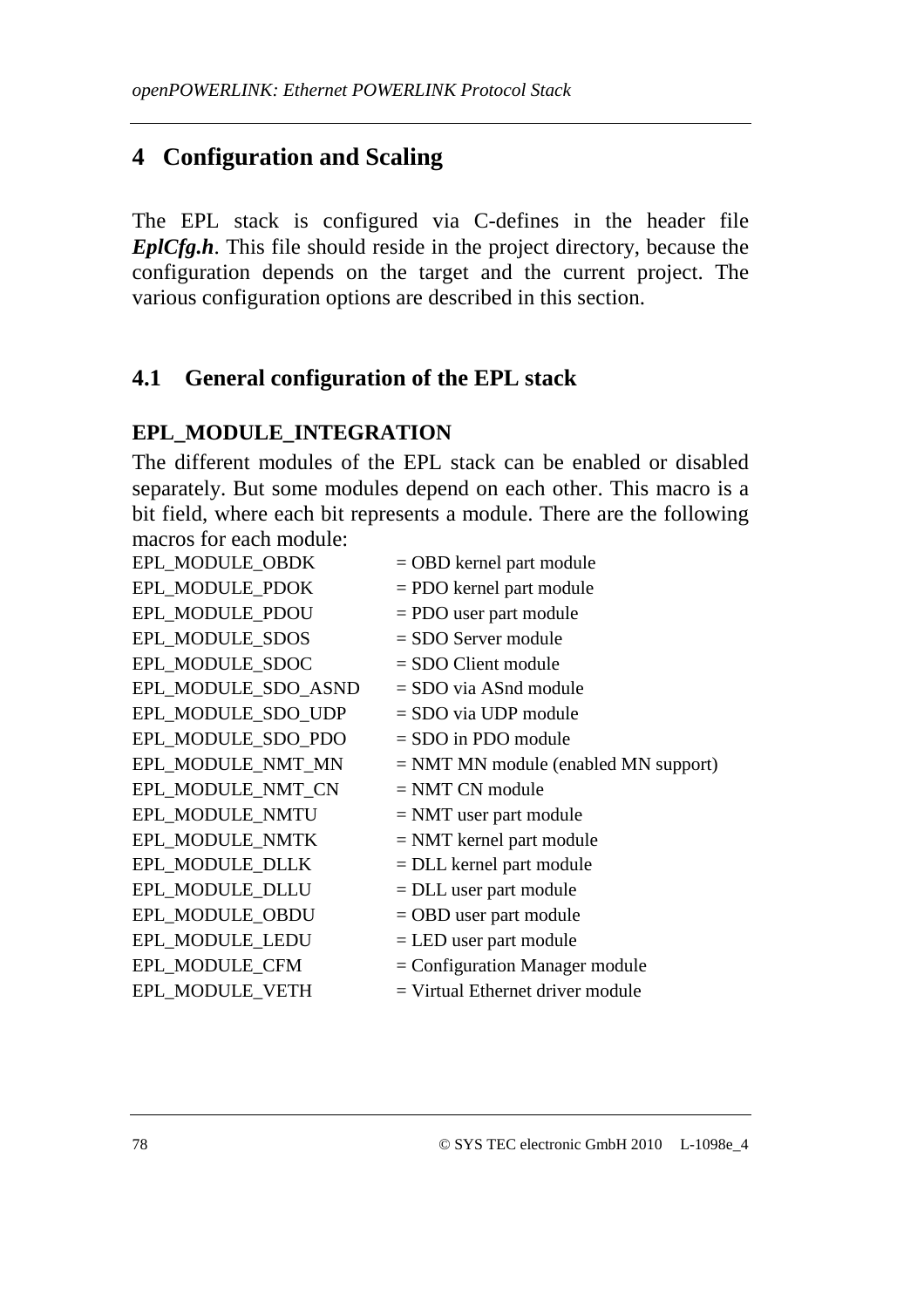# 4 Configuration and Scaling

The EPL stack is configured via C-defines in the header file ***EplCfg.h***. This file should reside in the project directory, because the configuration depends on the target and the current project. The various configuration options are described in this section.

## 4.1 General configuration of the EPL stack

### EPL_MODULE_INTEGRATION

The different modules of the EPL stack can be enabled or disabled separately. But some modules depend on each other. This macro is a bit field, where each bit represents a module. There are the following macros for each module:

| | |
|---|---|
| EPL_MODULE_OBDK | = OBD kernel part module |
| EPL_MODULE_PDOK | = PDO kernel part module |
| EPL_MODULE_PDOU | = PDO user part module |
| EPL_MODULE_SDOS | = SDO Server module |
| EPL_MODULE_SDOC | = SDO Client module |
| EPL_MODULE_SDO_ASND | = SDO via ASnd module |
| EPL_MODULE_SDO_UDP | = SDO via UDP module |
| EPL_MODULE_SDO_PDO | = SDO in PDO module |
| EPL_MODULE_NMT_MN | = NMT MN module (enabled MN support) |
| EPL_MODULE_NMT_CN | = NMT CN module |
| EPL_MODULE_NMTU | = NMT user part module |
| EPL_MODULE_NMTK | = NMT kernel part module |
| EPL_MODULE_DLLK | = DLL kernel part module |
| EPL_MODULE_DLLU | = DLL user part module |
| EPL_MODULE_OBDU | = OBD user part module |
| EPL_MODULE_LEDU | = LED user part module |
| EPL_MODULE_CFM | = Configuration Manager module |
| EPL_MODULE_VETH | = Virtual Ethernet driver module |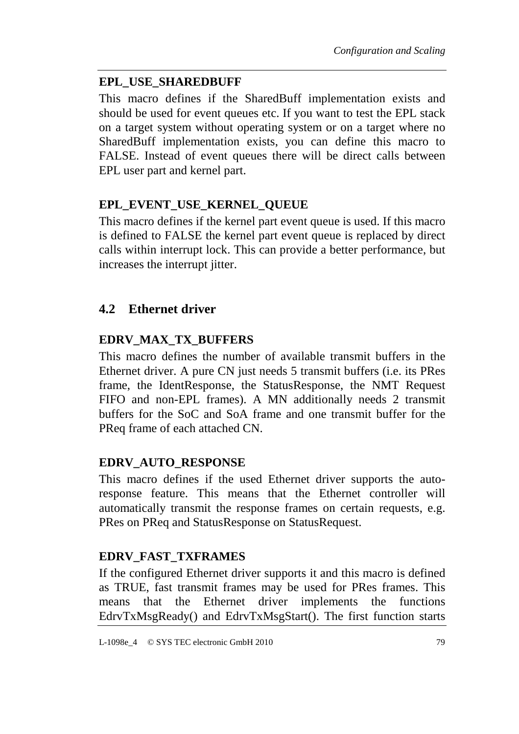**EPL_USE_SHAREDBUFF**

This macro defines if the SharedBuff implementation exists and should be used for event queues etc. If you want to test the EPL stack on a target system without operating system or on a target where no SharedBuff implementation exists, you can define this macro to FALSE. Instead of event queues there will be direct calls between EPL user part and kernel part.

**EPL_EVENT_USE_KERNEL_QUEUE**

This macro defines if the kernel part event queue is used. If this macro is defined to FALSE the kernel part event queue is replaced by direct calls within interrupt lock. This can provide a better performance, but increases the interrupt jitter.

## 4.2 Ethernet driver

**EDRV_MAX_TX_BUFFERS**

This macro defines the number of available transmit buffers in the Ethernet driver. A pure CN just needs 5 transmit buffers (i.e. its PRes frame, the IdentResponse, the StatusResponse, the NMT Request FIFO and non-EPL frames). A MN additionally needs 2 transmit buffers for the SoC and SoA frame and one transmit buffer for the PReq frame of each attached CN.

**EDRV_AUTO_RESPONSE**

This macro defines if the used Ethernet driver supports the auto-response feature. This means that the Ethernet controller will automatically transmit the response frames on certain requests, e.g. PRes on PReq and StatusResponse on StatusRequest.

**EDRV_FAST_TXFRAMES**

If the configured Ethernet driver supports it and this macro is defined as TRUE, fast transmit frames may be used for PRes frames. This means that the Ethernet driver implements the functions EdrvTxMsgReady() and EdrvTxMsgStart(). The first function starts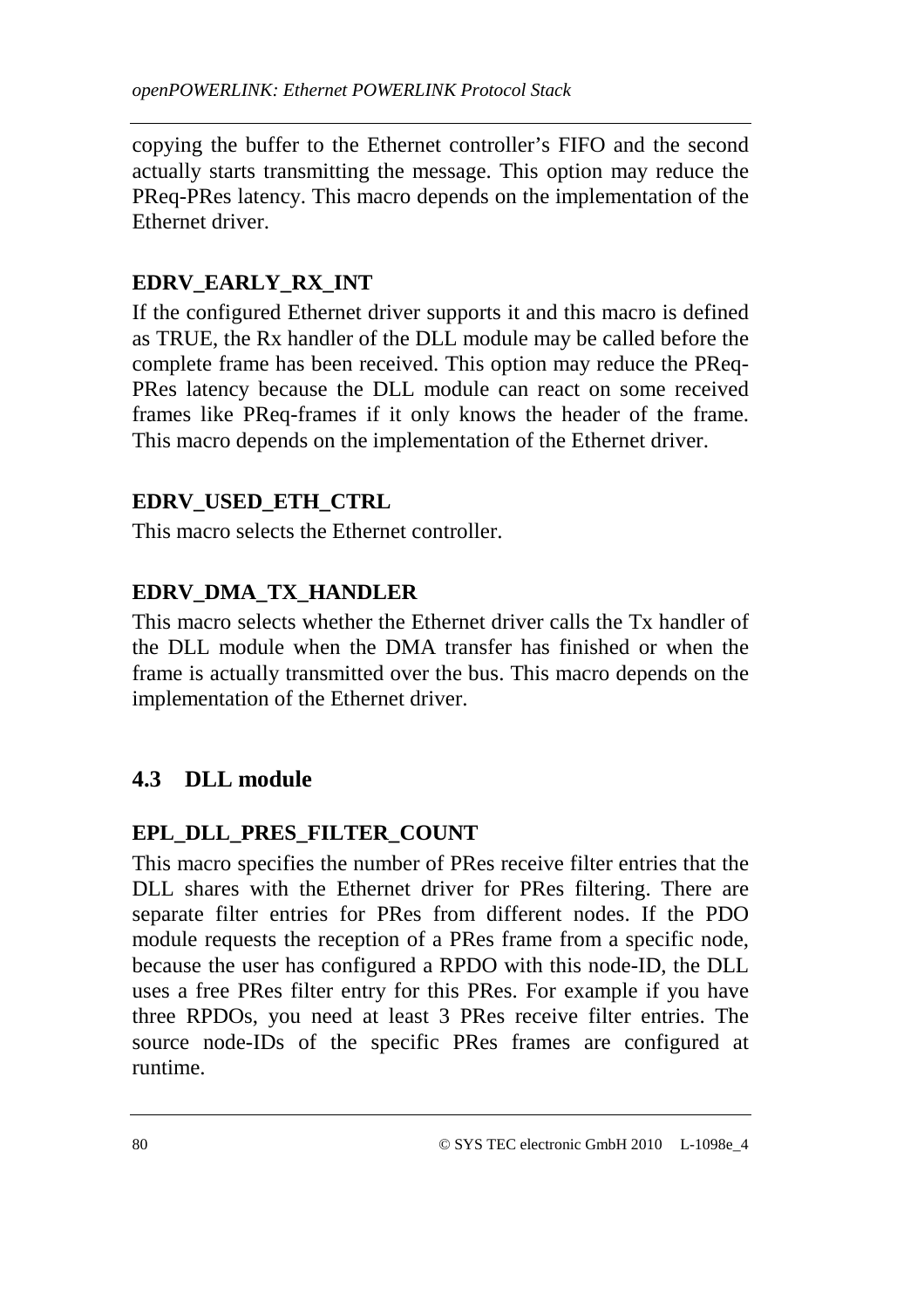copying the buffer to the Ethernet controller's FIFO and the second actually starts transmitting the message. This option may reduce the PReq-PRes latency. This macro depends on the implementation of the Ethernet driver.

**EDRV_EARLY_RX_INT**

If the configured Ethernet driver supports it and this macro is defined as TRUE, the Rx handler of the DLL module may be called before the complete frame has been received. This option may reduce the PReq-PRes latency because the DLL module can react on some received frames like PReq-frames if it only knows the header of the frame. This macro depends on the implementation of the Ethernet driver.

**EDRV_USED_ETH_CTRL**

This macro selects the Ethernet controller.

**EDRV_DMA_TX_HANDLER**

This macro selects whether the Ethernet driver calls the Tx handler of the DLL module when the DMA transfer has finished or when the frame is actually transmitted over the bus. This macro depends on the implementation of the Ethernet driver.

## 4.3 DLL module

**EPL_DLL_PRES_FILTER_COUNT**

This macro specifies the number of PRes receive filter entries that the DLL shares with the Ethernet driver for PRes filtering. There are separate filter entries for PRes from different nodes. If the PDO module requests the reception of a PRes frame from a specific node, because the user has configured a RPDO with this node-ID, the DLL uses a free PRes filter entry for this PRes. For example if you have three RPDOs, you need at least 3 PRes receive filter entries. The source node-IDs of the specific PRes frames are configured at runtime.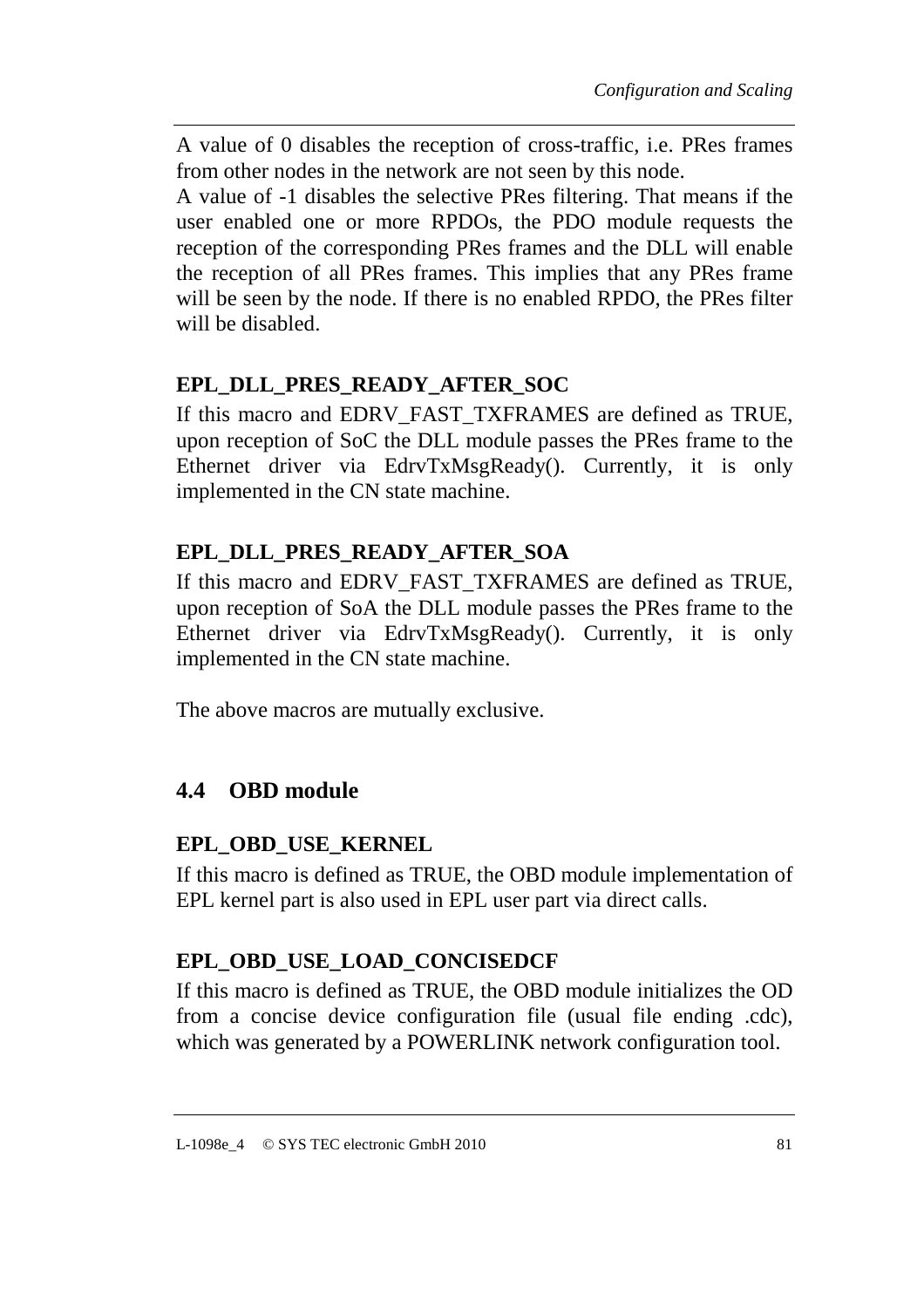A value of 0 disables the reception of cross-traffic, i.e. PRes frames from other nodes in the network are not seen by this node.
A value of -1 disables the selective PRes filtering. That means if the user enabled one or more RPDOs, the PDO module requests the reception of the corresponding PRes frames and the DLL will enable the reception of all PRes frames. This implies that any PRes frame will be seen by the node. If there is no enabled RPDO, the PRes filter will be disabled.

**EPL_DLL_PRES_READY_AFTER_SOC**

If this macro and EDRV_FAST_TXFRAMES are defined as TRUE, upon reception of SoC the DLL module passes the PRes frame to the Ethernet driver via EdrvTxMsgReady(). Currently, it is only implemented in the CN state machine.

**EPL_DLL_PRES_READY_AFTER_SOA**

If this macro and EDRV_FAST_TXFRAMES are defined as TRUE, upon reception of SoA the DLL module passes the PRes frame to the Ethernet driver via EdrvTxMsgReady(). Currently, it is only implemented in the CN state machine.

The above macros are mutually exclusive.

## 4.4 OBD module

**EPL_OBD_USE_KERNEL**

If this macro is defined as TRUE, the OBD module implementation of EPL kernel part is also used in EPL user part via direct calls.

**EPL_OBD_USE_LOAD_CONCISEDCF**

If this macro is defined as TRUE, the OBD module initializes the OD from a concise device configuration file (usual file ending .cdc), which was generated by a POWERLINK network configuration tool.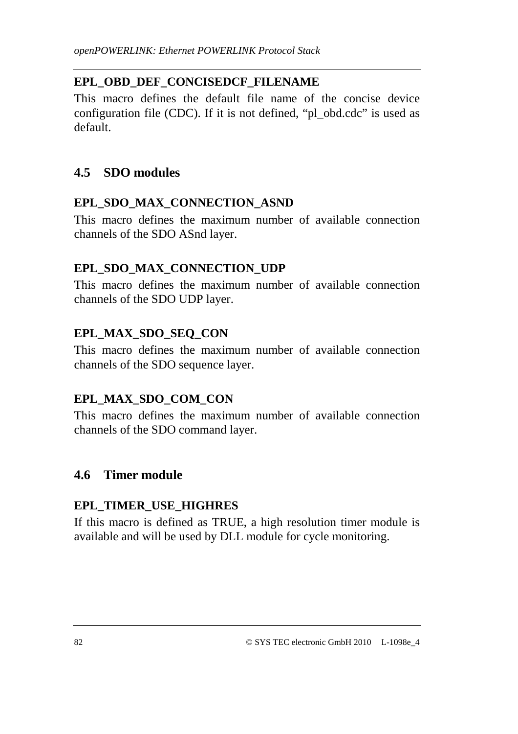**EPL_OBD_DEF_CONCISEDCF_FILENAME**

This macro defines the default file name of the concise device configuration file (CDC). If it is not defined, "pl_obd.cdc" is used as default.

## 4.5 SDO modules

**EPL_SDO_MAX_CONNECTION_ASND**

This macro defines the maximum number of available connection channels of the SDO ASnd layer.

**EPL_SDO_MAX_CONNECTION_UDP**

This macro defines the maximum number of available connection channels of the SDO UDP layer.

**EPL_MAX_SDO_SEQ_CON**

This macro defines the maximum number of available connection channels of the SDO sequence layer.

**EPL_MAX_SDO_COM_CON**

This macro defines the maximum number of available connection channels of the SDO command layer.

## 4.6 Timer module

**EPL_TIMER_USE_HIGHRES**

If this macro is defined as TRUE, a high resolution timer module is available and will be used by DLL module for cycle monitoring.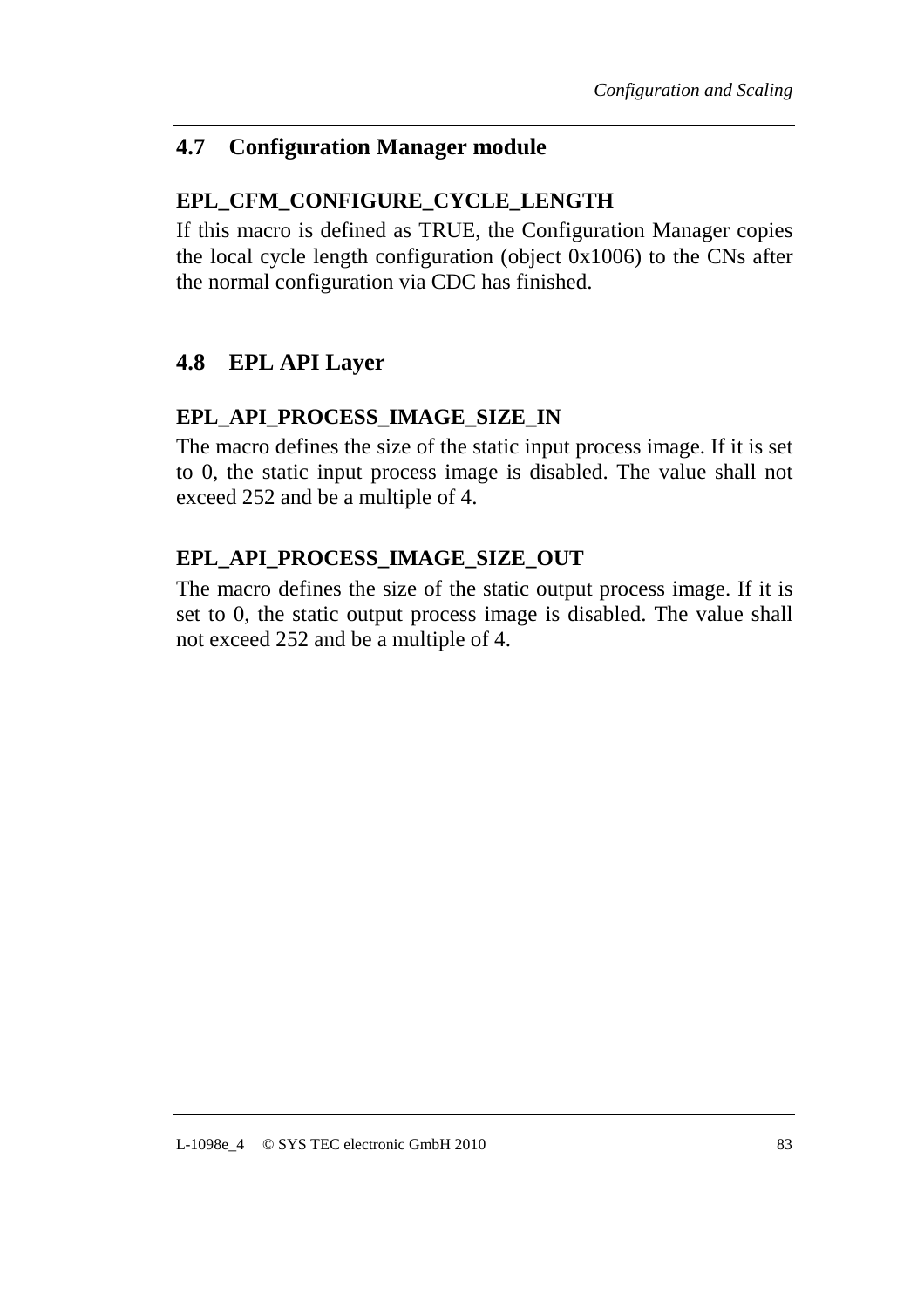## 4.7 Configuration Manager module

**EPL_CFM_CONFIGURE_CYCLE_LENGTH**

If this macro is defined as TRUE, the Configuration Manager copies the local cycle length configuration (object 0x1006) to the CNs after the normal configuration via CDC has finished.

## 4.8 EPL API Layer

**EPL_API_PROCESS_IMAGE_SIZE_IN**

The macro defines the size of the static input process image. If it is set to 0, the static input process image is disabled. The value shall not exceed 252 and be a multiple of 4.

**EPL_API_PROCESS_IMAGE_SIZE_OUT**

The macro defines the size of the static output process image. If it is set to 0, the static output process image is disabled. The value shall not exceed 252 and be a multiple of 4.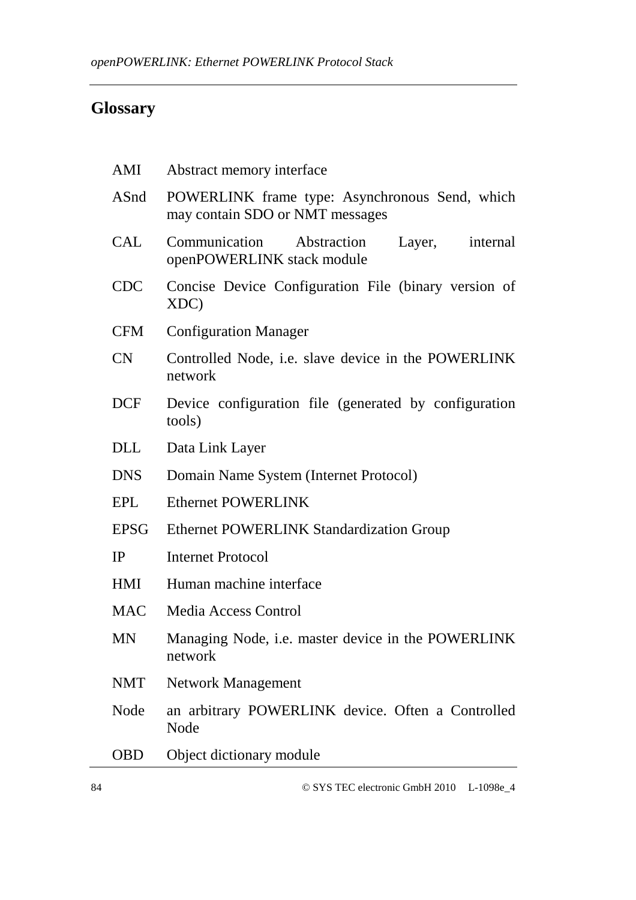## Glossary

| | |
|---|---|
| AMI | Abstract memory interface |
| ASnd | POWERLINK frame type: Asynchronous Send, which may contain SDO or NMT messages |
| CAL | Communication Abstraction Layer, internal openPOWERLINK stack module |
| CDC | Concise Device Configuration File (binary version of XDC) |
| CFM | Configuration Manager |
| CN | Controlled Node, i.e. slave device in the POWERLINK network |
| DCF | Device configuration file (generated by configuration tools) |
| DLL | Data Link Layer |
| DNS | Domain Name System (Internet Protocol) |
| EPL | Ethernet POWERLINK |
| EPSG | Ethernet POWERLINK Standardization Group |
| IP | Internet Protocol |
| HMI | Human machine interface |
| MAC | Media Access Control |
| MN | Managing Node, i.e. master device in the POWERLINK network |
| NMT | Network Management |
| Node | an arbitrary POWERLINK device. Often a Controlled Node |
| OBD | Object dictionary module |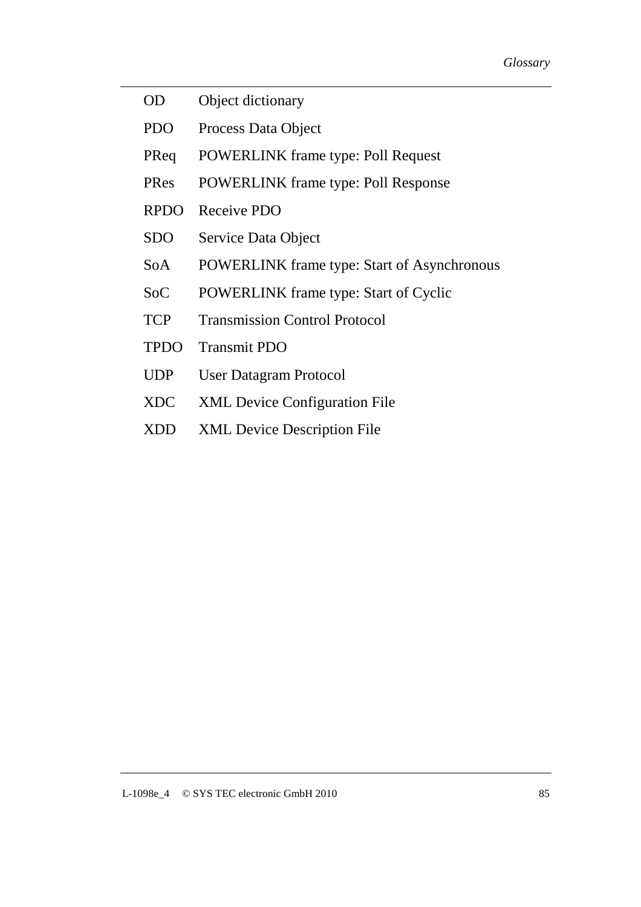| | |
|---|---|
| OD | Object dictionary |
| PDO | Process Data Object |
| PReq | POWERLINK frame type: Poll Request |
| PRes | POWERLINK frame type: Poll Response |
| RPDO | Receive PDO |
| SDO | Service Data Object |
| SoA | POWERLINK frame type: Start of Asynchronous |
| SoC | POWERLINK frame type: Start of Cyclic |
| TCP | Transmission Control Protocol |
| TPDO | Transmit PDO |
| UDP | User Datagram Protocol |
| XDC | XML Device Configuration File |
| XDD | XML Device Description File |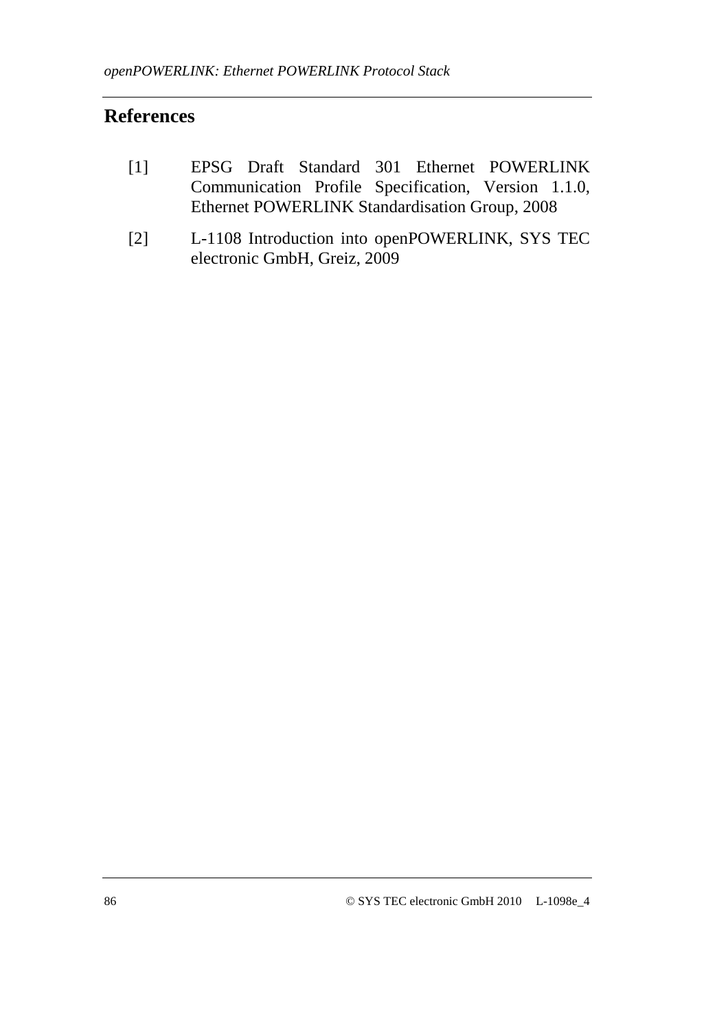# References

[1] EPSG Draft Standard 301 Ethernet POWERLINK Communication Profile Specification, Version 1.1.0, Ethernet POWERLINK Standardisation Group, 2008

[2] L-1108 Introduction into openPOWERLINK, SYS TEC electronic GmbH, Greiz, 2009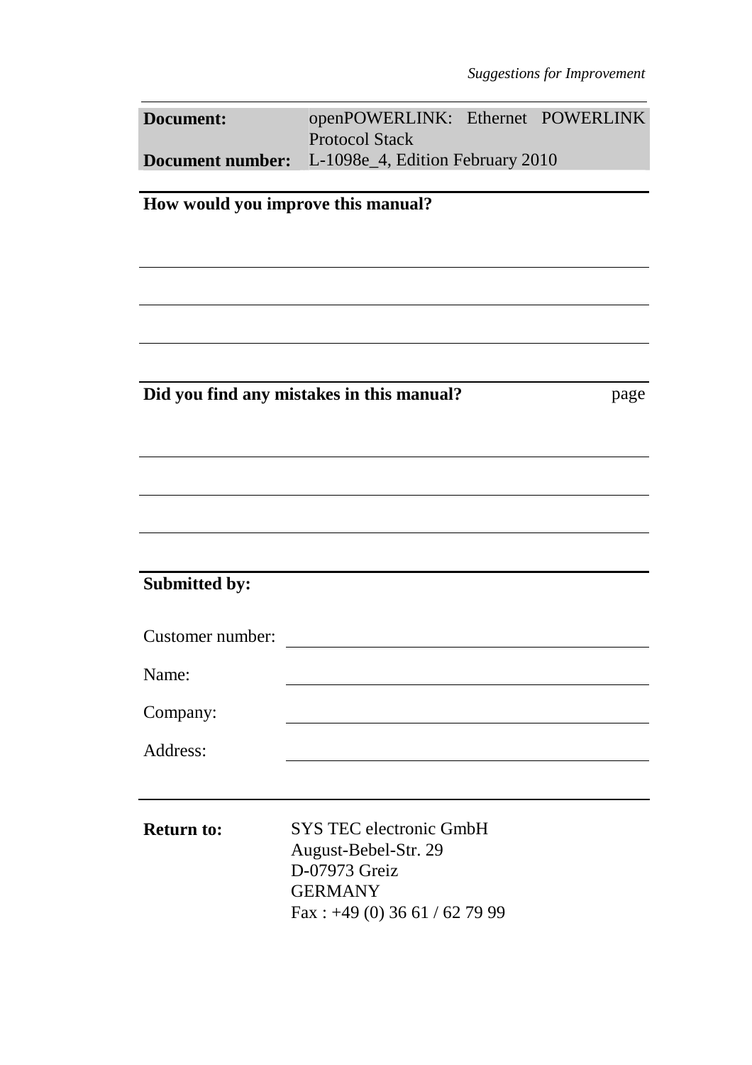| **Document:** | openPOWERLINK: Ethernet POWERLINK Protocol Stack |
|---|---|
| **Document number:** | L-1098e_4, Edition February 2010 |

**How would you improve this manual?**

**Did you find any mistakes in this manual?** page

**Submitted by:**

Customer number:

Name:

Company:

Address:

**Return to:**
SYS TEC electronic GmbH
August-Bebel-Str. 29
D-07973 Greiz
GERMANY
Fax : +49 (0) 36 61 / 62 79 99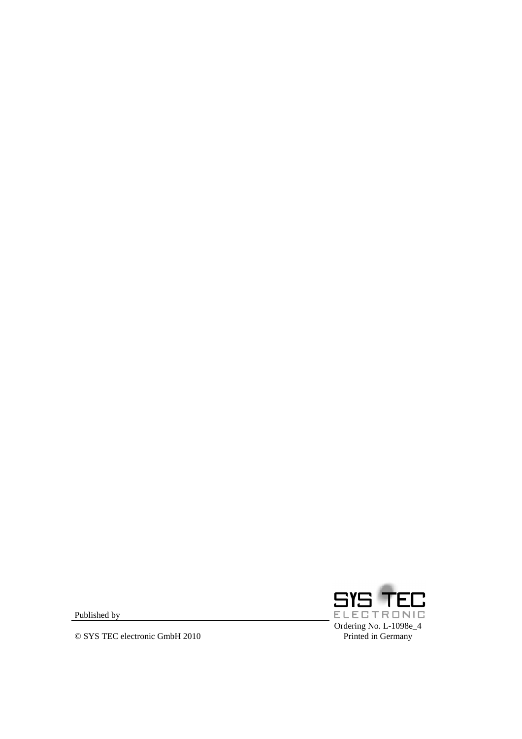Published by

SYS TEC
ELECTRONIC

© SYS TEC electronic GmbH 2010

Ordering No. L-1098e_4
Printed in Germany